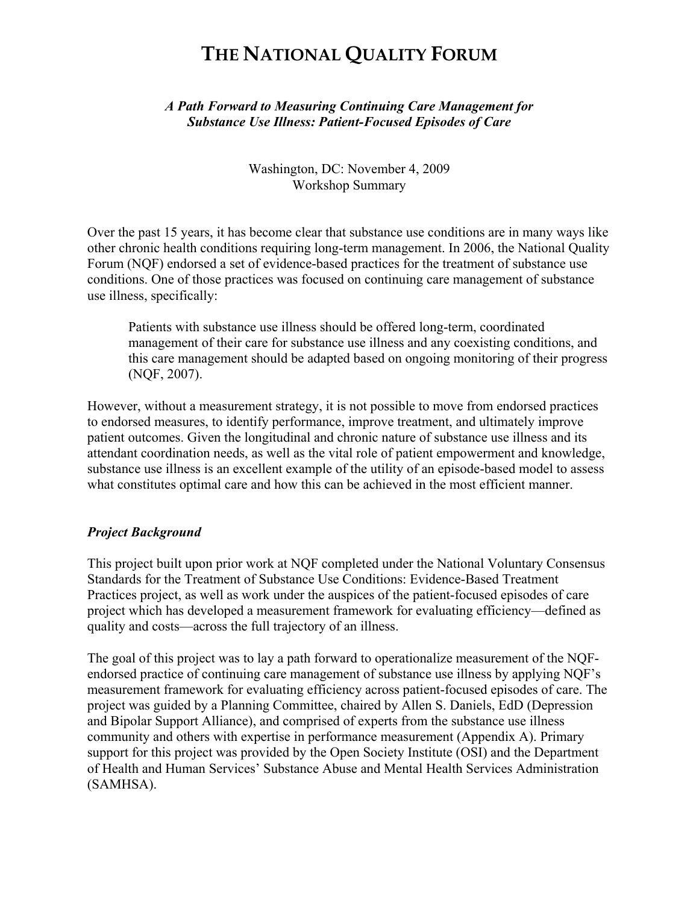# The National Quality Forum

***A Path Forward to Measuring Continuing Care Management for Substance Use Illness: Patient-Focused Episodes of Care***

Washington, DC: November 4, 2009
Workshop Summary

Over the past 15 years, it has become clear that substance use conditions are in many ways like other chronic health conditions requiring long-term management. In 2006, the National Quality Forum (NQF) endorsed a set of evidence-based practices for the treatment of substance use conditions. One of those practices was focused on continuing care management of substance use illness, specifically:

> Patients with substance use illness should be offered long-term, coordinated management of their care for substance use illness and any coexisting conditions, and this care management should be adapted based on ongoing monitoring of their progress (NQF, 2007).

However, without a measurement strategy, it is not possible to move from endorsed practices to endorsed measures, to identify performance, improve treatment, and ultimately improve patient outcomes. Given the longitudinal and chronic nature of substance use illness and its attendant coordination needs, as well as the vital role of patient empowerment and knowledge, substance use illness is an excellent example of the utility of an episode-based model to assess what constitutes optimal care and how this can be achieved in the most efficient manner.

### *Project Background*

This project built upon prior work at NQF completed under the National Voluntary Consensus Standards for the Treatment of Substance Use Conditions: Evidence-Based Treatment Practices project, as well as work under the auspices of the patient-focused episodes of care project which has developed a measurement framework for evaluating efficiency—defined as quality and costs—across the full trajectory of an illness.

The goal of this project was to lay a path forward to operationalize measurement of the NQF-endorsed practice of continuing care management of substance use illness by applying NQF's measurement framework for evaluating efficiency across patient-focused episodes of care. The project was guided by a Planning Committee, chaired by Allen S. Daniels, EdD (Depression and Bipolar Support Alliance), and comprised of experts from the substance use illness community and others with expertise in performance measurement (Appendix A). Primary support for this project was provided by the Open Society Institute (OSI) and the Department of Health and Human Services' Substance Abuse and Mental Health Services Administration (SAMHSA).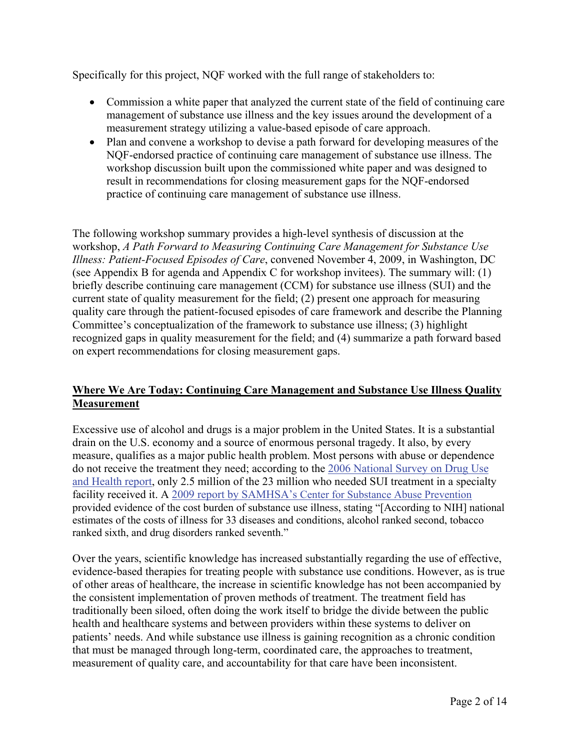Specifically for this project, NQF worked with the full range of stakeholders to:

- Commission a white paper that analyzed the current state of the field of continuing care management of substance use illness and the key issues around the development of a measurement strategy utilizing a value-based episode of care approach.
- Plan and convene a workshop to devise a path forward for developing measures of the NQF-endorsed practice of continuing care management of substance use illness. The workshop discussion built upon the commissioned white paper and was designed to result in recommendations for closing measurement gaps for the NQF-endorsed practice of continuing care management of substance use illness.

The following workshop summary provides a high-level synthesis of discussion at the workshop, *A Path Forward to Measuring Continuing Care Management for Substance Use Illness: Patient-Focused Episodes of Care*, convened November 4, 2009, in Washington, DC (see Appendix B for agenda and Appendix C for workshop invitees). The summary will: (1) briefly describe continuing care management (CCM) for substance use illness (SUI) and the current state of quality measurement for the field; (2) present one approach for measuring quality care through the patient-focused episodes of care framework and describe the Planning Committee's conceptualization of the framework to substance use illness; (3) highlight recognized gaps in quality measurement for the field; and (4) summarize a path forward based on expert recommendations for closing measurement gaps.

## Where We Are Today: Continuing Care Management and Substance Use Illness Quality Measurement

Excessive use of alcohol and drugs is a major problem in the United States. It is a substantial drain on the U.S. economy and a source of enormous personal tragedy. It also, by every measure, qualifies as a major public health problem. Most persons with abuse or dependence do not receive the treatment they need; according to the 2006 National Survey on Drug Use and Health report, only 2.5 million of the 23 million who needed SUI treatment in a specialty facility received it. A 2009 report by SAMHSA's Center for Substance Abuse Prevention provided evidence of the cost burden of substance use illness, stating "[According to NIH] national estimates of the costs of illness for 33 diseases and conditions, alcohol ranked second, tobacco ranked sixth, and drug disorders ranked seventh."

Over the years, scientific knowledge has increased substantially regarding the use of effective, evidence-based therapies for treating people with substance use conditions. However, as is true of other areas of healthcare, the increase in scientific knowledge has not been accompanied by the consistent implementation of proven methods of treatment. The treatment field has traditionally been siloed, often doing the work itself to bridge the divide between the public health and healthcare systems and between providers within these systems to deliver on patients' needs. And while substance use illness is gaining recognition as a chronic condition that must be managed through long-term, coordinated care, the approaches to treatment, measurement of quality care, and accountability for that care have been inconsistent.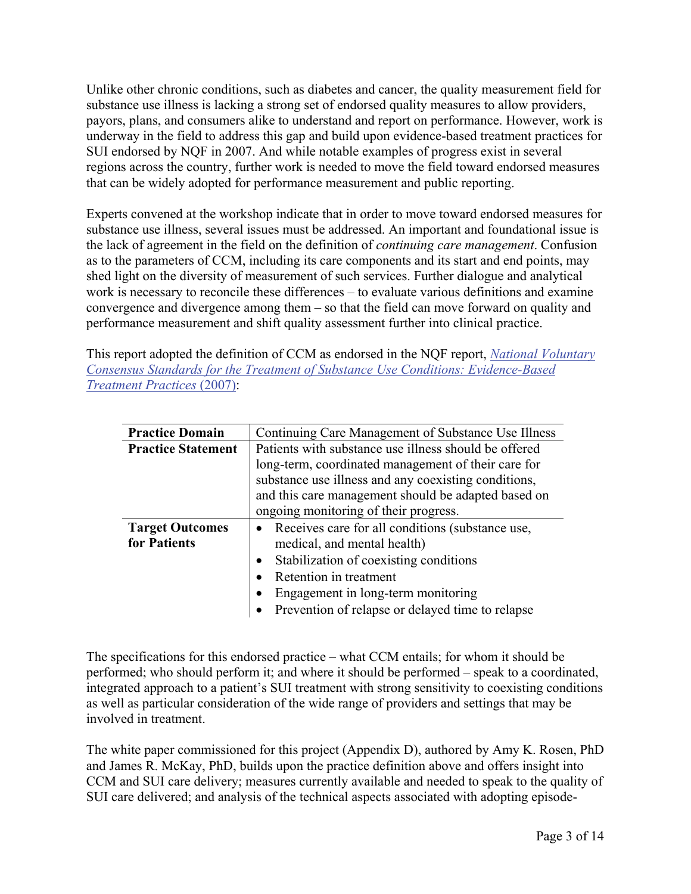Unlike other chronic conditions, such as diabetes and cancer, the quality measurement field for substance use illness is lacking a strong set of endorsed quality measures to allow providers, payors, plans, and consumers alike to understand and report on performance. However, work is underway in the field to address this gap and build upon evidence-based treatment practices for SUI endorsed by NQF in 2007. And while notable examples of progress exist in several regions across the country, further work is needed to move the field toward endorsed measures that can be widely adopted for performance measurement and public reporting.

Experts convened at the workshop indicate that in order to move toward endorsed measures for substance use illness, several issues must be addressed. An important and foundational issue is the lack of agreement in the field on the definition of *continuing care management*. Confusion as to the parameters of CCM, including its care components and its start and end points, may shed light on the diversity of measurement of such services. Further dialogue and analytical work is necessary to reconcile these differences – to evaluate various definitions and examine convergence and divergence among them – so that the field can move forward on quality and performance measurement and shift quality assessment further into clinical practice.

This report adopted the definition of CCM as endorsed in the NQF report, *National Voluntary Consensus Standards for the Treatment of Substance Use Conditions: Evidence-Based Treatment Practices* (2007):

| **Practice Domain** | Continuing Care Management of Substance Use Illness |
|---|---|
| **Practice Statement** | Patients with substance use illness should be offered long-term, coordinated management of their care for substance use illness and any coexisting conditions, and this care management should be adapted based on ongoing monitoring of their progress. |
| **Target Outcomes for Patients** | • Receives care for all conditions (substance use, medical, and mental health)<br>• Stabilization of coexisting conditions<br>• Retention in treatment<br>• Engagement in long-term monitoring<br>• Prevention of relapse or delayed time to relapse |

The specifications for this endorsed practice – what CCM entails; for whom it should be performed; who should perform it; and where it should be performed – speak to a coordinated, integrated approach to a patient's SUI treatment with strong sensitivity to coexisting conditions as well as particular consideration of the wide range of providers and settings that may be involved in treatment.

The white paper commissioned for this project (Appendix D), authored by Amy K. Rosen, PhD and James R. McKay, PhD, builds upon the practice definition above and offers insight into CCM and SUI care delivery; measures currently available and needed to speak to the quality of SUI care delivered; and analysis of the technical aspects associated with adopting episode-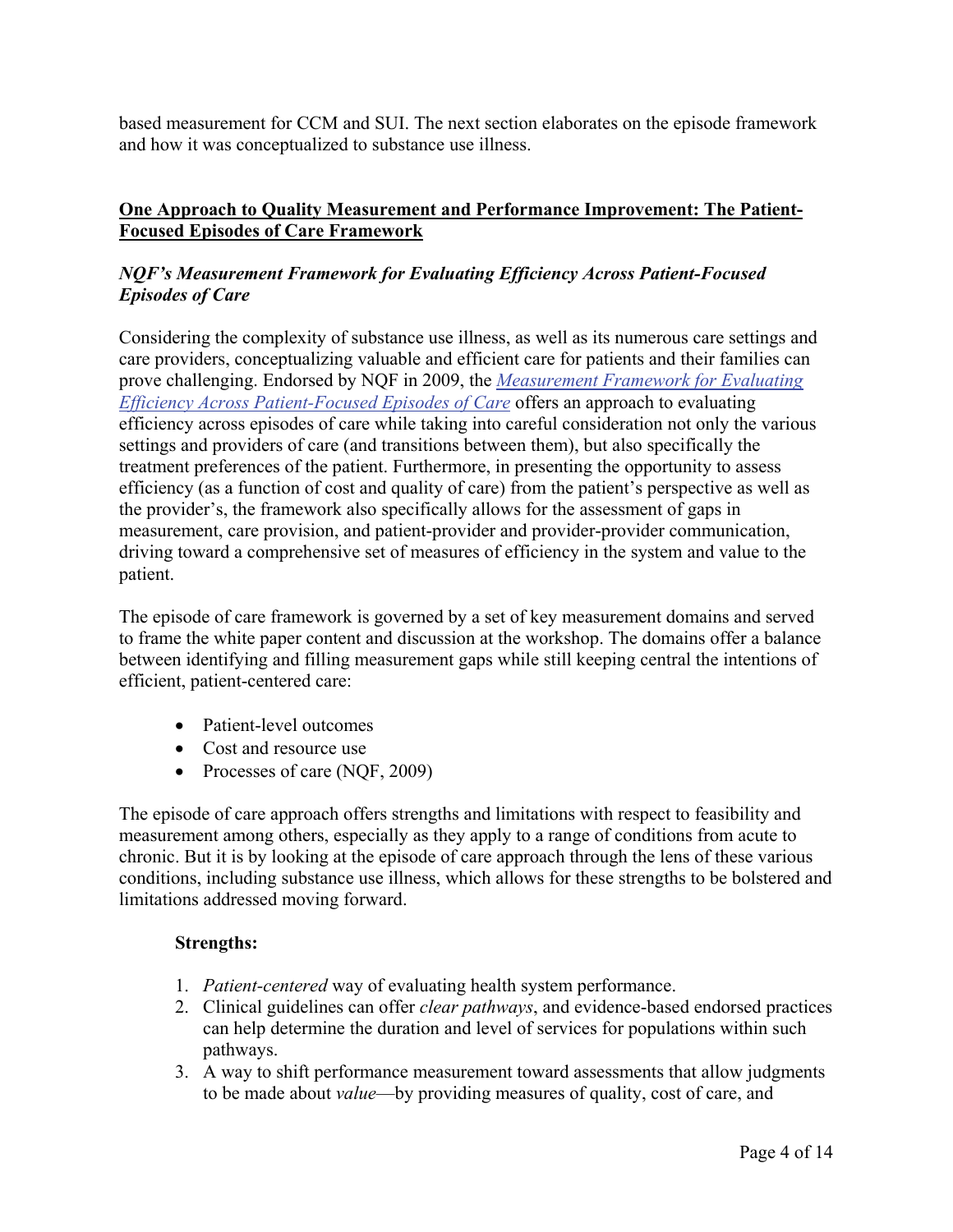based measurement for CCM and SUI. The next section elaborates on the episode framework and how it was conceptualized to substance use illness.

## One Approach to Quality Measurement and Performance Improvement: The Patient-Focused Episodes of Care Framework

### *NQF's Measurement Framework for Evaluating Efficiency Across Patient-Focused Episodes of Care*

Considering the complexity of substance use illness, as well as its numerous care settings and care providers, conceptualizing valuable and efficient care for patients and their families can prove challenging. Endorsed by NQF in 2009, the *Measurement Framework for Evaluating Efficiency Across Patient-Focused Episodes of Care* offers an approach to evaluating efficiency across episodes of care while taking into careful consideration not only the various settings and providers of care (and transitions between them), but also specifically the treatment preferences of the patient. Furthermore, in presenting the opportunity to assess efficiency (as a function of cost and quality of care) from the patient's perspective as well as the provider's, the framework also specifically allows for the assessment of gaps in measurement, care provision, and patient-provider and provider-provider communication, driving toward a comprehensive set of measures of efficiency in the system and value to the patient.

The episode of care framework is governed by a set of key measurement domains and served to frame the white paper content and discussion at the workshop. The domains offer a balance between identifying and filling measurement gaps while still keeping central the intentions of efficient, patient-centered care:

- Patient-level outcomes
- Cost and resource use
- Processes of care (NQF, 2009)

The episode of care approach offers strengths and limitations with respect to feasibility and measurement among others, especially as they apply to a range of conditions from acute to chronic. But it is by looking at the episode of care approach through the lens of these various conditions, including substance use illness, which allows for these strengths to be bolstered and limitations addressed moving forward.

**Strengths:**

1. *Patient-centered* way of evaluating health system performance.
2. Clinical guidelines can offer *clear pathways*, and evidence-based endorsed practices can help determine the duration and level of services for populations within such pathways.
3. A way to shift performance measurement toward assessments that allow judgments to be made about *value*—by providing measures of quality, cost of care, and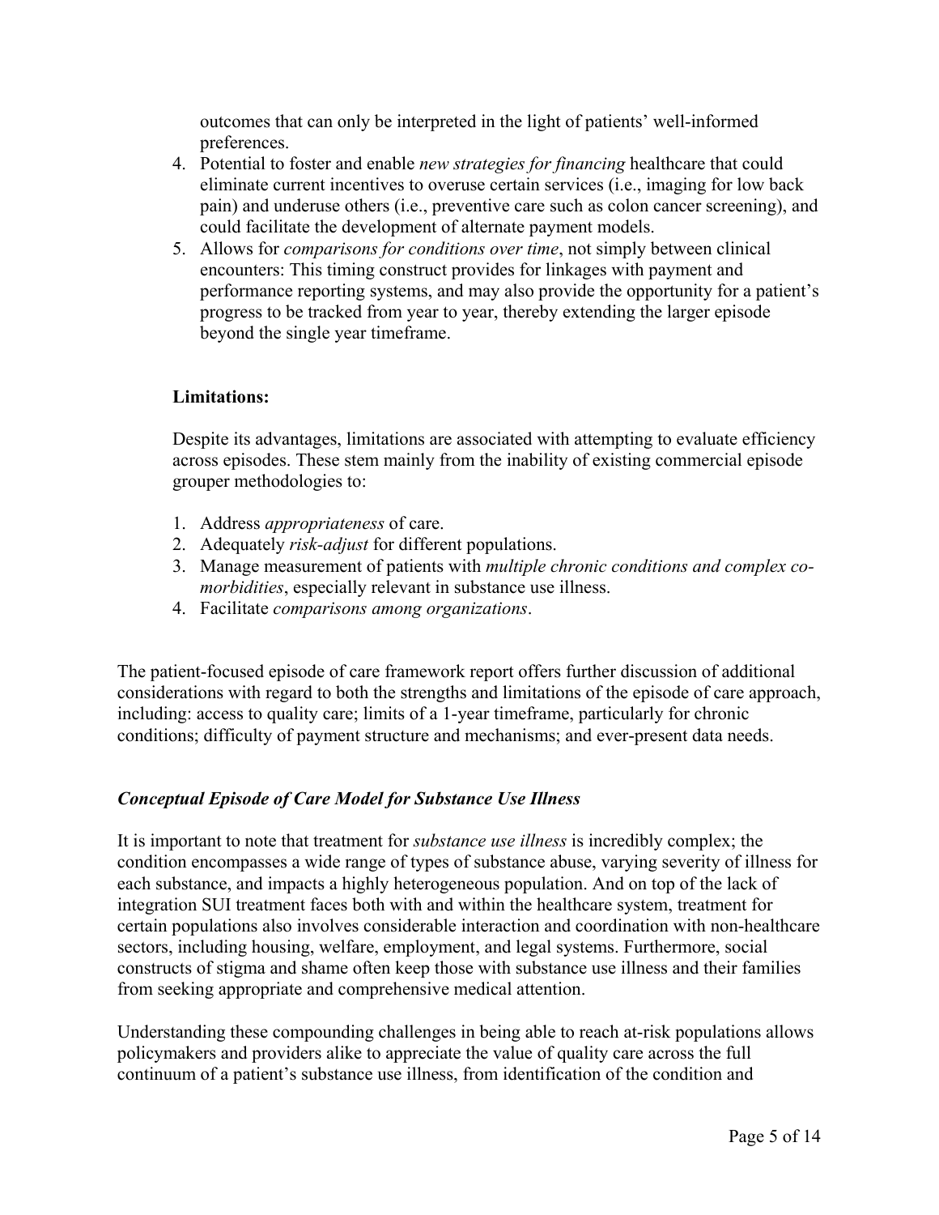outcomes that can only be interpreted in the light of patients' well-informed preferences.

4. Potential to foster and enable *new strategies for financing* healthcare that could eliminate current incentives to overuse certain services (i.e., imaging for low back pain) and underuse others (i.e., preventive care such as colon cancer screening), and could facilitate the development of alternate payment models.
5. Allows for *comparisons for conditions over time*, not simply between clinical encounters: This timing construct provides for linkages with payment and performance reporting systems, and may also provide the opportunity for a patient's progress to be tracked from year to year, thereby extending the larger episode beyond the single year timeframe.

**Limitations:**

Despite its advantages, limitations are associated with attempting to evaluate efficiency across episodes. These stem mainly from the inability of existing commercial episode grouper methodologies to:

1. Address *appropriateness* of care.
2. Adequately *risk-adjust* for different populations.
3. Manage measurement of patients with *multiple chronic conditions and complex co-morbidities*, especially relevant in substance use illness.
4. Facilitate *comparisons among organizations*.

The patient-focused episode of care framework report offers further discussion of additional considerations with regard to both the strengths and limitations of the episode of care approach, including: access to quality care; limits of a 1-year timeframe, particularly for chronic conditions; difficulty of payment structure and mechanisms; and ever-present data needs.

### *Conceptual Episode of Care Model for Substance Use Illness*

It is important to note that treatment for *substance use illness* is incredibly complex; the condition encompasses a wide range of types of substance abuse, varying severity of illness for each substance, and impacts a highly heterogeneous population. And on top of the lack of integration SUI treatment faces both with and within the healthcare system, treatment for certain populations also involves considerable interaction and coordination with non-healthcare sectors, including housing, welfare, employment, and legal systems. Furthermore, social constructs of stigma and shame often keep those with substance use illness and their families from seeking appropriate and comprehensive medical attention.

Understanding these compounding challenges in being able to reach at-risk populations allows policymakers and providers alike to appreciate the value of quality care across the full continuum of a patient's substance use illness, from identification of the condition and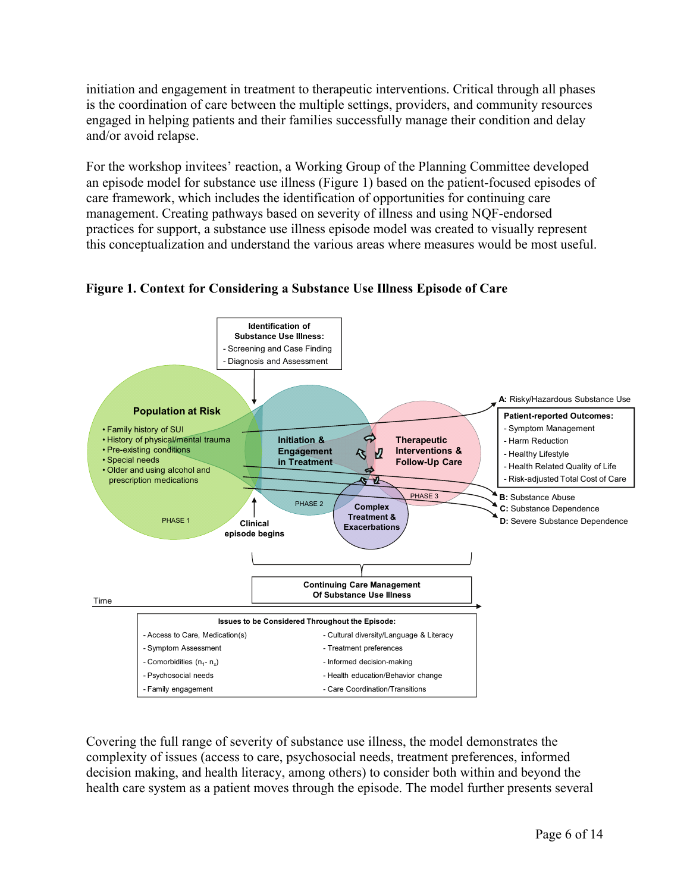initiation and engagement in treatment to therapeutic interventions. Critical through all phases is the coordination of care between the multiple settings, providers, and community resources engaged in helping patients and their families successfully manage their condition and delay and/or avoid relapse.

For the workshop invitees' reaction, a Working Group of the Planning Committee developed an episode model for substance use illness (Figure 1) based on the patient-focused episodes of care framework, which includes the identification of opportunities for continuing care management. Creating pathways based on severity of illness and using NQF-endorsed practices for support, a substance use illness episode model was created to visually represent this conceptualization and understand the various areas where measures would be most useful.

**Figure 1. Context for Considering a Substance Use Illness Episode of Care**

**Identification of Substance Use Illness:**
- Screening and Case Finding
- Diagnosis and Assessment

**Population at Risk**
- Family history of SUI
- History of physical/mental trauma
- Pre-existing conditions
- Special needs
- Older and using alcohol and prescription medications

PHASE 1

**Initiation & Engagement in Treatment**

PHASE 2

**Therapeutic Interventions & Follow-Up Care**

PHASE 3

**Complex Treatment & Exacerbations**

**Clinical episode begins**

**A:** Risky/Hazardous Substance Use

**Patient-reported Outcomes:**
- Symptom Management
- Harm Reduction
- Healthy Lifestyle
- Health Related Quality of Life
- Risk-adjusted Total Cost of Care

**B:** Substance Abuse

**C:** Substance Dependence

**D:** Severe Substance Dependence

**Continuing Care Management Of Substance Use Illness**

Time

| Issues to be Considered Throughout the Episode: | |
|---|---|
| - Access to Care, Medication(s) | - Cultural diversity/Language & Literacy |
| - Symptom Assessment | - Treatment preferences |
| - Comorbidities ($n_1$- $n_x$) | - Informed decision-making |
| - Psychosocial needs | - Health education/Behavior change |
| - Family engagement | - Care Coordination/Transitions |

Covering the full range of severity of substance use illness, the model demonstrates the complexity of issues (access to care, psychosocial needs, treatment preferences, informed decision making, and health literacy, among others) to consider both within and beyond the health care system as a patient moves through the episode. The model further presents several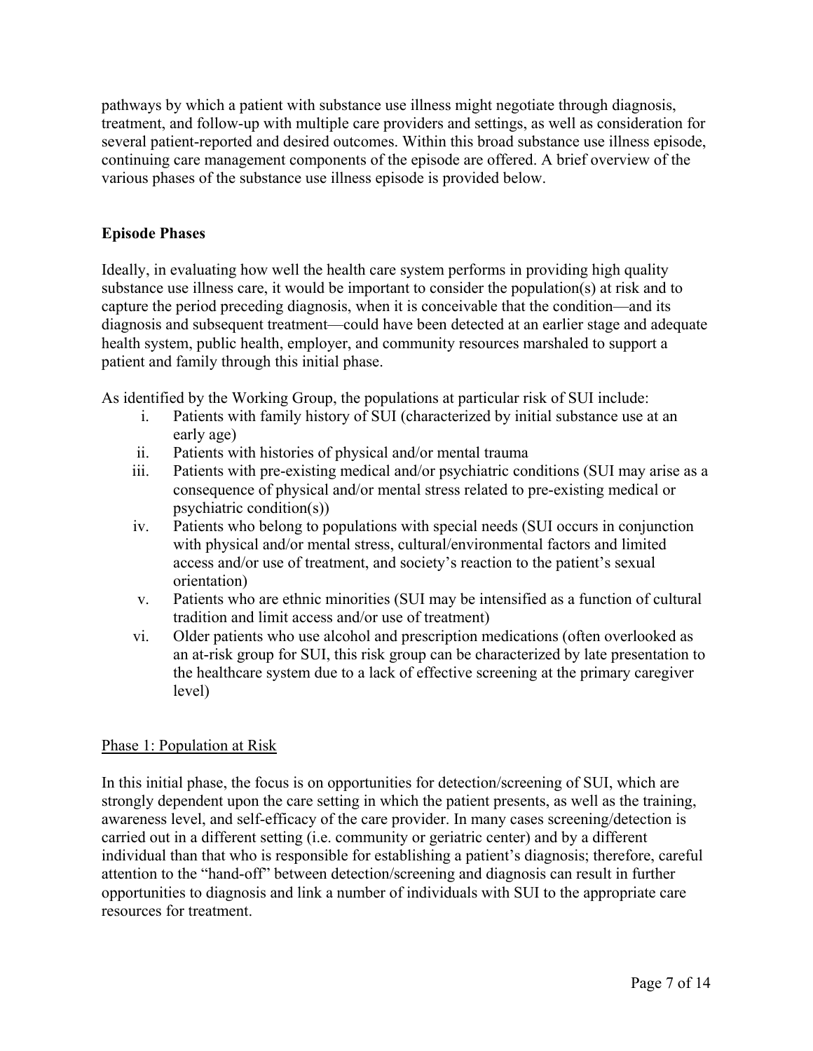pathways by which a patient with substance use illness might negotiate through diagnosis, treatment, and follow-up with multiple care providers and settings, as well as consideration for several patient-reported and desired outcomes. Within this broad substance use illness episode, continuing care management components of the episode are offered. A brief overview of the various phases of the substance use illness episode is provided below.

**Episode Phases**

Ideally, in evaluating how well the health care system performs in providing high quality substance use illness care, it would be important to consider the population(s) at risk and to capture the period preceding diagnosis, when it is conceivable that the condition—and its diagnosis and subsequent treatment—could have been detected at an earlier stage and adequate health system, public health, employer, and community resources marshaled to support a patient and family through this initial phase.

As identified by the Working Group, the populations at particular risk of SUI include:

i. Patients with family history of SUI (characterized by initial substance use at an early age)
ii. Patients with histories of physical and/or mental trauma
iii. Patients with pre-existing medical and/or psychiatric conditions (SUI may arise as a consequence of physical and/or mental stress related to pre-existing medical or psychiatric condition(s))
iv. Patients who belong to populations with special needs (SUI occurs in conjunction with physical and/or mental stress, cultural/environmental factors and limited access and/or use of treatment, and society's reaction to the patient's sexual orientation)
v. Patients who are ethnic minorities (SUI may be intensified as a function of cultural tradition and limit access and/or use of treatment)
vi. Older patients who use alcohol and prescription medications (often overlooked as an at-risk group for SUI, this risk group can be characterized by late presentation to the healthcare system due to a lack of effective screening at the primary caregiver level)

<u>Phase 1: Population at Risk</u>

In this initial phase, the focus is on opportunities for detection/screening of SUI, which are strongly dependent upon the care setting in which the patient presents, as well as the training, awareness level, and self-efficacy of the care provider. In many cases screening/detection is carried out in a different setting (i.e. community or geriatric center) and by a different individual than that who is responsible for establishing a patient's diagnosis; therefore, careful attention to the "hand-off" between detection/screening and diagnosis can result in further opportunities to diagnosis and link a number of individuals with SUI to the appropriate care resources for treatment.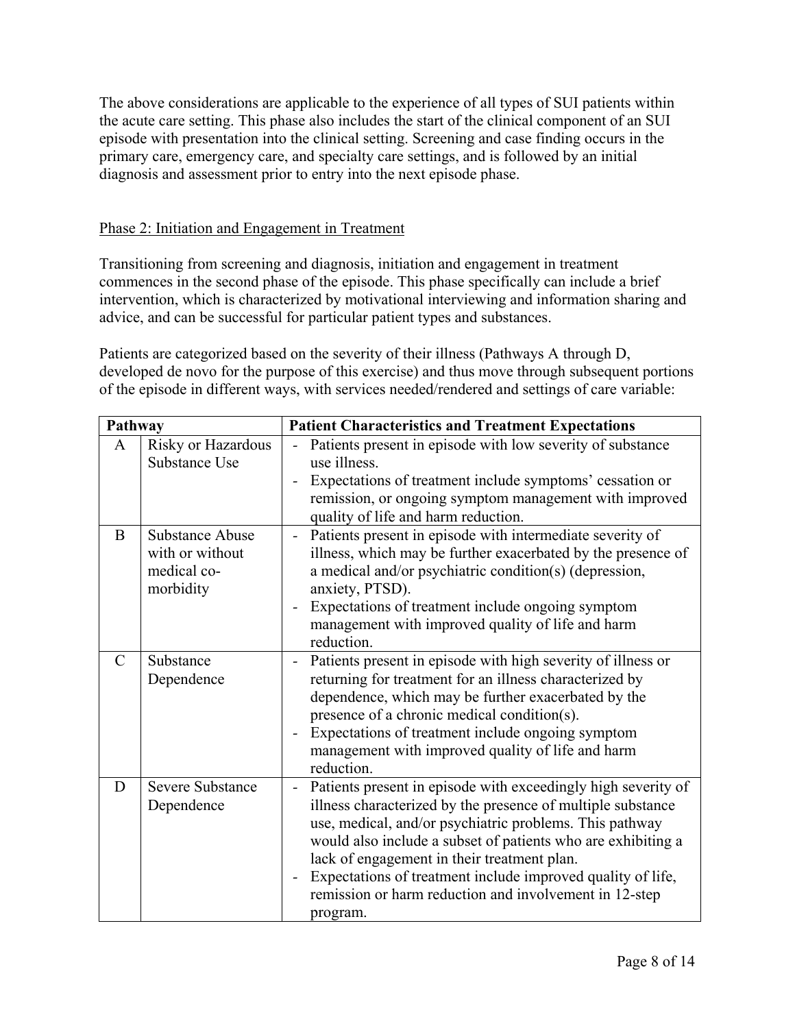The above considerations are applicable to the experience of all types of SUI patients within the acute care setting. This phase also includes the start of the clinical component of an SUI episode with presentation into the clinical setting. Screening and case finding occurs in the primary care, emergency care, and specialty care settings, and is followed by an initial diagnosis and assessment prior to entry into the next episode phase.

<u>Phase 2: Initiation and Engagement in Treatment</u>

Transitioning from screening and diagnosis, initiation and engagement in treatment commences in the second phase of the episode. This phase specifically can include a brief intervention, which is characterized by motivational interviewing and information sharing and advice, and can be successful for particular patient types and substances.

Patients are categorized based on the severity of their illness (Pathways A through D, developed de novo for the purpose of this exercise) and thus move through subsequent portions of the episode in different ways, with services needed/rendered and settings of care variable:

| Pathway | | Patient Characteristics and Treatment Expectations |
|---|---|---|
| A | Risky or Hazardous Substance Use | - Patients present in episode with low severity of substance use illness.<br>- Expectations of treatment include symptoms' cessation or remission, or ongoing symptom management with improved quality of life and harm reduction. |
| B | Substance Abuse with or without medical co-morbidity | - Patients present in episode with intermediate severity of illness, which may be further exacerbated by the presence of a medical and/or psychiatric condition(s) (depression, anxiety, PTSD).<br>- Expectations of treatment include ongoing symptom management with improved quality of life and harm reduction. |
| C | Substance Dependence | - Patients present in episode with high severity of illness or returning for treatment for an illness characterized by dependence, which may be further exacerbated by the presence of a chronic medical condition(s).<br>- Expectations of treatment include ongoing symptom management with improved quality of life and harm reduction. |
| D | Severe Substance Dependence | - Patients present in episode with exceedingly high severity of illness characterized by the presence of multiple substance use, medical, and/or psychiatric problems. This pathway would also include a subset of patients who are exhibiting a lack of engagement in their treatment plan.<br>- Expectations of treatment include improved quality of life, remission or harm reduction and involvement in 12-step program. |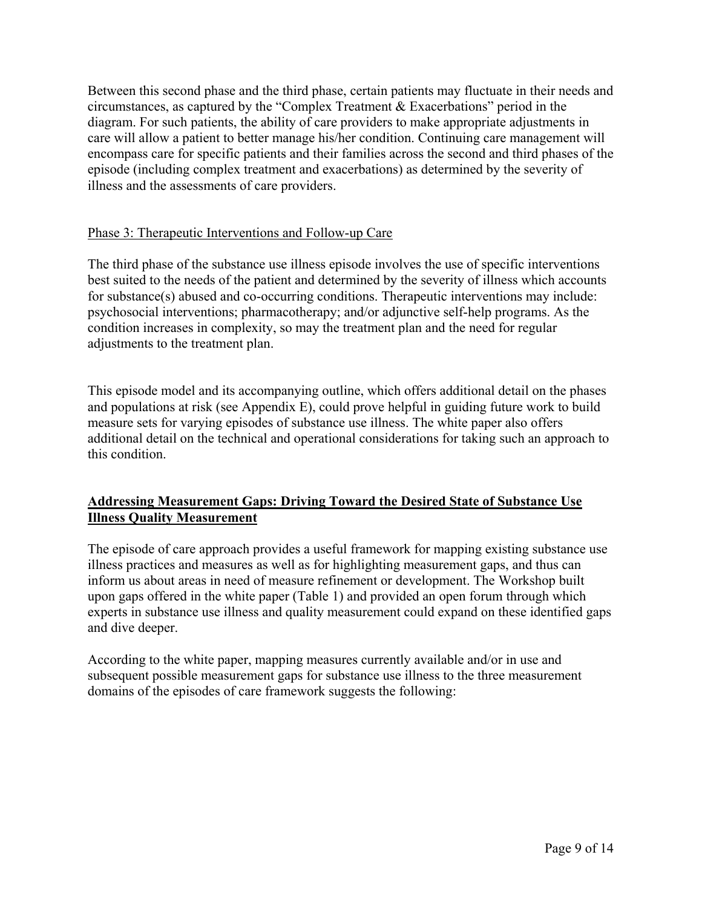Between this second phase and the third phase, certain patients may fluctuate in their needs and circumstances, as captured by the "Complex Treatment & Exacerbations" period in the diagram. For such patients, the ability of care providers to make appropriate adjustments in care will allow a patient to better manage his/her condition. Continuing care management will encompass care for specific patients and their families across the second and third phases of the episode (including complex treatment and exacerbations) as determined by the severity of illness and the assessments of care providers.

Phase 3: Therapeutic Interventions and Follow-up Care

The third phase of the substance use illness episode involves the use of specific interventions best suited to the needs of the patient and determined by the severity of illness which accounts for substance(s) abused and co-occurring conditions. Therapeutic interventions may include: psychosocial interventions; pharmacotherapy; and/or adjunctive self-help programs. As the condition increases in complexity, so may the treatment plan and the need for regular adjustments to the treatment plan.

This episode model and its accompanying outline, which offers additional detail on the phases and populations at risk (see Appendix E), could prove helpful in guiding future work to build measure sets for varying episodes of substance use illness. The white paper also offers additional detail on the technical and operational considerations for taking such an approach to this condition.

## Addressing Measurement Gaps: Driving Toward the Desired State of Substance Use Illness Quality Measurement

The episode of care approach provides a useful framework for mapping existing substance use illness practices and measures as well as for highlighting measurement gaps, and thus can inform us about areas in need of measure refinement or development. The Workshop built upon gaps offered in the white paper (Table 1) and provided an open forum through which experts in substance use illness and quality measurement could expand on these identified gaps and dive deeper.

According to the white paper, mapping measures currently available and/or in use and subsequent possible measurement gaps for substance use illness to the three measurement domains of the episodes of care framework suggests the following: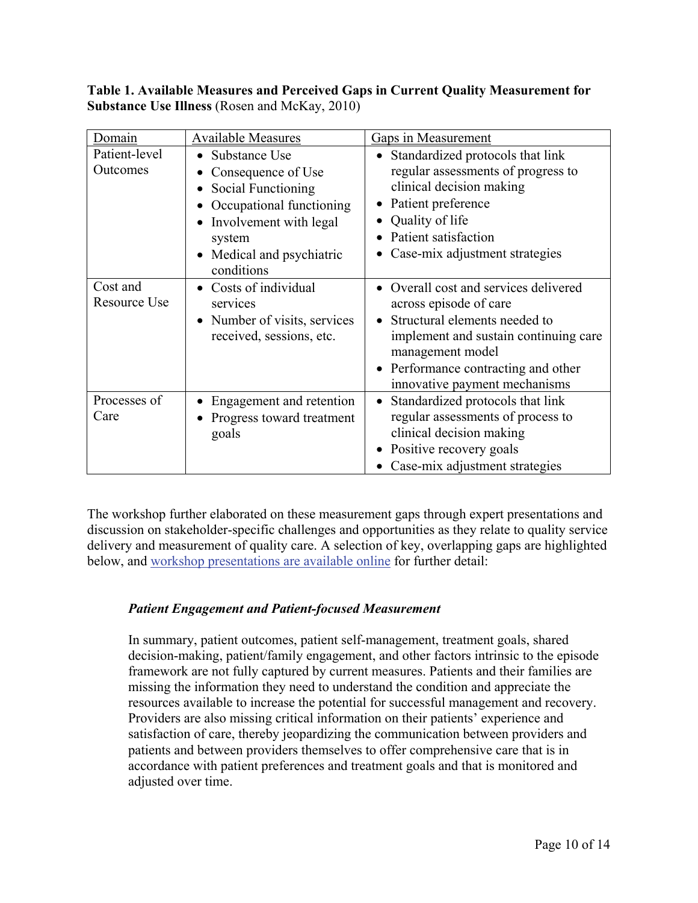**Table 1. Available Measures and Perceived Gaps in Current Quality Measurement for Substance Use Illness** (Rosen and McKay, 2010)

| Domain | Available Measures | Gaps in Measurement |
|---|---|---|
| Patient-level Outcomes | • Substance Use<br>• Consequence of Use<br>• Social Functioning<br>• Occupational functioning<br>• Involvement with legal system<br>• Medical and psychiatric conditions | • Standardized protocols that link regular assessments of progress to clinical decision making<br>• Patient preference<br>• Quality of life<br>• Patient satisfaction<br>• Case-mix adjustment strategies |
| Cost and Resource Use | • Costs of individual services<br>• Number of visits, services received, sessions, etc. | • Overall cost and services delivered across episode of care<br>• Structural elements needed to implement and sustain continuing care management model<br>• Performance contracting and other innovative payment mechanisms |
| Processes of Care | • Engagement and retention<br>• Progress toward treatment goals | • Standardized protocols that link regular assessments of process to clinical decision making<br>• Positive recovery goals<br>• Case-mix adjustment strategies |

The workshop further elaborated on these measurement gaps through expert presentations and discussion on stakeholder-specific challenges and opportunities as they relate to quality service delivery and measurement of quality care. A selection of key, overlapping gaps are highlighted below, and workshop presentations are available online for further detail:

***Patient Engagement and Patient-focused Measurement***

In summary, patient outcomes, patient self-management, treatment goals, shared decision-making, patient/family engagement, and other factors intrinsic to the episode framework are not fully captured by current measures. Patients and their families are missing the information they need to understand the condition and appreciate the resources available to increase the potential for successful management and recovery. Providers are also missing critical information on their patients' experience and satisfaction of care, thereby jeopardizing the communication between providers and patients and between providers themselves to offer comprehensive care that is in accordance with patient preferences and treatment goals and that is monitored and adjusted over time.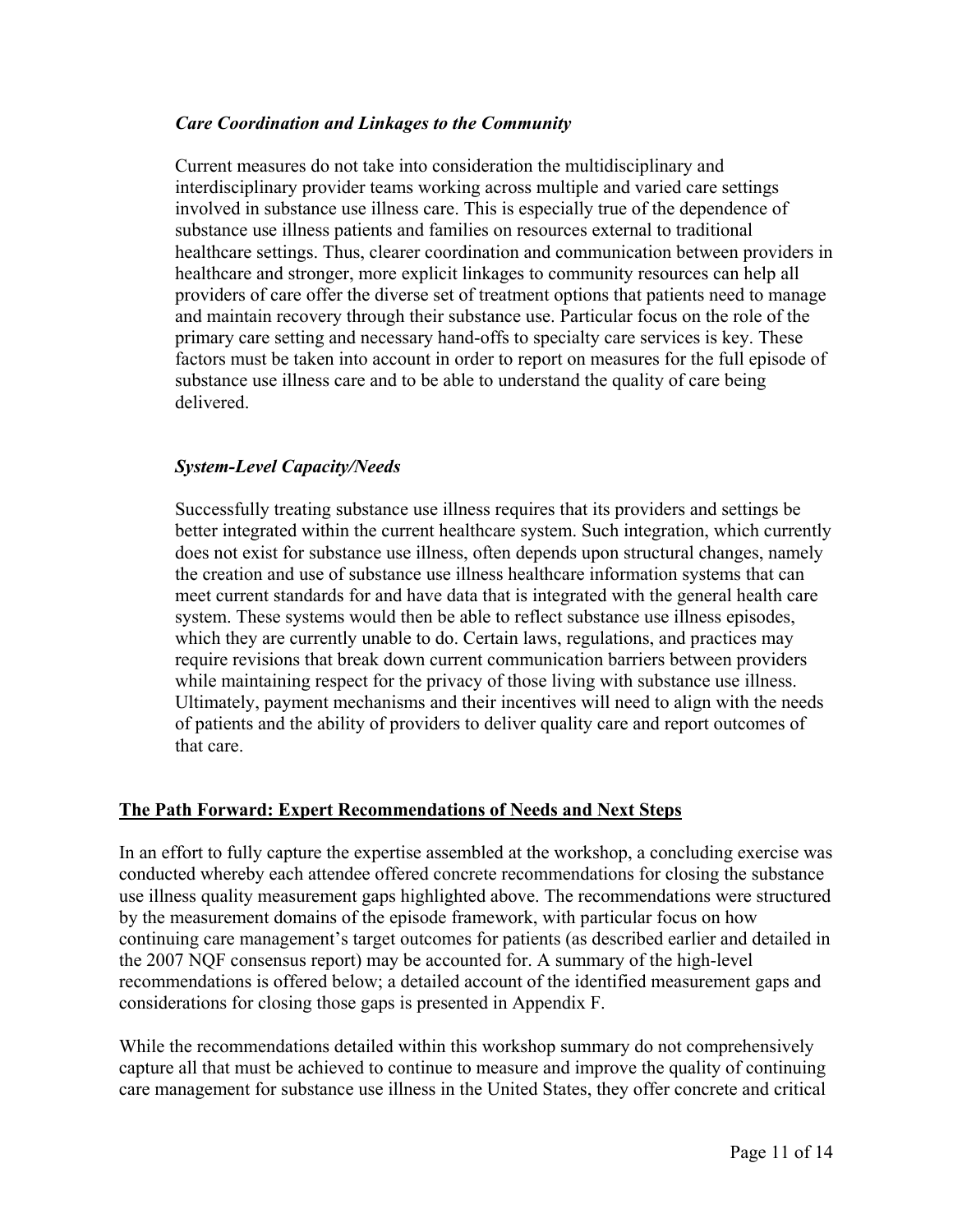*Care Coordination and Linkages to the Community*

Current measures do not take into consideration the multidisciplinary and interdisciplinary provider teams working across multiple and varied care settings involved in substance use illness care. This is especially true of the dependence of substance use illness patients and families on resources external to traditional healthcare settings. Thus, clearer coordination and communication between providers in healthcare and stronger, more explicit linkages to community resources can help all providers of care offer the diverse set of treatment options that patients need to manage and maintain recovery through their substance use. Particular focus on the role of the primary care setting and necessary hand-offs to specialty care services is key. These factors must be taken into account in order to report on measures for the full episode of substance use illness care and to be able to understand the quality of care being delivered.

*System-Level Capacity/Needs*

Successfully treating substance use illness requires that its providers and settings be better integrated within the current healthcare system. Such integration, which currently does not exist for substance use illness, often depends upon structural changes, namely the creation and use of substance use illness healthcare information systems that can meet current standards for and have data that is integrated with the general health care system. These systems would then be able to reflect substance use illness episodes, which they are currently unable to do. Certain laws, regulations, and practices may require revisions that break down current communication barriers between providers while maintaining respect for the privacy of those living with substance use illness. Ultimately, payment mechanisms and their incentives will need to align with the needs of patients and the ability of providers to deliver quality care and report outcomes of that care.

## The Path Forward: Expert Recommendations of Needs and Next Steps

In an effort to fully capture the expertise assembled at the workshop, a concluding exercise was conducted whereby each attendee offered concrete recommendations for closing the substance use illness quality measurement gaps highlighted above. The recommendations were structured by the measurement domains of the episode framework, with particular focus on how continuing care management's target outcomes for patients (as described earlier and detailed in the 2007 NQF consensus report) may be accounted for. A summary of the high-level recommendations is offered below; a detailed account of the identified measurement gaps and considerations for closing those gaps is presented in Appendix F.

While the recommendations detailed within this workshop summary do not comprehensively capture all that must be achieved to continue to measure and improve the quality of continuing care management for substance use illness in the United States, they offer concrete and critical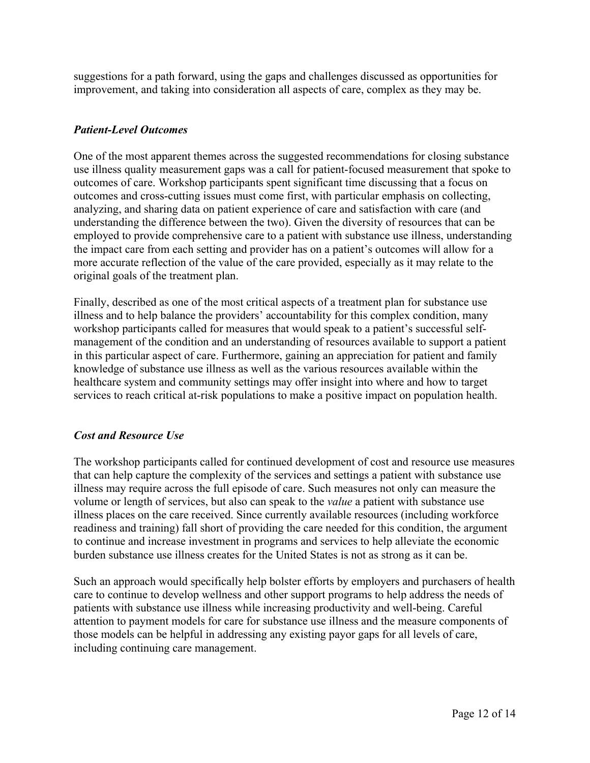suggestions for a path forward, using the gaps and challenges discussed as opportunities for improvement, and taking into consideration all aspects of care, complex as they may be.

### *Patient-Level Outcomes*

One of the most apparent themes across the suggested recommendations for closing substance use illness quality measurement gaps was a call for patient-focused measurement that spoke to outcomes of care. Workshop participants spent significant time discussing that a focus on outcomes and cross-cutting issues must come first, with particular emphasis on collecting, analyzing, and sharing data on patient experience of care and satisfaction with care (and understanding the difference between the two). Given the diversity of resources that can be employed to provide comprehensive care to a patient with substance use illness, understanding the impact care from each setting and provider has on a patient's outcomes will allow for a more accurate reflection of the value of the care provided, especially as it may relate to the original goals of the treatment plan.

Finally, described as one of the most critical aspects of a treatment plan for substance use illness and to help balance the providers' accountability for this complex condition, many workshop participants called for measures that would speak to a patient's successful self-management of the condition and an understanding of resources available to support a patient in this particular aspect of care. Furthermore, gaining an appreciation for patient and family knowledge of substance use illness as well as the various resources available within the healthcare system and community settings may offer insight into where and how to target services to reach critical at-risk populations to make a positive impact on population health.

### *Cost and Resource Use*

The workshop participants called for continued development of cost and resource use measures that can help capture the complexity of the services and settings a patient with substance use illness may require across the full episode of care. Such measures not only can measure the volume or length of services, but also can speak to the *value* a patient with substance use illness places on the care received. Since currently available resources (including workforce readiness and training) fall short of providing the care needed for this condition, the argument to continue and increase investment in programs and services to help alleviate the economic burden substance use illness creates for the United States is not as strong as it can be.

Such an approach would specifically help bolster efforts by employers and purchasers of health care to continue to develop wellness and other support programs to help address the needs of patients with substance use illness while increasing productivity and well-being. Careful attention to payment models for care for substance use illness and the measure components of those models can be helpful in addressing any existing payor gaps for all levels of care, including continuing care management.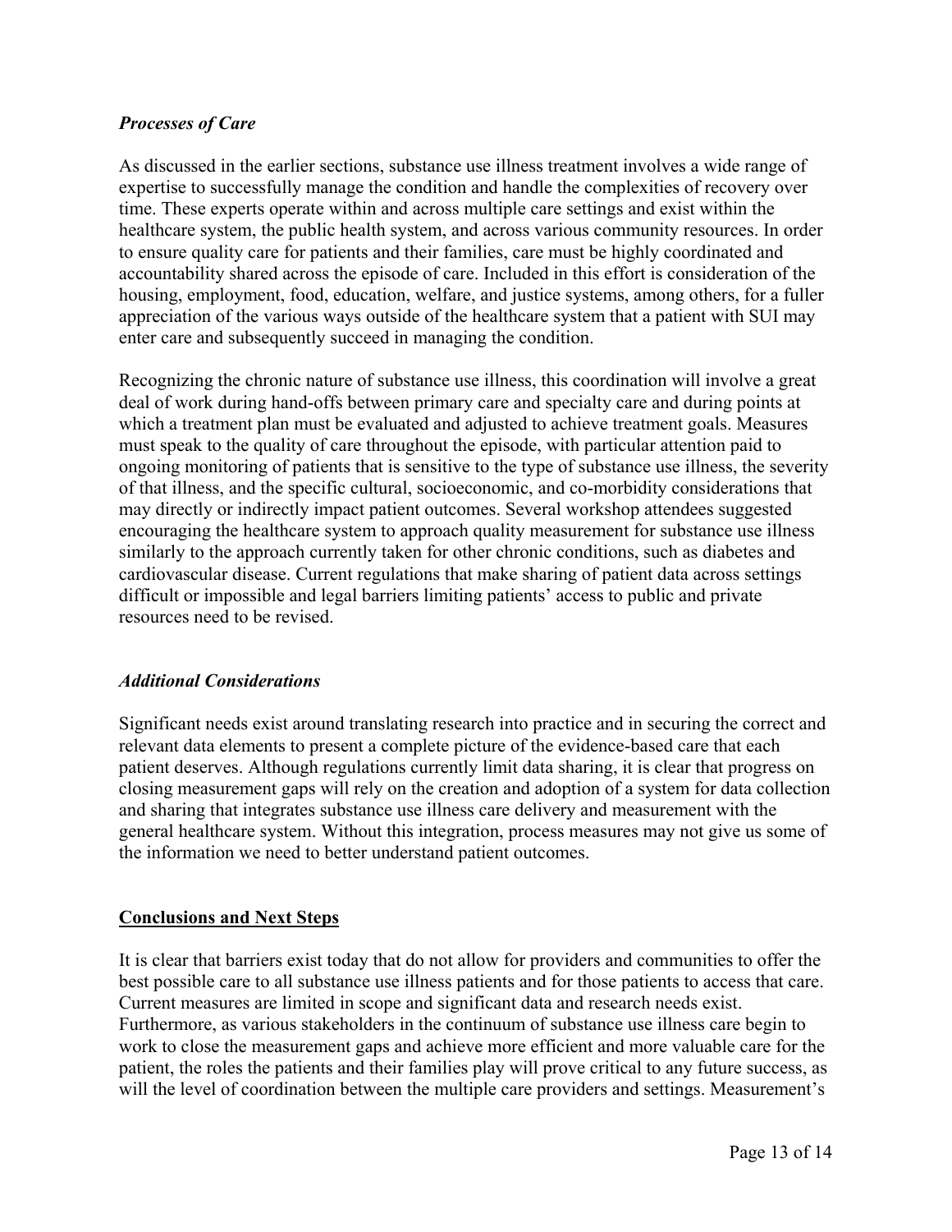### *Processes of Care*

As discussed in the earlier sections, substance use illness treatment involves a wide range of expertise to successfully manage the condition and handle the complexities of recovery over time. These experts operate within and across multiple care settings and exist within the healthcare system, the public health system, and across various community resources. In order to ensure quality care for patients and their families, care must be highly coordinated and accountability shared across the episode of care. Included in this effort is consideration of the housing, employment, food, education, welfare, and justice systems, among others, for a fuller appreciation of the various ways outside of the healthcare system that a patient with SUI may enter care and subsequently succeed in managing the condition.

Recognizing the chronic nature of substance use illness, this coordination will involve a great deal of work during hand-offs between primary care and specialty care and during points at which a treatment plan must be evaluated and adjusted to achieve treatment goals. Measures must speak to the quality of care throughout the episode, with particular attention paid to ongoing monitoring of patients that is sensitive to the type of substance use illness, the severity of that illness, and the specific cultural, socioeconomic, and co-morbidity considerations that may directly or indirectly impact patient outcomes. Several workshop attendees suggested encouraging the healthcare system to approach quality measurement for substance use illness similarly to the approach currently taken for other chronic conditions, such as diabetes and cardiovascular disease. Current regulations that make sharing of patient data across settings difficult or impossible and legal barriers limiting patients' access to public and private resources need to be revised.

### *Additional Considerations*

Significant needs exist around translating research into practice and in securing the correct and relevant data elements to present a complete picture of the evidence-based care that each patient deserves. Although regulations currently limit data sharing, it is clear that progress on closing measurement gaps will rely on the creation and adoption of a system for data collection and sharing that integrates substance use illness care delivery and measurement with the general healthcare system. Without this integration, process measures may not give us some of the information we need to better understand patient outcomes.

## Conclusions and Next Steps

It is clear that barriers exist today that do not allow for providers and communities to offer the best possible care to all substance use illness patients and for those patients to access that care. Current measures are limited in scope and significant data and research needs exist. Furthermore, as various stakeholders in the continuum of substance use illness care begin to work to close the measurement gaps and achieve more efficient and more valuable care for the patient, the roles the patients and their families play will prove critical to any future success, as will the level of coordination between the multiple care providers and settings. Measurement's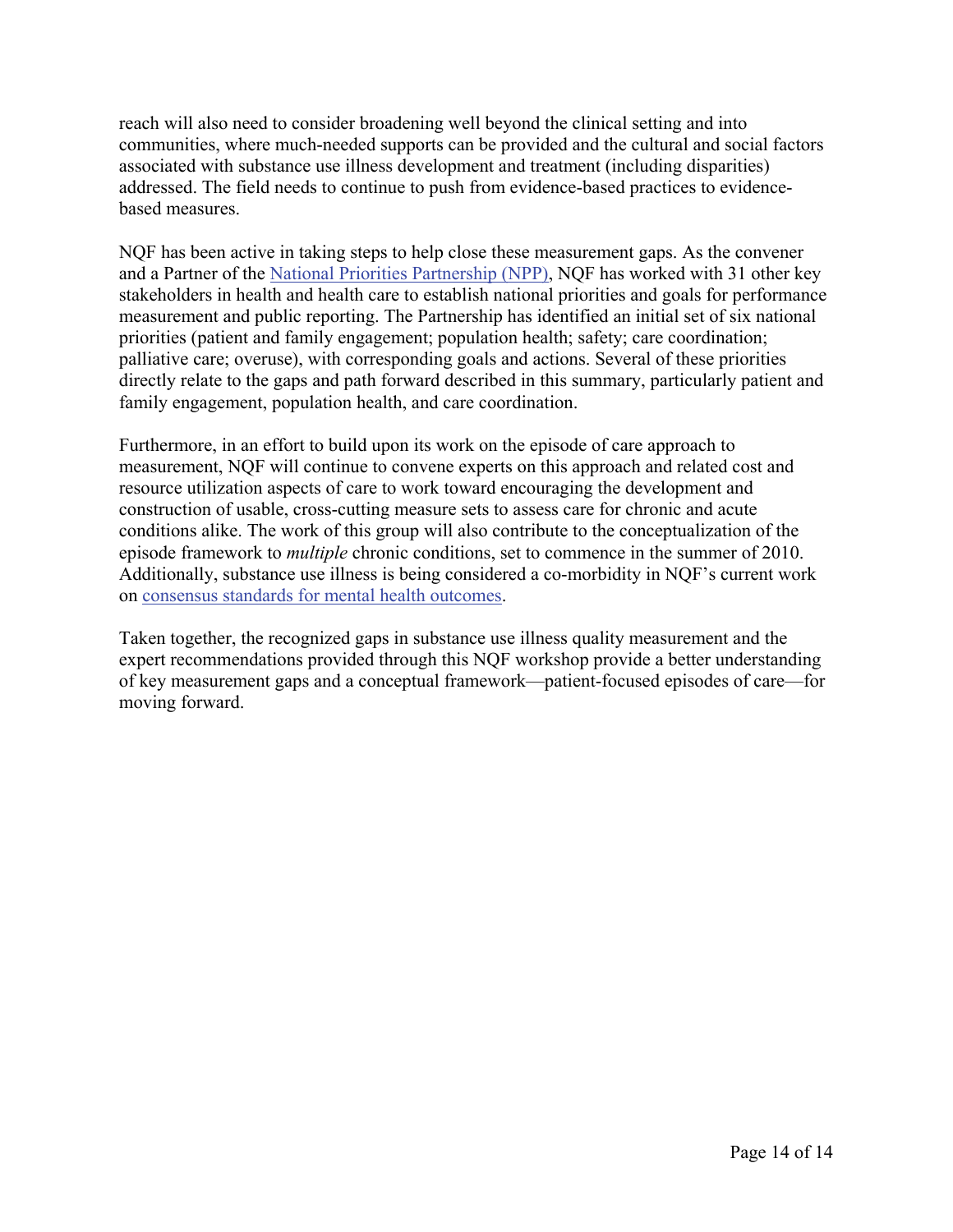reach will also need to consider broadening well beyond the clinical setting and into communities, where much-needed supports can be provided and the cultural and social factors associated with substance use illness development and treatment (including disparities) addressed. The field needs to continue to push from evidence-based practices to evidence-based measures.

NQF has been active in taking steps to help close these measurement gaps. As the convener and a Partner of the [National Priorities Partnership (NPP)](), NQF has worked with 31 other key stakeholders in health and health care to establish national priorities and goals for performance measurement and public reporting. The Partnership has identified an initial set of six national priorities (patient and family engagement; population health; safety; care coordination; palliative care; overuse), with corresponding goals and actions. Several of these priorities directly relate to the gaps and path forward described in this summary, particularly patient and family engagement, population health, and care coordination.

Furthermore, in an effort to build upon its work on the episode of care approach to measurement, NQF will continue to convene experts on this approach and related cost and resource utilization aspects of care to work toward encouraging the development and construction of usable, cross-cutting measure sets to assess care for chronic and acute conditions alike. The work of this group will also contribute to the conceptualization of the episode framework to *multiple* chronic conditions, set to commence in the summer of 2010. Additionally, substance use illness is being considered a co-morbidity in NQF's current work on [consensus standards for mental health outcomes]().

Taken together, the recognized gaps in substance use illness quality measurement and the expert recommendations provided through this NQF workshop provide a better understanding of key measurement gaps and a conceptual framework—patient-focused episodes of care—for moving forward.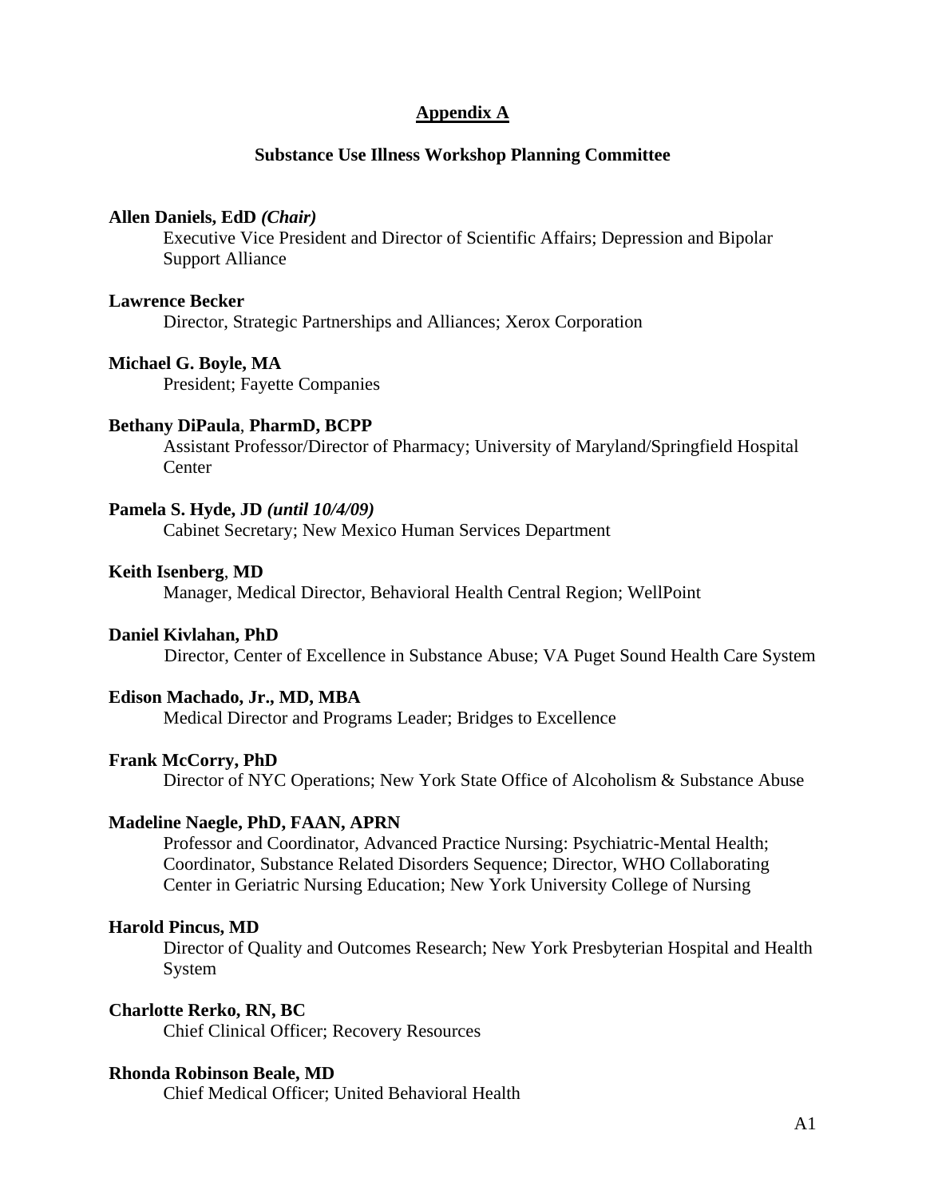## Appendix A

### Substance Use Illness Workshop Planning Committee

**Allen Daniels, EdD *(Chair)***
Executive Vice President and Director of Scientific Affairs; Depression and Bipolar Support Alliance

**Lawrence Becker**
Director, Strategic Partnerships and Alliances; Xerox Corporation

**Michael G. Boyle, MA**
President; Fayette Companies

**Bethany DiPaula, PharmD, BCPP**
Assistant Professor/Director of Pharmacy; University of Maryland/Springfield Hospital Center

**Pamela S. Hyde, JD *(until 10/4/09)***
Cabinet Secretary; New Mexico Human Services Department

**Keith Isenberg, MD**
Manager, Medical Director, Behavioral Health Central Region; WellPoint

**Daniel Kivlahan, PhD**
Director, Center of Excellence in Substance Abuse; VA Puget Sound Health Care System

**Edison Machado, Jr., MD, MBA**
Medical Director and Programs Leader; Bridges to Excellence

**Frank McCorry, PhD**
Director of NYC Operations; New York State Office of Alcoholism & Substance Abuse

**Madeline Naegle, PhD, FAAN, APRN**
Professor and Coordinator, Advanced Practice Nursing: Psychiatric-Mental Health; Coordinator, Substance Related Disorders Sequence; Director, WHO Collaborating Center in Geriatric Nursing Education; New York University College of Nursing

**Harold Pincus, MD**
Director of Quality and Outcomes Research; New York Presbyterian Hospital and Health System

**Charlotte Rerko, RN, BC**
Chief Clinical Officer; Recovery Resources

**Rhonda Robinson Beale, MD**
Chief Medical Officer; United Behavioral Health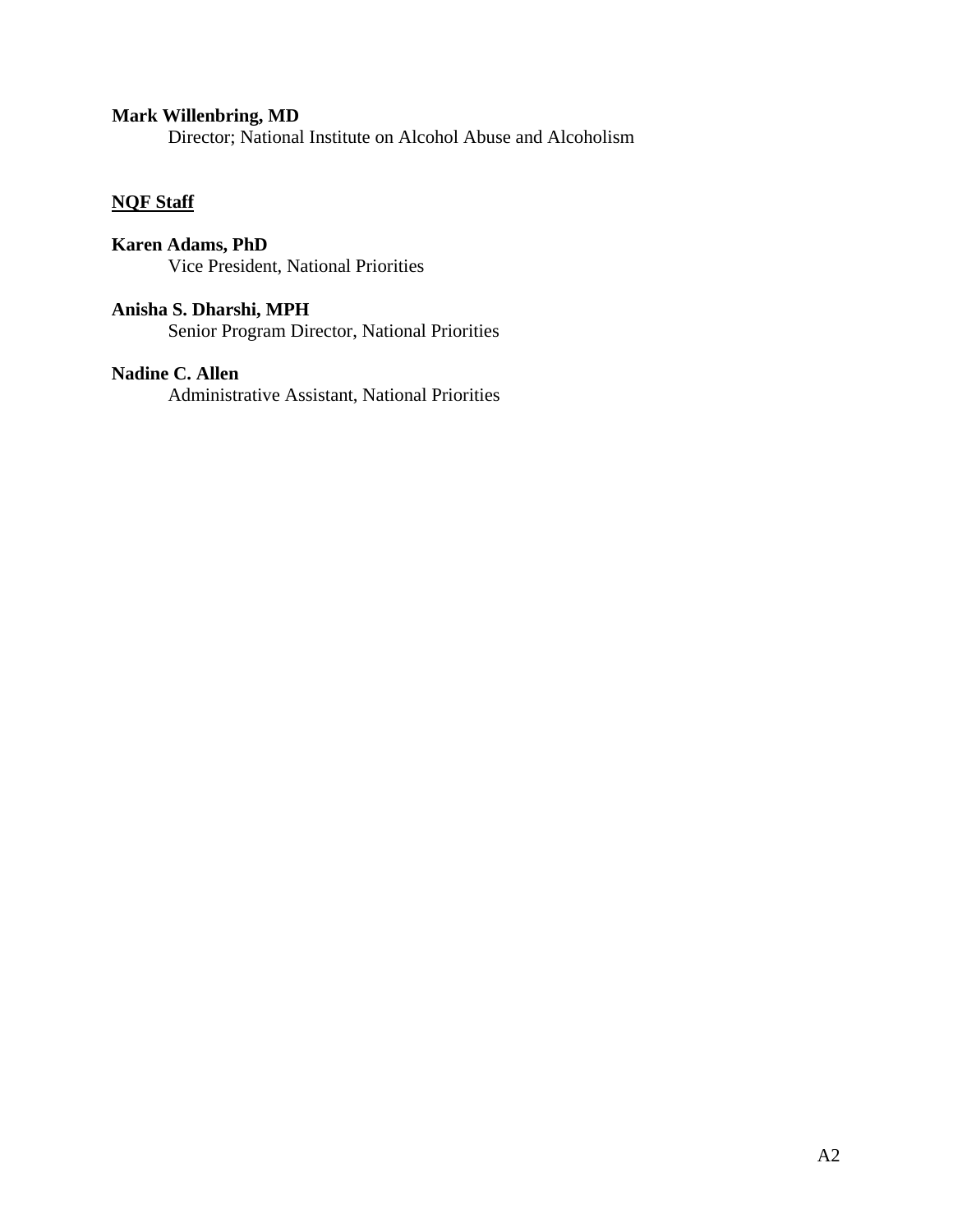**Mark Willenbring, MD**
Director; National Institute on Alcohol Abuse and Alcoholism

**NQF Staff**

**Karen Adams, PhD**
Vice President, National Priorities

**Anisha S. Dharshi, MPH**
Senior Program Director, National Priorities

**Nadine C. Allen**
Administrative Assistant, National Priorities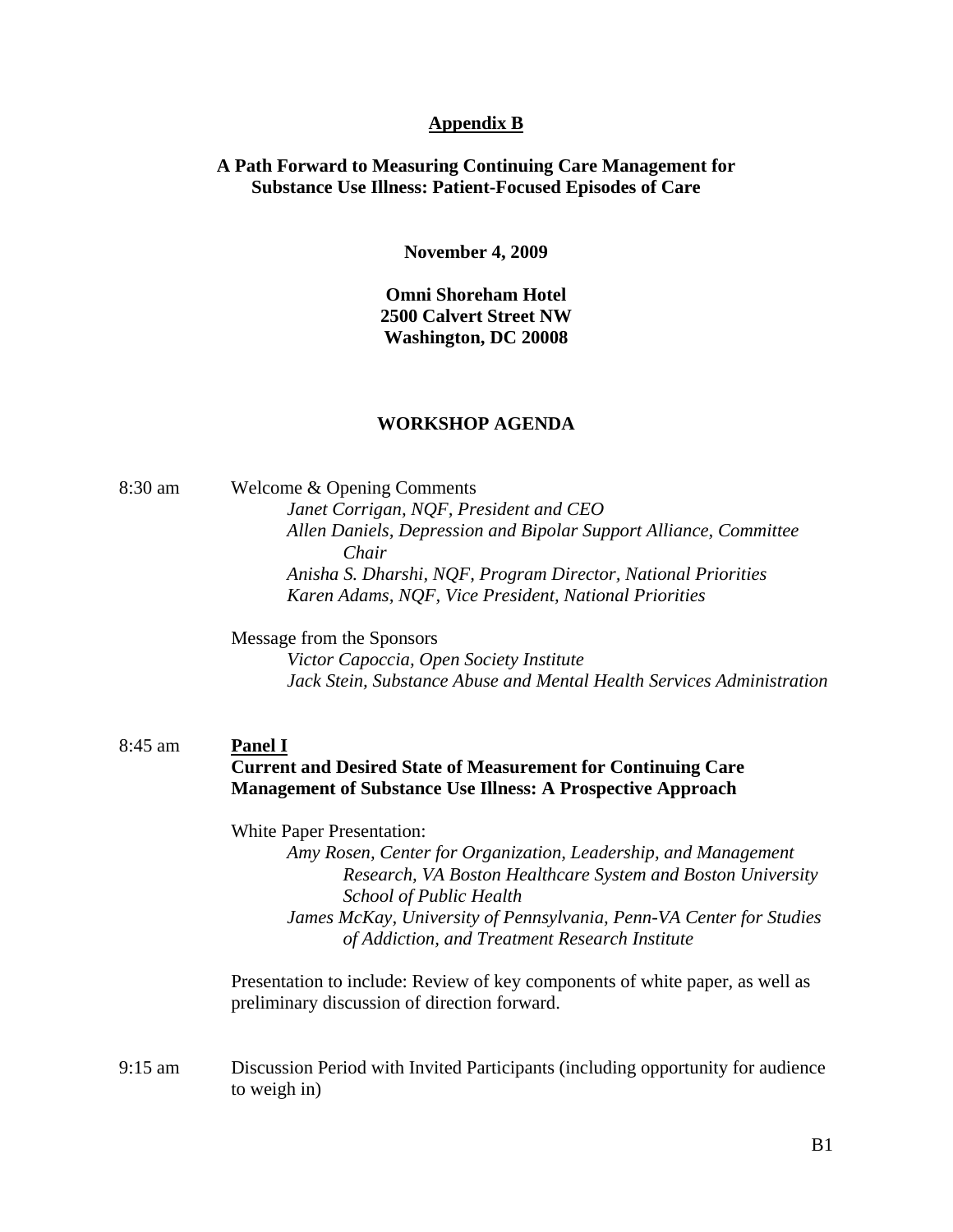# Appendix B

## A Path Forward to Measuring Continuing Care Management for Substance Use Illness: Patient-Focused Episodes of Care

**November 4, 2009**

**Omni Shoreham Hotel**
**2500 Calvert Street NW**
**Washington, DC 20008**

## WORKSHOP AGENDA

8:30 am Welcome & Opening Comments

*Janet Corrigan, NQF, President and CEO*
*Allen Daniels, Depression and Bipolar Support Alliance, Committee Chair*
*Anisha S. Dharshi, NQF, Program Director, National Priorities*
*Karen Adams, NQF, Vice President, National Priorities*

Message from the Sponsors

*Victor Capoccia, Open Society Institute*
*Jack Stein, Substance Abuse and Mental Health Services Administration*

8:45 am **Panel I**

**Current and Desired State of Measurement for Continuing Care Management of Substance Use Illness: A Prospective Approach**

White Paper Presentation:

*Amy Rosen, Center for Organization, Leadership, and Management Research, VA Boston Healthcare System and Boston University School of Public Health*
*James McKay, University of Pennsylvania, Penn-VA Center for Studies of Addiction, and Treatment Research Institute*

Presentation to include: Review of key components of white paper, as well as preliminary discussion of direction forward.

9:15 am Discussion Period with Invited Participants (including opportunity for audience to weigh in)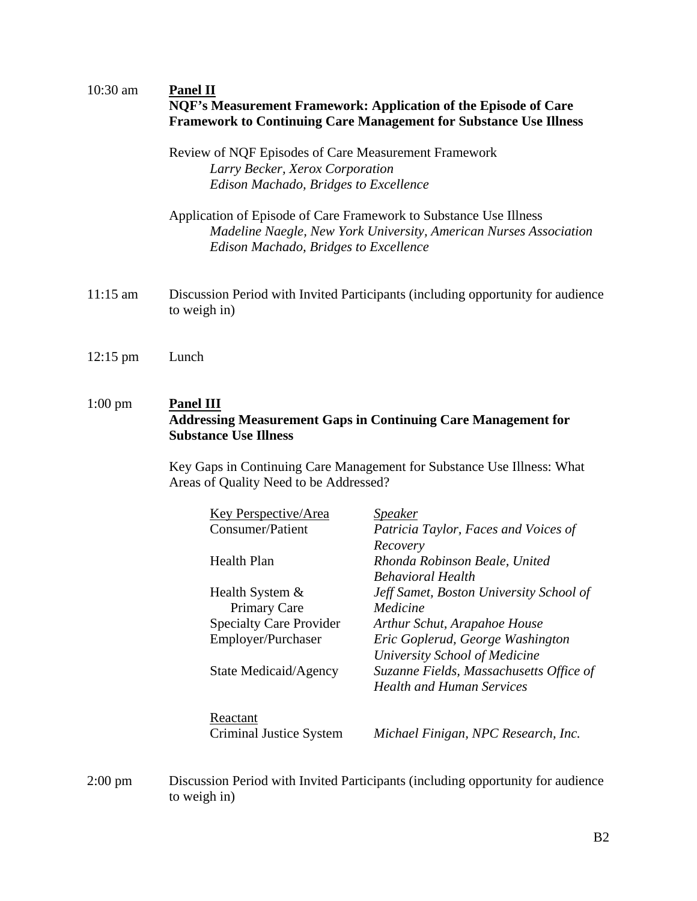10:30 am **<u>Panel II</u>**
**NQF's Measurement Framework: Application of the Episode of Care Framework to Continuing Care Management for Substance Use Illness**

Review of NQF Episodes of Care Measurement Framework
*Larry Becker, Xerox Corporation*
*Edison Machado, Bridges to Excellence*

Application of Episode of Care Framework to Substance Use Illness
*Madeline Naegle, New York University, American Nurses Association*
*Edison Machado, Bridges to Excellence*

11:15 am Discussion Period with Invited Participants (including opportunity for audience to weigh in)

12:15 pm Lunch

1:00 pm **<u>Panel III</u>**
**Addressing Measurement Gaps in Continuing Care Management for Substance Use Illness**

Key Gaps in Continuing Care Management for Substance Use Illness: What Areas of Quality Need to be Addressed?

| Key Perspective/Area | *Speaker* |
|---|---|
| Consumer/Patient | *Patricia Taylor, Faces and Voices of Recovery* |
| Health Plan | *Rhonda Robinson Beale, United Behavioral Health* |
| Health System & Primary Care | *Jeff Samet, Boston University School of Medicine* |
| Specialty Care Provider | *Arthur Schut, Arapahoe House* |
| Employer/Purchaser | *Eric Goplerud, George Washington University School of Medicine* |
| State Medicaid/Agency | *Suzanne Fields, Massachusetts Office of Health and Human Services* |
| <u>Reactant</u> | |
| Criminal Justice System | *Michael Finigan, NPC Research, Inc.* |

2:00 pm Discussion Period with Invited Participants (including opportunity for audience to weigh in)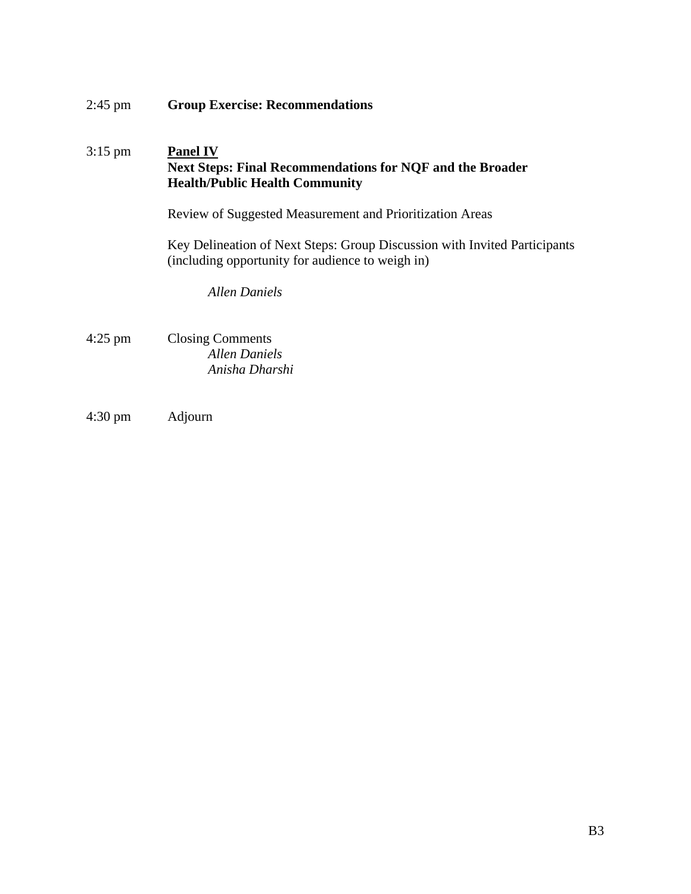2:45 pm **Group Exercise: Recommendations**

3:15 pm **<u>Panel IV</u>**
**Next Steps: Final Recommendations for NQF and the Broader Health/Public Health Community**

Review of Suggested Measurement and Prioritization Areas

Key Delineation of Next Steps: Group Discussion with Invited Participants (including opportunity for audience to weigh in)

*Allen Daniels*

4:25 pm Closing Comments
*Allen Daniels*
*Anisha Dharshi*

4:30 pm Adjourn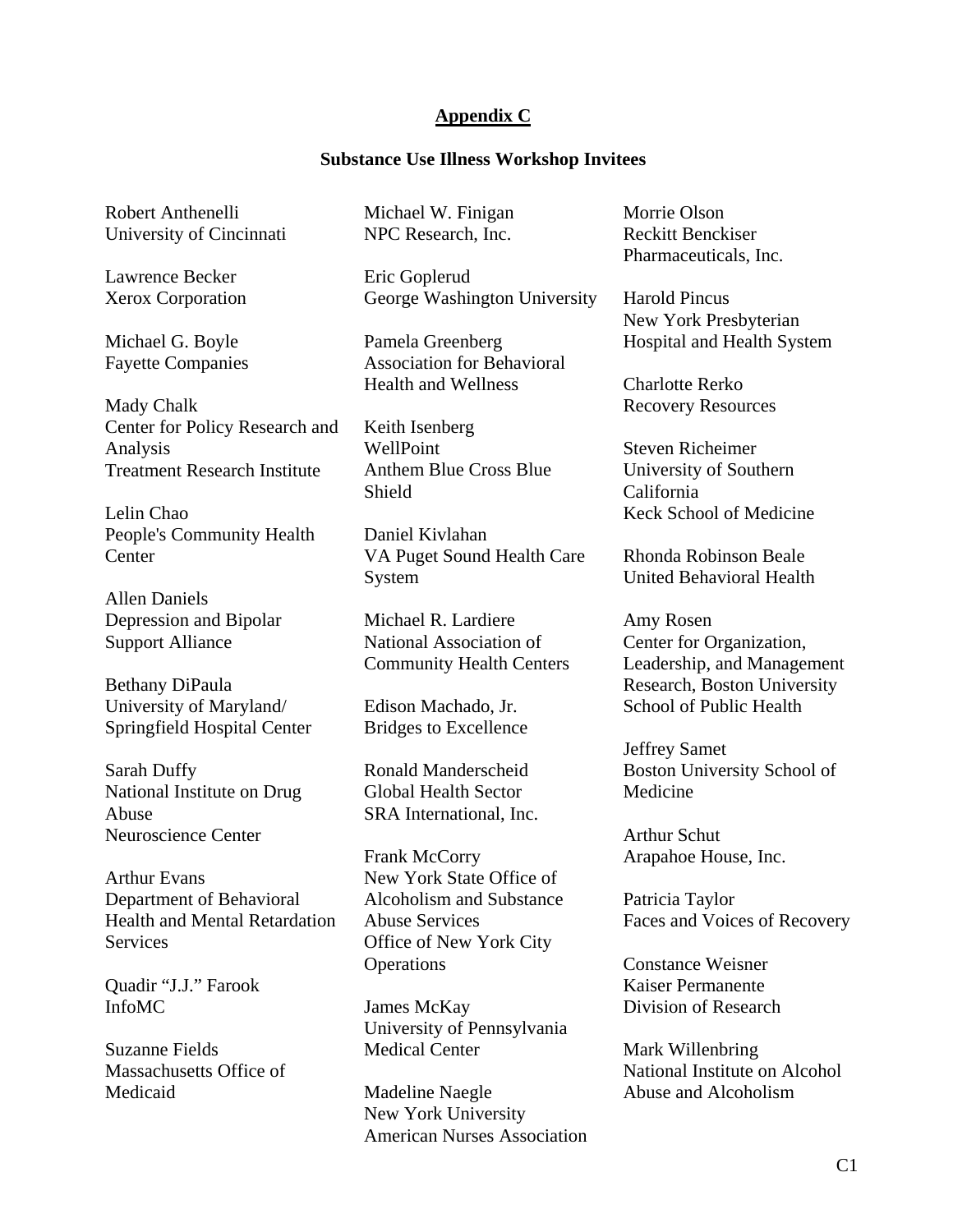## Appendix C

### Substance Use Illness Workshop Invitees

Robert Anthenelli
University of Cincinnati

Lawrence Becker
Xerox Corporation

Michael G. Boyle
Fayette Companies

Mady Chalk
Center for Policy Research and Analysis
Treatment Research Institute

Lelin Chao
People's Community Health Center

Allen Daniels
Depression and Bipolar Support Alliance

Bethany DiPaula
University of Maryland/ Springfield Hospital Center

Sarah Duffy
National Institute on Drug Abuse
Neuroscience Center

Arthur Evans
Department of Behavioral Health and Mental Retardation Services

Quadir "J.J." Farook
InfoMC

Suzanne Fields
Massachusetts Office of Medicaid

Michael W. Finigan
NPC Research, Inc.

Eric Goplerud
George Washington University

Pamela Greenberg
Association for Behavioral Health and Wellness

Keith Isenberg
WellPoint
Anthem Blue Cross Blue Shield

Daniel Kivlahan
VA Puget Sound Health Care System

Michael R. Lardiere
National Association of Community Health Centers

Edison Machado, Jr.
Bridges to Excellence

Ronald Manderscheid
Global Health Sector
SRA International, Inc.

Frank McCorry
New York State Office of Alcoholism and Substance Abuse Services
Office of New York City Operations

James McKay
University of Pennsylvania Medical Center

Madeline Naegle
New York University
American Nurses Association

Morrie Olson
Reckitt Benckiser Pharmaceuticals, Inc.

Harold Pincus
New York Presbyterian Hospital and Health System

Charlotte Rerko
Recovery Resources

Steven Richeimer
University of Southern California
Keck School of Medicine

Rhonda Robinson Beale
United Behavioral Health

Amy Rosen
Center for Organization, Leadership, and Management Research, Boston University School of Public Health

Jeffrey Samet
Boston University School of Medicine

Arthur Schut
Arapahoe House, Inc.

Patricia Taylor
Faces and Voices of Recovery

Constance Weisner
Kaiser Permanente
Division of Research

Mark Willenbring
National Institute on Alcohol Abuse and Alcoholism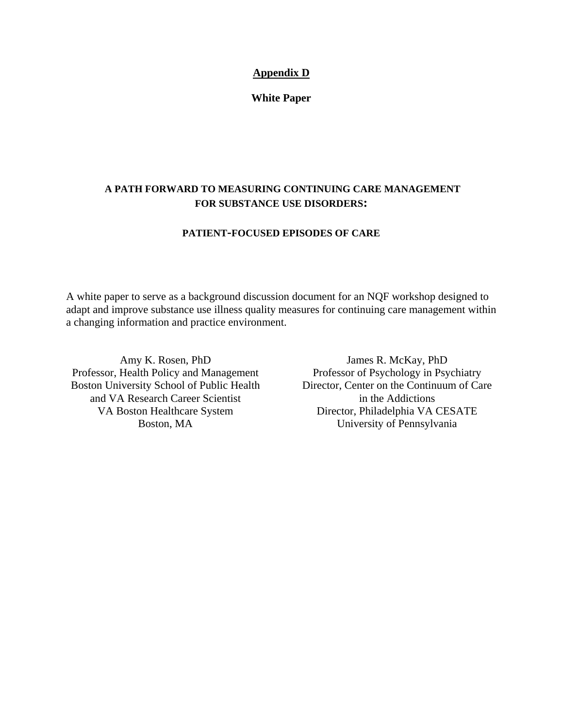# Appendix D

## White Paper

### A PATH FORWARD TO MEASURING CONTINUING CARE MANAGEMENT FOR SUBSTANCE USE DISORDERS:

### PATIENT-FOCUSED EPISODES OF CARE

A white paper to serve as a background discussion document for an NQF workshop designed to adapt and improve substance use illness quality measures for continuing care management within a changing information and practice environment.

Amy K. Rosen, PhD
Professor, Health Policy and Management
Boston University School of Public Health
and VA Research Career Scientist
VA Boston Healthcare System
Boston, MA

James R. McKay, PhD
Professor of Psychology in Psychiatry
Director, Center on the Continuum of Care
in the Addictions
Director, Philadelphia VA CESATE
University of Pennsylvania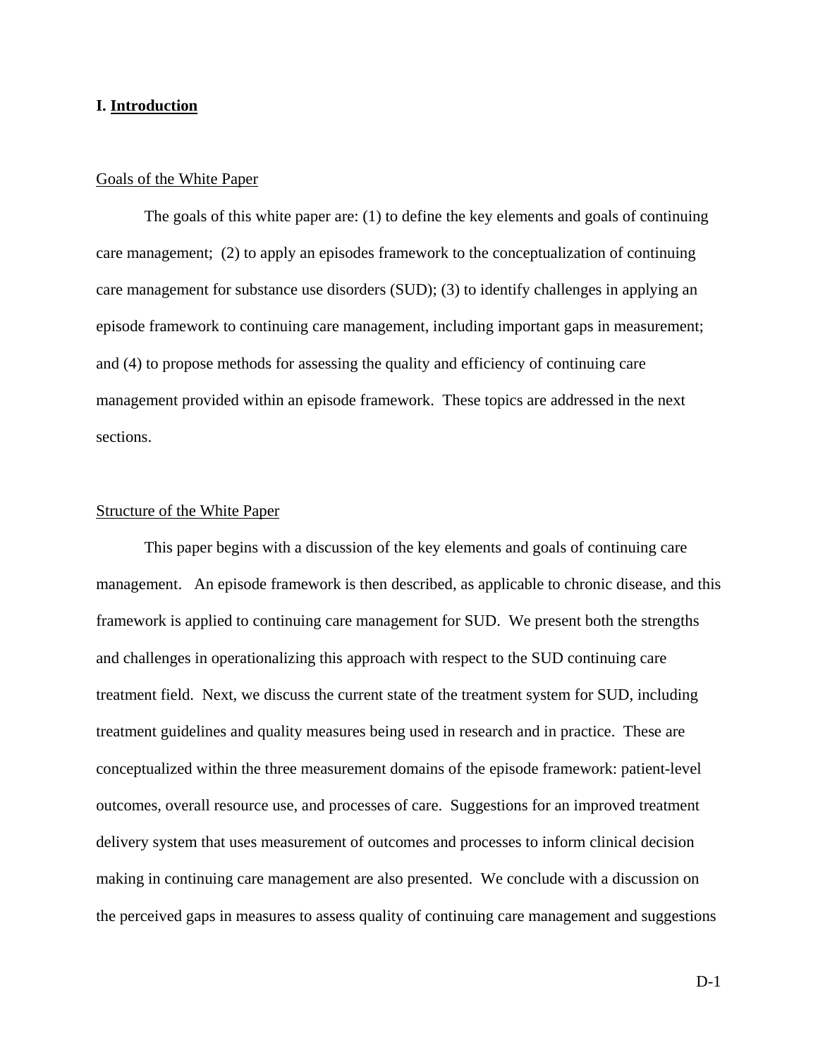# I. Introduction

## Goals of the White Paper

The goals of this white paper are: (1) to define the key elements and goals of continuing care management; (2) to apply an episodes framework to the conceptualization of continuing care management for substance use disorders (SUD); (3) to identify challenges in applying an episode framework to continuing care management, including important gaps in measurement; and (4) to propose methods for assessing the quality and efficiency of continuing care management provided within an episode framework. These topics are addressed in the next sections.

## Structure of the White Paper

This paper begins with a discussion of the key elements and goals of continuing care management. An episode framework is then described, as applicable to chronic disease, and this framework is applied to continuing care management for SUD. We present both the strengths and challenges in operationalizing this approach with respect to the SUD continuing care treatment field. Next, we discuss the current state of the treatment system for SUD, including treatment guidelines and quality measures being used in research and in practice. These are conceptualized within the three measurement domains of the episode framework: patient-level outcomes, overall resource use, and processes of care. Suggestions for an improved treatment delivery system that uses measurement of outcomes and processes to inform clinical decision making in continuing care management are also presented. We conclude with a discussion on the perceived gaps in measures to assess quality of continuing care management and suggestions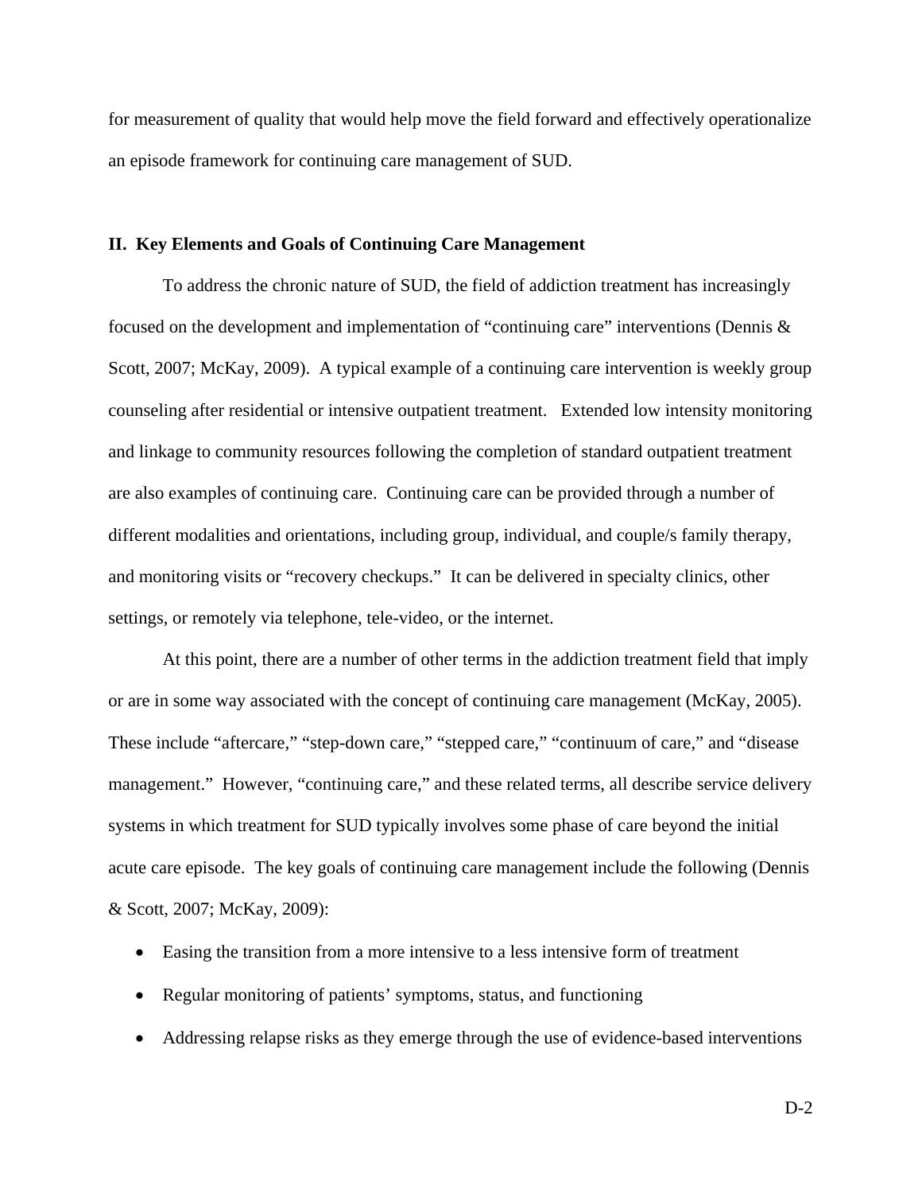for measurement of quality that would help move the field forward and effectively operationalize an episode framework for continuing care management of SUD.

## II. Key Elements and Goals of Continuing Care Management

To address the chronic nature of SUD, the field of addiction treatment has increasingly focused on the development and implementation of "continuing care" interventions (Dennis & Scott, 2007; McKay, 2009). A typical example of a continuing care intervention is weekly group counseling after residential or intensive outpatient treatment. Extended low intensity monitoring and linkage to community resources following the completion of standard outpatient treatment are also examples of continuing care. Continuing care can be provided through a number of different modalities and orientations, including group, individual, and couple/s family therapy, and monitoring visits or "recovery checkups." It can be delivered in specialty clinics, other settings, or remotely via telephone, tele-video, or the internet.

At this point, there are a number of other terms in the addiction treatment field that imply or are in some way associated with the concept of continuing care management (McKay, 2005). These include "aftercare," "step-down care," "stepped care," "continuum of care," and "disease management." However, "continuing care," and these related terms, all describe service delivery systems in which treatment for SUD typically involves some phase of care beyond the initial acute care episode. The key goals of continuing care management include the following (Dennis & Scott, 2007; McKay, 2009):

- Easing the transition from a more intensive to a less intensive form of treatment
- Regular monitoring of patients' symptoms, status, and functioning
- Addressing relapse risks as they emerge through the use of evidence-based interventions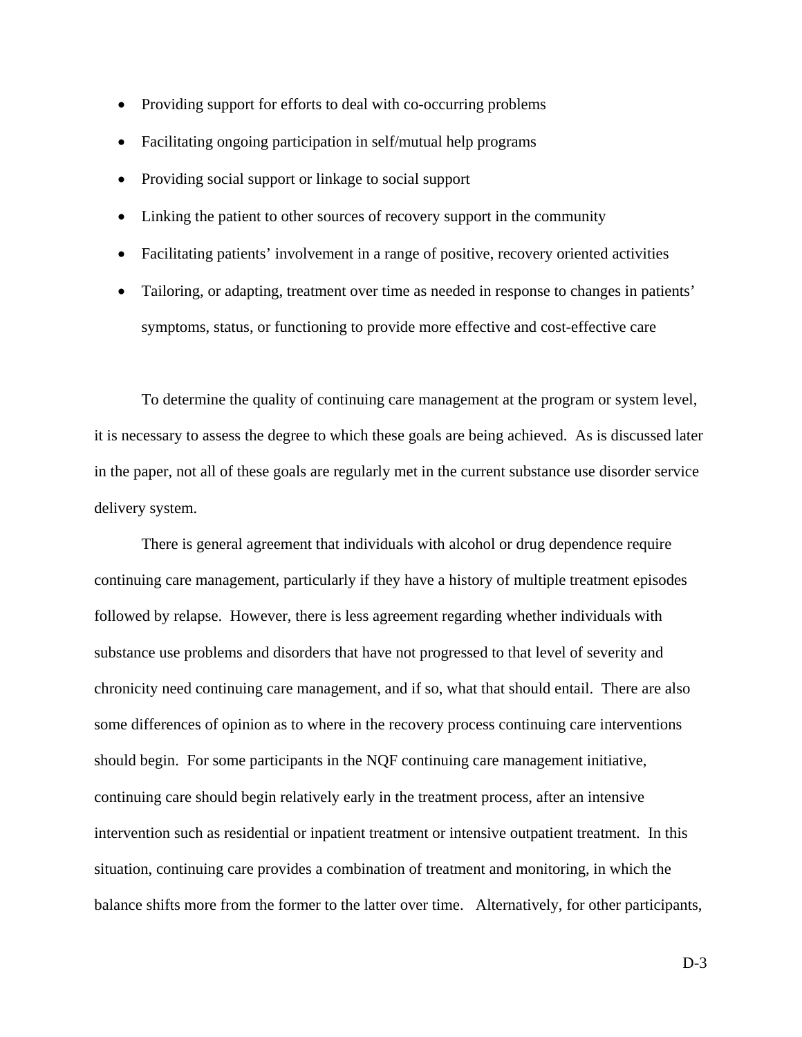- Providing support for efforts to deal with co-occurring problems
- Facilitating ongoing participation in self/mutual help programs
- Providing social support or linkage to social support
- Linking the patient to other sources of recovery support in the community
- Facilitating patients' involvement in a range of positive, recovery oriented activities
- Tailoring, or adapting, treatment over time as needed in response to changes in patients' symptoms, status, or functioning to provide more effective and cost-effective care

To determine the quality of continuing care management at the program or system level, it is necessary to assess the degree to which these goals are being achieved. As is discussed later in the paper, not all of these goals are regularly met in the current substance use disorder service delivery system.

There is general agreement that individuals with alcohol or drug dependence require continuing care management, particularly if they have a history of multiple treatment episodes followed by relapse. However, there is less agreement regarding whether individuals with substance use problems and disorders that have not progressed to that level of severity and chronicity need continuing care management, and if so, what that should entail. There are also some differences of opinion as to where in the recovery process continuing care interventions should begin. For some participants in the NQF continuing care management initiative, continuing care should begin relatively early in the treatment process, after an intensive intervention such as residential or inpatient treatment or intensive outpatient treatment. In this situation, continuing care provides a combination of treatment and monitoring, in which the balance shifts more from the former to the latter over time. Alternatively, for other participants,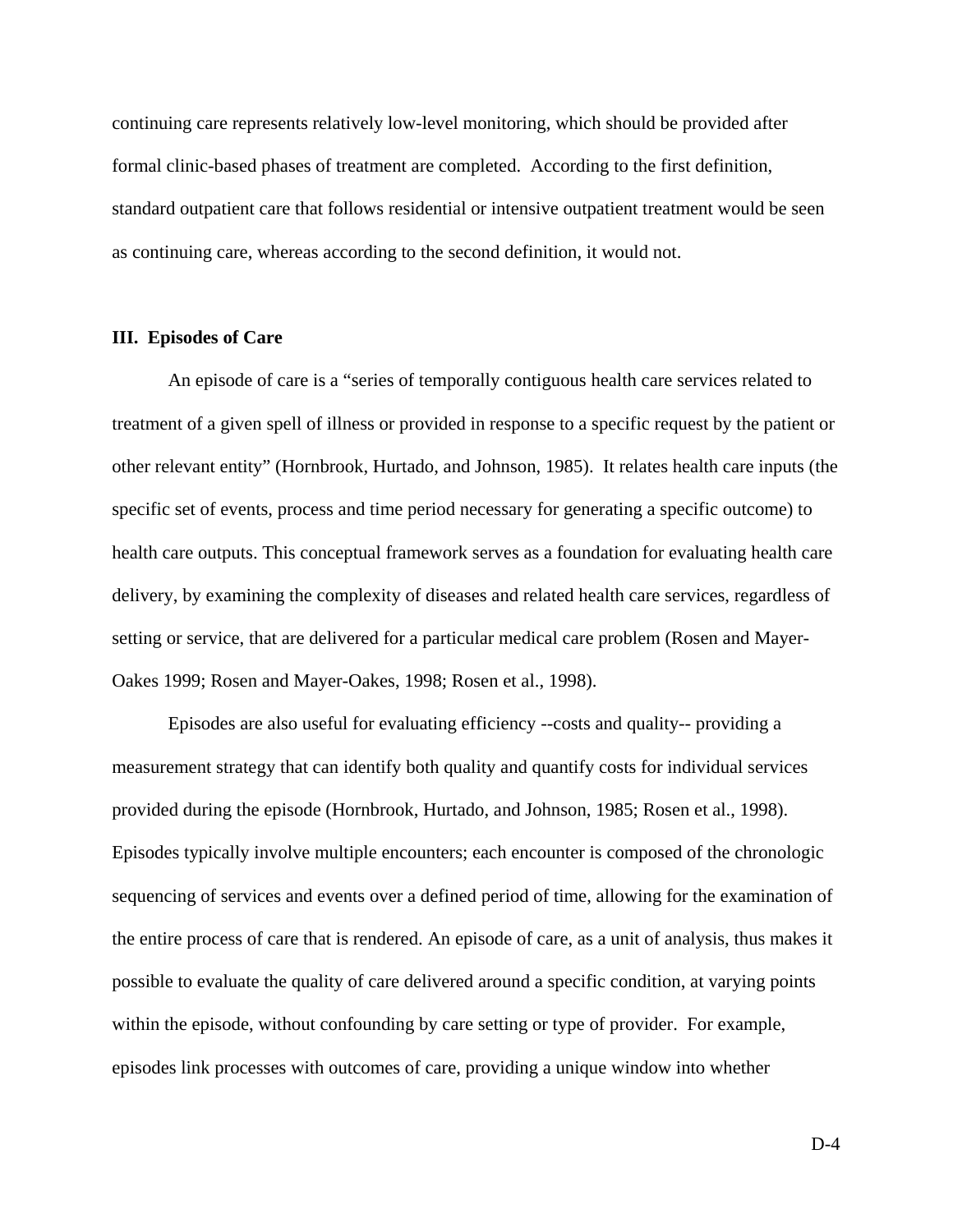continuing care represents relatively low-level monitoring, which should be provided after formal clinic-based phases of treatment are completed. According to the first definition, standard outpatient care that follows residential or intensive outpatient treatment would be seen as continuing care, whereas according to the second definition, it would not.

### III. Episodes of Care

An episode of care is a "series of temporally contiguous health care services related to treatment of a given spell of illness or provided in response to a specific request by the patient or other relevant entity" (Hornbrook, Hurtado, and Johnson, 1985). It relates health care inputs (the specific set of events, process and time period necessary for generating a specific outcome) to health care outputs. This conceptual framework serves as a foundation for evaluating health care delivery, by examining the complexity of diseases and related health care services, regardless of setting or service, that are delivered for a particular medical care problem (Rosen and Mayer-Oakes 1999; Rosen and Mayer-Oakes, 1998; Rosen et al., 1998).

Episodes are also useful for evaluating efficiency --costs and quality-- providing a measurement strategy that can identify both quality and quantify costs for individual services provided during the episode (Hornbrook, Hurtado, and Johnson, 1985; Rosen et al., 1998). Episodes typically involve multiple encounters; each encounter is composed of the chronologic sequencing of services and events over a defined period of time, allowing for the examination of the entire process of care that is rendered. An episode of care, as a unit of analysis, thus makes it possible to evaluate the quality of care delivered around a specific condition, at varying points within the episode, without confounding by care setting or type of provider. For example, episodes link processes with outcomes of care, providing a unique window into whether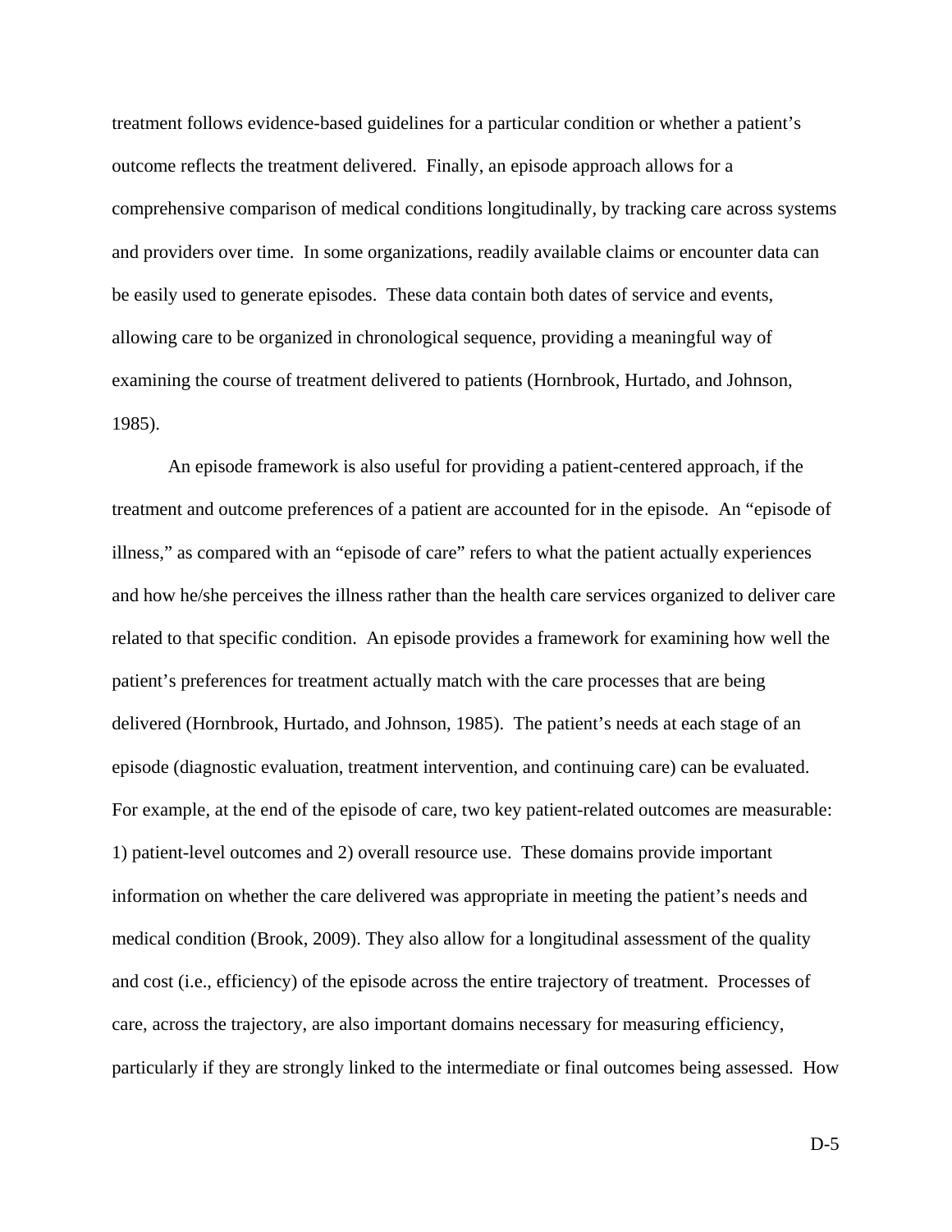treatment follows evidence-based guidelines for a particular condition or whether a patient's outcome reflects the treatment delivered. Finally, an episode approach allows for a comprehensive comparison of medical conditions longitudinally, by tracking care across systems and providers over time. In some organizations, readily available claims or encounter data can be easily used to generate episodes. These data contain both dates of service and events, allowing care to be organized in chronological sequence, providing a meaningful way of examining the course of treatment delivered to patients (Hornbrook, Hurtado, and Johnson, 1985).

An episode framework is also useful for providing a patient-centered approach, if the treatment and outcome preferences of a patient are accounted for in the episode. An "episode of illness," as compared with an "episode of care" refers to what the patient actually experiences and how he/she perceives the illness rather than the health care services organized to deliver care related to that specific condition. An episode provides a framework for examining how well the patient's preferences for treatment actually match with the care processes that are being delivered (Hornbrook, Hurtado, and Johnson, 1985). The patient's needs at each stage of an episode (diagnostic evaluation, treatment intervention, and continuing care) can be evaluated. For example, at the end of the episode of care, two key patient-related outcomes are measurable: 1) patient-level outcomes and 2) overall resource use. These domains provide important information on whether the care delivered was appropriate in meeting the patient's needs and medical condition (Brook, 2009). They also allow for a longitudinal assessment of the quality and cost (i.e., efficiency) of the episode across the entire trajectory of treatment. Processes of care, across the trajectory, are also important domains necessary for measuring efficiency, particularly if they are strongly linked to the intermediate or final outcomes being assessed. How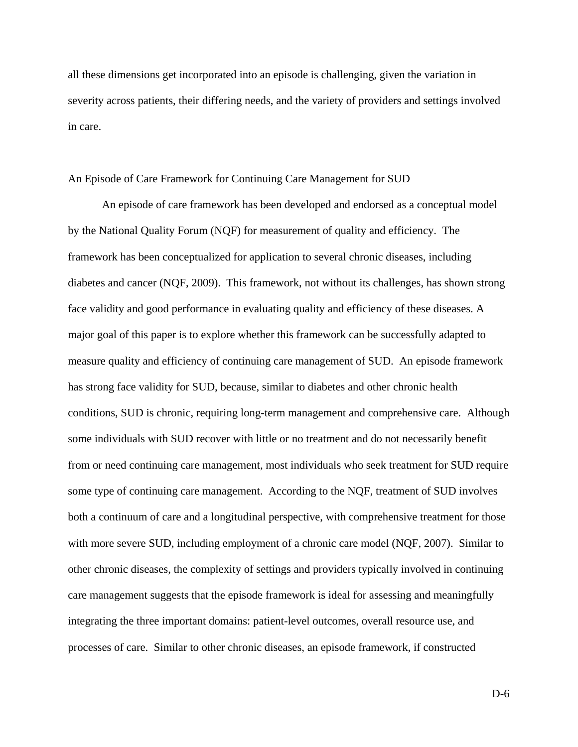all these dimensions get incorporated into an episode is challenging, given the variation in severity across patients, their differing needs, and the variety of providers and settings involved in care.

## An Episode of Care Framework for Continuing Care Management for SUD

An episode of care framework has been developed and endorsed as a conceptual model by the National Quality Forum (NQF) for measurement of quality and efficiency. The framework has been conceptualized for application to several chronic diseases, including diabetes and cancer (NQF, 2009). This framework, not without its challenges, has shown strong face validity and good performance in evaluating quality and efficiency of these diseases. A major goal of this paper is to explore whether this framework can be successfully adapted to measure quality and efficiency of continuing care management of SUD. An episode framework has strong face validity for SUD, because, similar to diabetes and other chronic health conditions, SUD is chronic, requiring long-term management and comprehensive care. Although some individuals with SUD recover with little or no treatment and do not necessarily benefit from or need continuing care management, most individuals who seek treatment for SUD require some type of continuing care management. According to the NQF, treatment of SUD involves both a continuum of care and a longitudinal perspective, with comprehensive treatment for those with more severe SUD, including employment of a chronic care model (NQF, 2007). Similar to other chronic diseases, the complexity of settings and providers typically involved in continuing care management suggests that the episode framework is ideal for assessing and meaningfully integrating the three important domains: patient-level outcomes, overall resource use, and processes of care. Similar to other chronic diseases, an episode framework, if constructed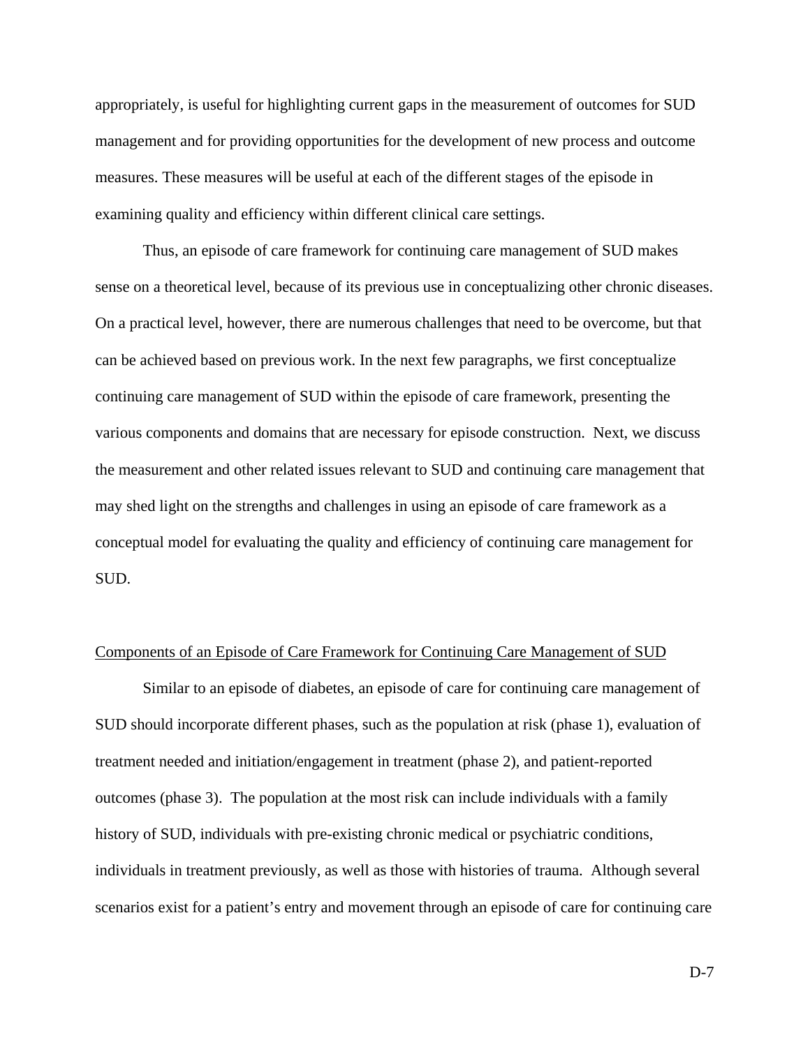appropriately, is useful for highlighting current gaps in the measurement of outcomes for SUD management and for providing opportunities for the development of new process and outcome measures. These measures will be useful at each of the different stages of the episode in examining quality and efficiency within different clinical care settings.

Thus, an episode of care framework for continuing care management of SUD makes sense on a theoretical level, because of its previous use in conceptualizing other chronic diseases. On a practical level, however, there are numerous challenges that need to be overcome, but that can be achieved based on previous work. In the next few paragraphs, we first conceptualize continuing care management of SUD within the episode of care framework, presenting the various components and domains that are necessary for episode construction. Next, we discuss the measurement and other related issues relevant to SUD and continuing care management that may shed light on the strengths and challenges in using an episode of care framework as a conceptual model for evaluating the quality and efficiency of continuing care management for SUD.

## Components of an Episode of Care Framework for Continuing Care Management of SUD

Similar to an episode of diabetes, an episode of care for continuing care management of SUD should incorporate different phases, such as the population at risk (phase 1), evaluation of treatment needed and initiation/engagement in treatment (phase 2), and patient-reported outcomes (phase 3). The population at the most risk can include individuals with a family history of SUD, individuals with pre-existing chronic medical or psychiatric conditions, individuals in treatment previously, as well as those with histories of trauma. Although several scenarios exist for a patient's entry and movement through an episode of care for continuing care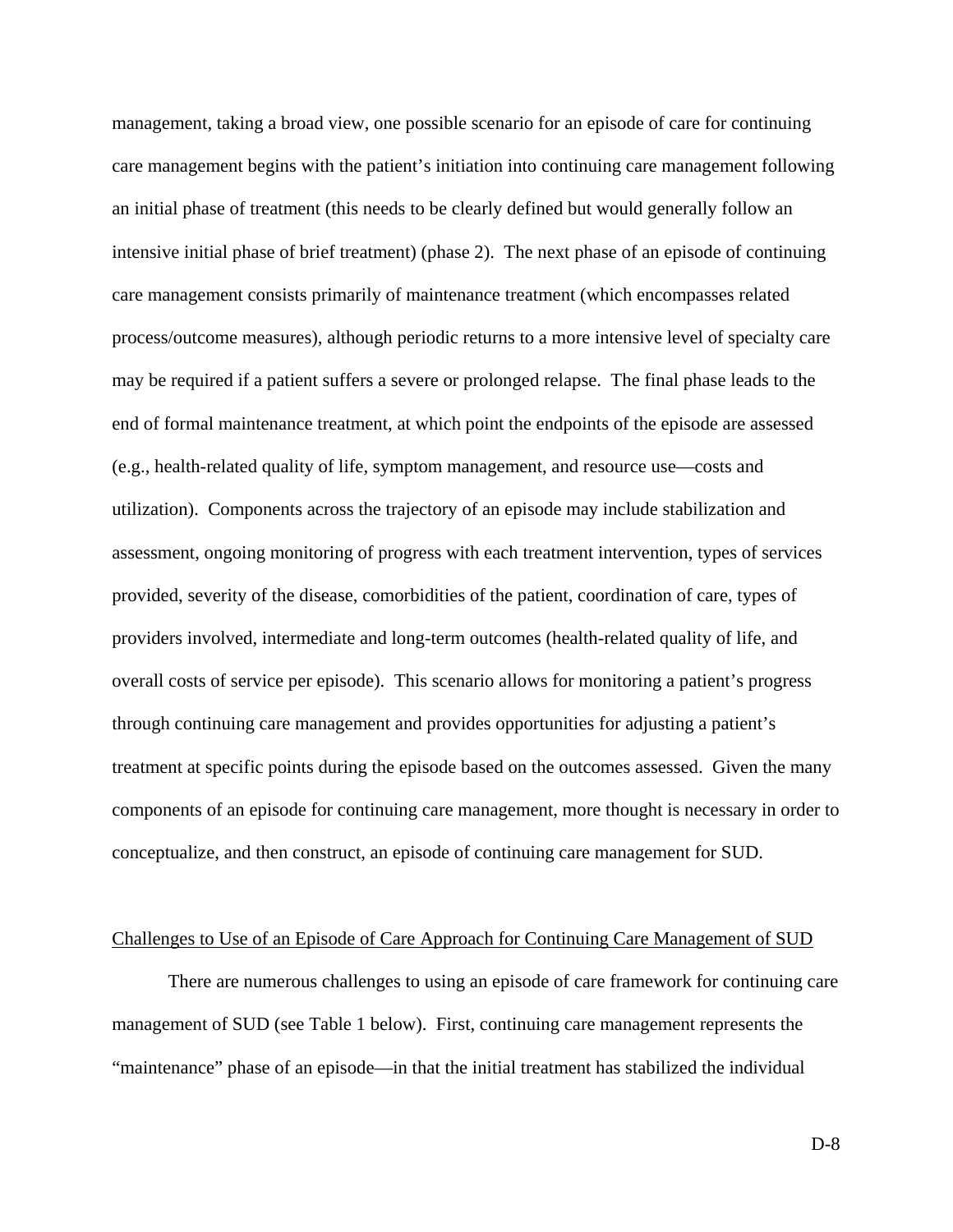management, taking a broad view, one possible scenario for an episode of care for continuing care management begins with the patient's initiation into continuing care management following an initial phase of treatment (this needs to be clearly defined but would generally follow an intensive initial phase of brief treatment) (phase 2). The next phase of an episode of continuing care management consists primarily of maintenance treatment (which encompasses related process/outcome measures), although periodic returns to a more intensive level of specialty care may be required if a patient suffers a severe or prolonged relapse. The final phase leads to the end of formal maintenance treatment, at which point the endpoints of the episode are assessed (e.g., health-related quality of life, symptom management, and resource use—costs and utilization). Components across the trajectory of an episode may include stabilization and assessment, ongoing monitoring of progress with each treatment intervention, types of services provided, severity of the disease, comorbidities of the patient, coordination of care, types of providers involved, intermediate and long-term outcomes (health-related quality of life, and overall costs of service per episode). This scenario allows for monitoring a patient's progress through continuing care management and provides opportunities for adjusting a patient's treatment at specific points during the episode based on the outcomes assessed. Given the many components of an episode for continuing care management, more thought is necessary in order to conceptualize, and then construct, an episode of continuing care management for SUD.

<u>Challenges to Use of an Episode of Care Approach for Continuing Care Management of SUD</u>

There are numerous challenges to using an episode of care framework for continuing care management of SUD (see Table 1 below). First, continuing care management represents the "maintenance" phase of an episode—in that the initial treatment has stabilized the individual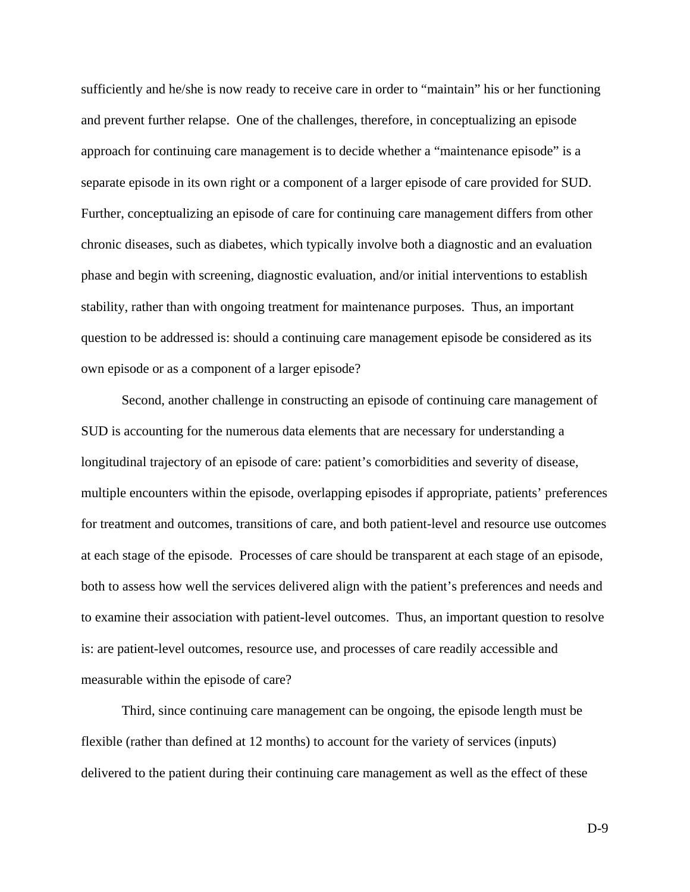sufficiently and he/she is now ready to receive care in order to "maintain" his or her functioning and prevent further relapse. One of the challenges, therefore, in conceptualizing an episode approach for continuing care management is to decide whether a "maintenance episode" is a separate episode in its own right or a component of a larger episode of care provided for SUD. Further, conceptualizing an episode of care for continuing care management differs from other chronic diseases, such as diabetes, which typically involve both a diagnostic and an evaluation phase and begin with screening, diagnostic evaluation, and/or initial interventions to establish stability, rather than with ongoing treatment for maintenance purposes. Thus, an important question to be addressed is: should a continuing care management episode be considered as its own episode or as a component of a larger episode?

Second, another challenge in constructing an episode of continuing care management of SUD is accounting for the numerous data elements that are necessary for understanding a longitudinal trajectory of an episode of care: patient's comorbidities and severity of disease, multiple encounters within the episode, overlapping episodes if appropriate, patients' preferences for treatment and outcomes, transitions of care, and both patient-level and resource use outcomes at each stage of the episode. Processes of care should be transparent at each stage of an episode, both to assess how well the services delivered align with the patient's preferences and needs and to examine their association with patient-level outcomes. Thus, an important question to resolve is: are patient-level outcomes, resource use, and processes of care readily accessible and measurable within the episode of care?

Third, since continuing care management can be ongoing, the episode length must be flexible (rather than defined at 12 months) to account for the variety of services (inputs) delivered to the patient during their continuing care management as well as the effect of these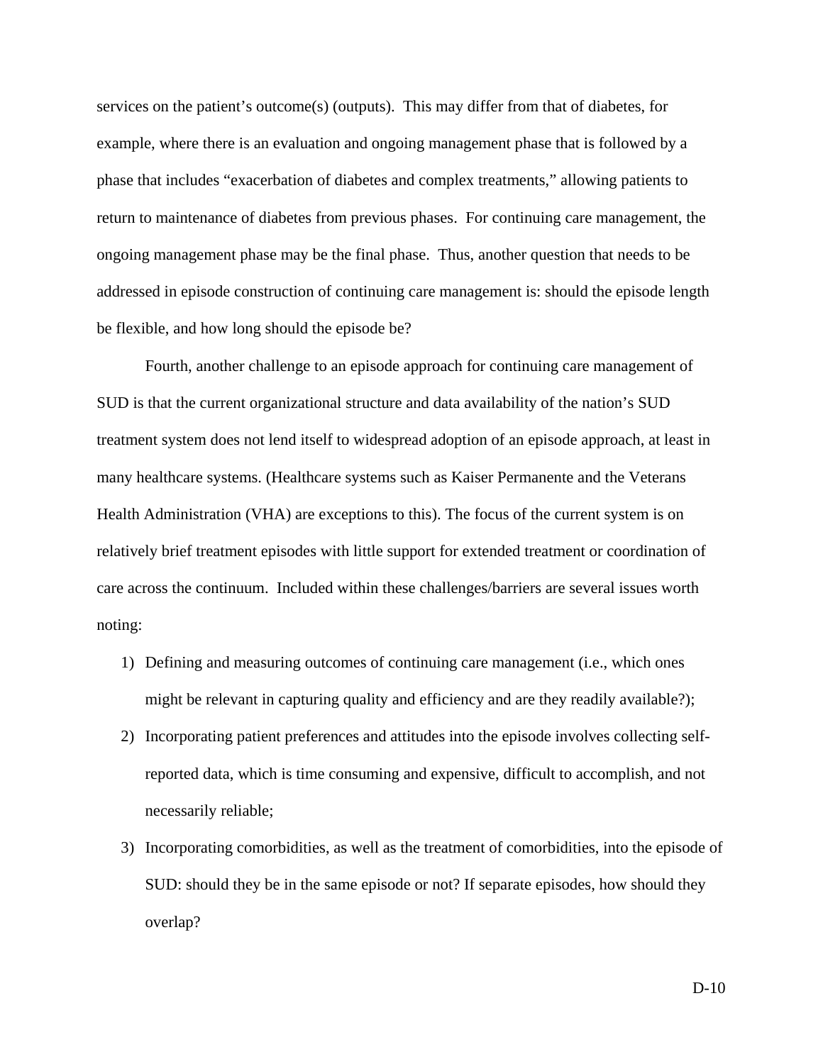services on the patient's outcome(s) (outputs). This may differ from that of diabetes, for example, where there is an evaluation and ongoing management phase that is followed by a phase that includes "exacerbation of diabetes and complex treatments," allowing patients to return to maintenance of diabetes from previous phases. For continuing care management, the ongoing management phase may be the final phase. Thus, another question that needs to be addressed in episode construction of continuing care management is: should the episode length be flexible, and how long should the episode be?

Fourth, another challenge to an episode approach for continuing care management of SUD is that the current organizational structure and data availability of the nation's SUD treatment system does not lend itself to widespread adoption of an episode approach, at least in many healthcare systems. (Healthcare systems such as Kaiser Permanente and the Veterans Health Administration (VHA) are exceptions to this). The focus of the current system is on relatively brief treatment episodes with little support for extended treatment or coordination of care across the continuum. Included within these challenges/barriers are several issues worth noting:

1) Defining and measuring outcomes of continuing care management (i.e., which ones might be relevant in capturing quality and efficiency and are they readily available?);
2) Incorporating patient preferences and attitudes into the episode involves collecting self-reported data, which is time consuming and expensive, difficult to accomplish, and not necessarily reliable;
3) Incorporating comorbidities, as well as the treatment of comorbidities, into the episode of SUD: should they be in the same episode or not? If separate episodes, how should they overlap?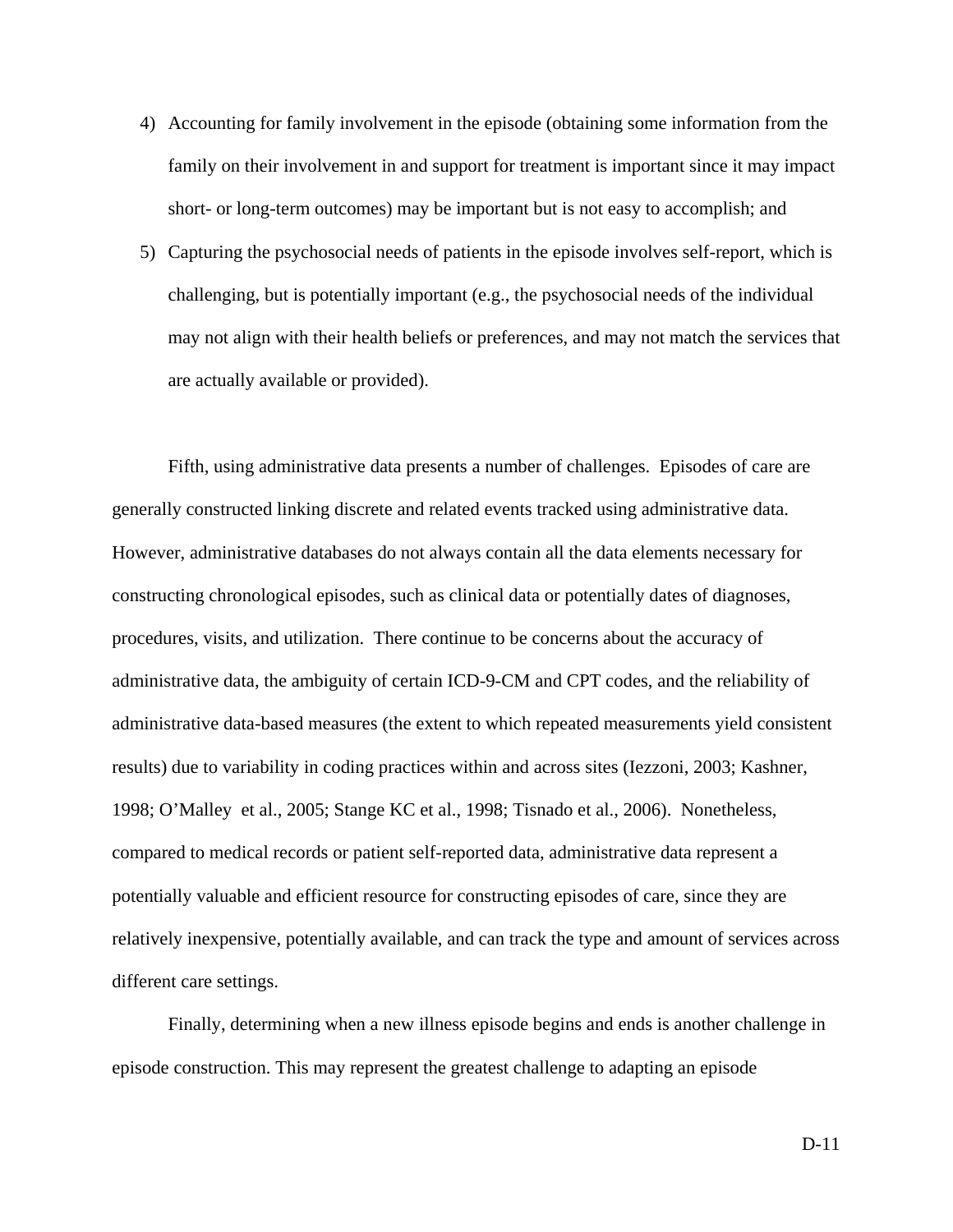4) Accounting for family involvement in the episode (obtaining some information from the family on their involvement in and support for treatment is important since it may impact short- or long-term outcomes) may be important but is not easy to accomplish; and
5) Capturing the psychosocial needs of patients in the episode involves self-report, which is challenging, but is potentially important (e.g., the psychosocial needs of the individual may not align with their health beliefs or preferences, and may not match the services that are actually available or provided).

Fifth, using administrative data presents a number of challenges. Episodes of care are generally constructed linking discrete and related events tracked using administrative data. However, administrative databases do not always contain all the data elements necessary for constructing chronological episodes, such as clinical data or potentially dates of diagnoses, procedures, visits, and utilization. There continue to be concerns about the accuracy of administrative data, the ambiguity of certain ICD-9-CM and CPT codes, and the reliability of administrative data-based measures (the extent to which repeated measurements yield consistent results) due to variability in coding practices within and across sites (Iezzoni, 2003; Kashner, 1998; O'Malley et al., 2005; Stange KC et al., 1998; Tisnado et al., 2006). Nonetheless, compared to medical records or patient self-reported data, administrative data represent a potentially valuable and efficient resource for constructing episodes of care, since they are relatively inexpensive, potentially available, and can track the type and amount of services across different care settings.

Finally, determining when a new illness episode begins and ends is another challenge in episode construction. This may represent the greatest challenge to adapting an episode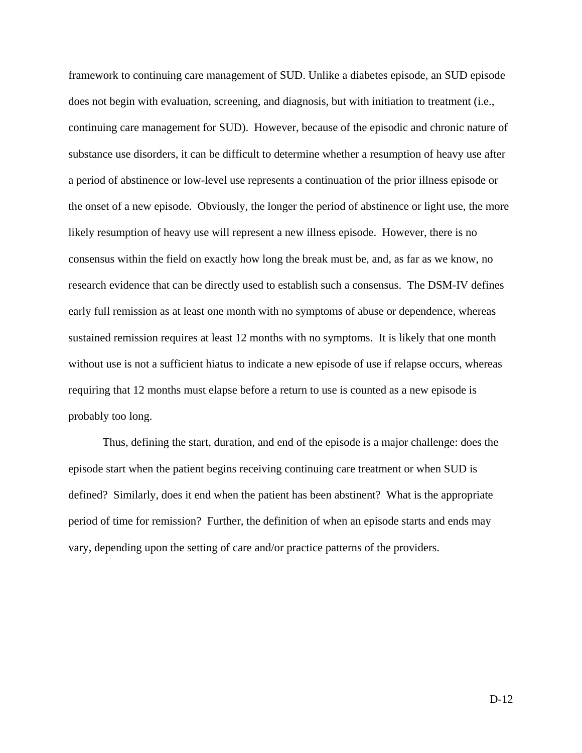framework to continuing care management of SUD. Unlike a diabetes episode, an SUD episode does not begin with evaluation, screening, and diagnosis, but with initiation to treatment (i.e., continuing care management for SUD). However, because of the episodic and chronic nature of substance use disorders, it can be difficult to determine whether a resumption of heavy use after a period of abstinence or low-level use represents a continuation of the prior illness episode or the onset of a new episode. Obviously, the longer the period of abstinence or light use, the more likely resumption of heavy use will represent a new illness episode. However, there is no consensus within the field on exactly how long the break must be, and, as far as we know, no research evidence that can be directly used to establish such a consensus. The DSM-IV defines early full remission as at least one month with no symptoms of abuse or dependence, whereas sustained remission requires at least 12 months with no symptoms. It is likely that one month without use is not a sufficient hiatus to indicate a new episode of use if relapse occurs, whereas requiring that 12 months must elapse before a return to use is counted as a new episode is probably too long.

Thus, defining the start, duration, and end of the episode is a major challenge: does the episode start when the patient begins receiving continuing care treatment or when SUD is defined? Similarly, does it end when the patient has been abstinent? What is the appropriate period of time for remission? Further, the definition of when an episode starts and ends may vary, depending upon the setting of care and/or practice patterns of the providers.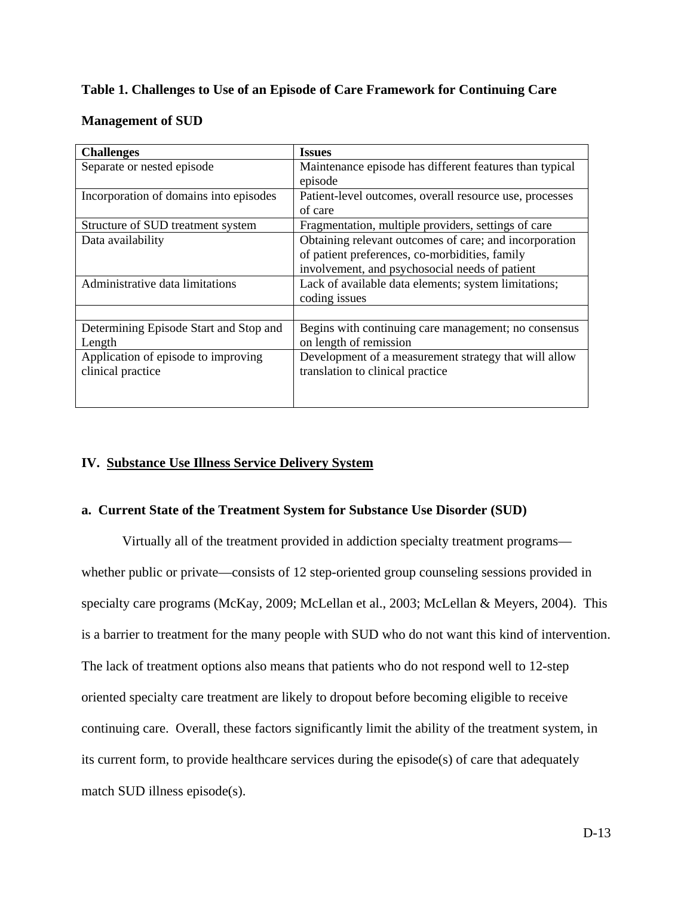**Table 1. Challenges to Use of an Episode of Care Framework for Continuing Care Management of SUD**

| Challenges | Issues |
|---|---|
| Separate or nested episode | Maintenance episode has different features than typical episode |
| Incorporation of domains into episodes | Patient-level outcomes, overall resource use, processes of care |
| Structure of SUD treatment system | Fragmentation, multiple providers, settings of care |
| Data availability | Obtaining relevant outcomes of care; and incorporation of patient preferences, co-morbidities, family involvement, and psychosocial needs of patient |
| Administrative data limitations | Lack of available data elements; system limitations; coding issues |
| | |
| Determining Episode Start and Stop and Length | Begins with continuing care management; no consensus on length of remission |
| Application of episode to improving clinical practice | Development of a measurement strategy that will allow translation to clinical practice |

## IV. Substance Use Illness Service Delivery System

### a. Current State of the Treatment System for Substance Use Disorder (SUD)

Virtually all of the treatment provided in addiction specialty treatment programs—whether public or private—consists of 12 step-oriented group counseling sessions provided in specialty care programs (McKay, 2009; McLellan et al., 2003; McLellan & Meyers, 2004). This is a barrier to treatment for the many people with SUD who do not want this kind of intervention. The lack of treatment options also means that patients who do not respond well to 12-step oriented specialty care treatment are likely to dropout before becoming eligible to receive continuing care. Overall, these factors significantly limit the ability of the treatment system, in its current form, to provide healthcare services during the episode(s) of care that adequately match SUD illness episode(s).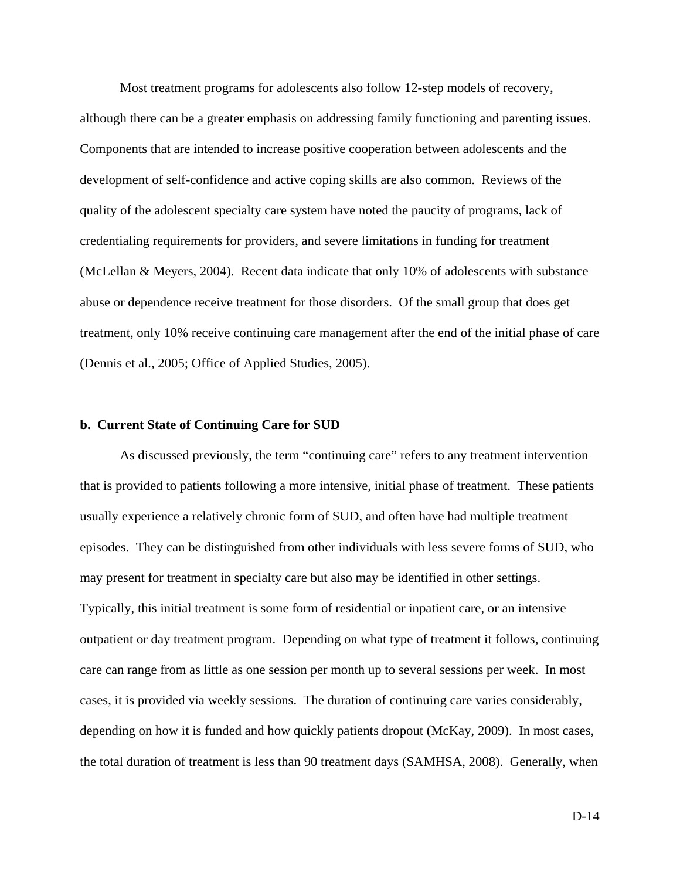Most treatment programs for adolescents also follow 12-step models of recovery, although there can be a greater emphasis on addressing family functioning and parenting issues. Components that are intended to increase positive cooperation between adolescents and the development of self-confidence and active coping skills are also common. Reviews of the quality of the adolescent specialty care system have noted the paucity of programs, lack of credentialing requirements for providers, and severe limitations in funding for treatment (McLellan & Meyers, 2004). Recent data indicate that only 10% of adolescents with substance abuse or dependence receive treatment for those disorders. Of the small group that does get treatment, only 10% receive continuing care management after the end of the initial phase of care (Dennis et al., 2005; Office of Applied Studies, 2005).

**b. Current State of Continuing Care for SUD**

As discussed previously, the term "continuing care" refers to any treatment intervention that is provided to patients following a more intensive, initial phase of treatment. These patients usually experience a relatively chronic form of SUD, and often have had multiple treatment episodes. They can be distinguished from other individuals with less severe forms of SUD, who may present for treatment in specialty care but also may be identified in other settings. Typically, this initial treatment is some form of residential or inpatient care, or an intensive outpatient or day treatment program. Depending on what type of treatment it follows, continuing care can range from as little as one session per month up to several sessions per week. In most cases, it is provided via weekly sessions. The duration of continuing care varies considerably, depending on how it is funded and how quickly patients dropout (McKay, 2009). In most cases, the total duration of treatment is less than 90 treatment days (SAMHSA, 2008). Generally, when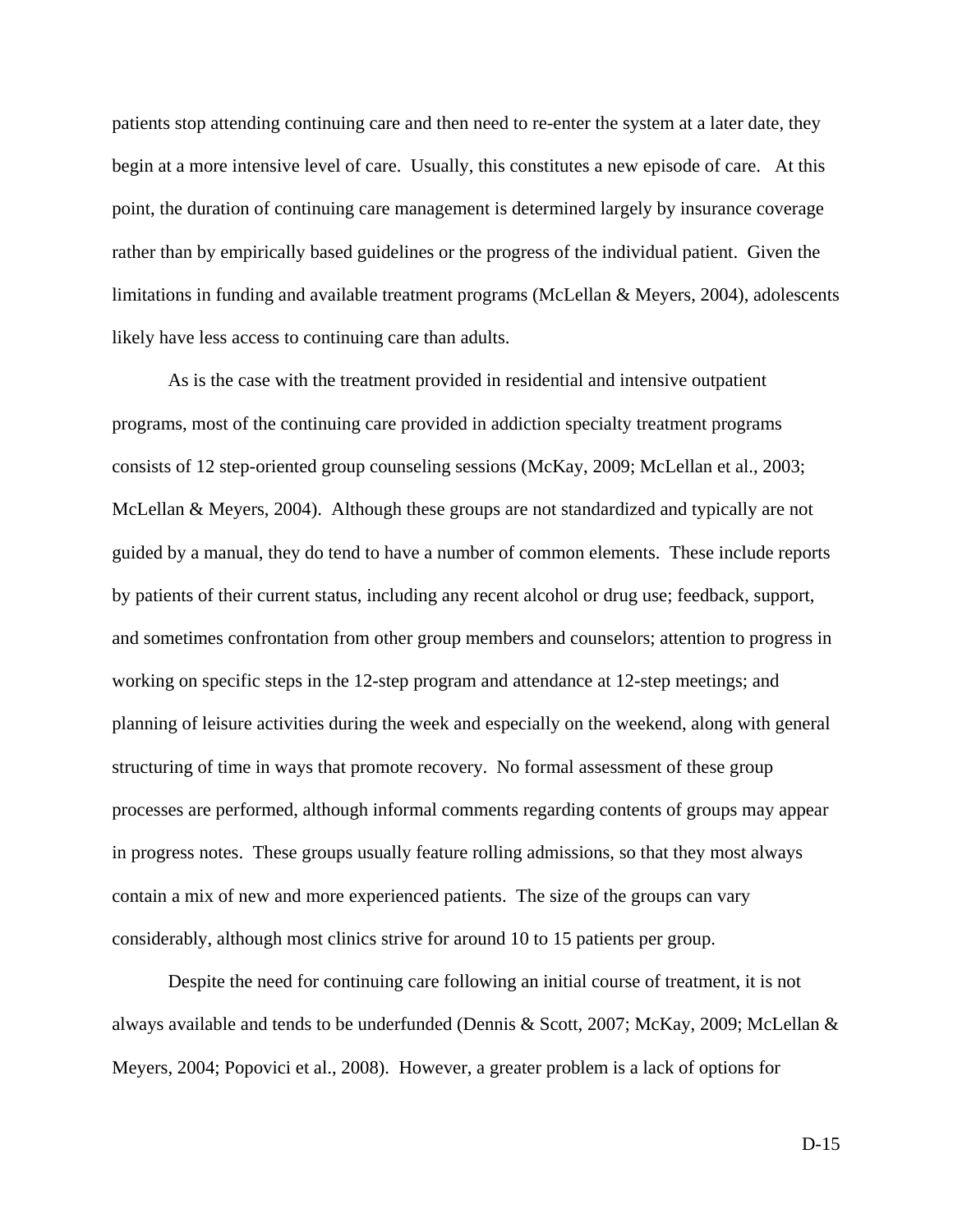patients stop attending continuing care and then need to re-enter the system at a later date, they begin at a more intensive level of care. Usually, this constitutes a new episode of care. At this point, the duration of continuing care management is determined largely by insurance coverage rather than by empirically based guidelines or the progress of the individual patient. Given the limitations in funding and available treatment programs (McLellan & Meyers, 2004), adolescents likely have less access to continuing care than adults.

As is the case with the treatment provided in residential and intensive outpatient programs, most of the continuing care provided in addiction specialty treatment programs consists of 12 step-oriented group counseling sessions (McKay, 2009; McLellan et al., 2003; McLellan & Meyers, 2004). Although these groups are not standardized and typically are not guided by a manual, they do tend to have a number of common elements. These include reports by patients of their current status, including any recent alcohol or drug use; feedback, support, and sometimes confrontation from other group members and counselors; attention to progress in working on specific steps in the 12-step program and attendance at 12-step meetings; and planning of leisure activities during the week and especially on the weekend, along with general structuring of time in ways that promote recovery. No formal assessment of these group processes are performed, although informal comments regarding contents of groups may appear in progress notes. These groups usually feature rolling admissions, so that they most always contain a mix of new and more experienced patients. The size of the groups can vary considerably, although most clinics strive for around 10 to 15 patients per group.

Despite the need for continuing care following an initial course of treatment, it is not always available and tends to be underfunded (Dennis & Scott, 2007; McKay, 2009; McLellan & Meyers, 2004; Popovici et al., 2008). However, a greater problem is a lack of options for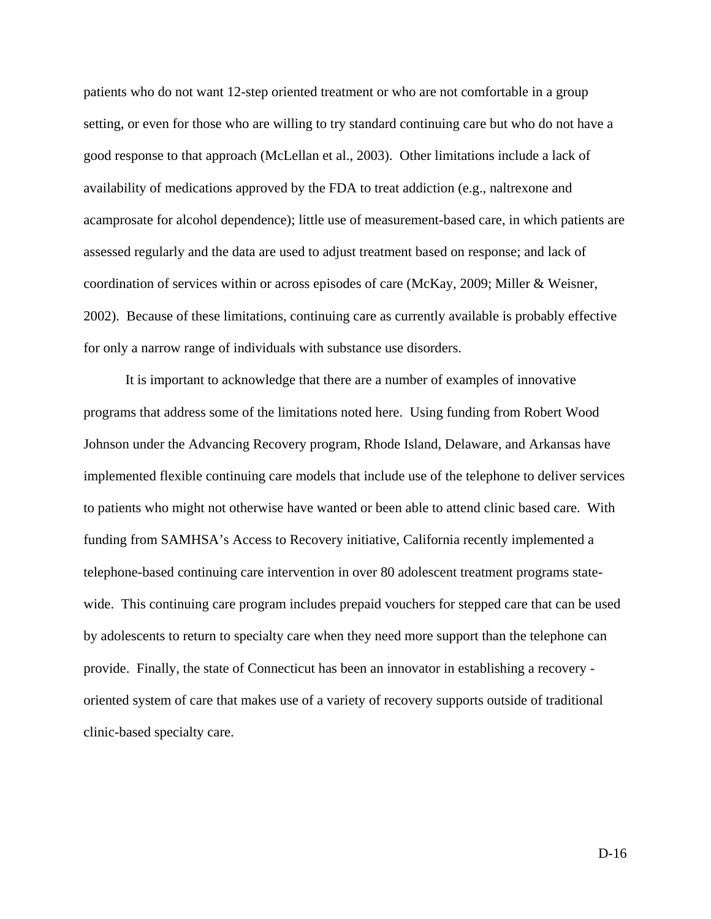patients who do not want 12-step oriented treatment or who are not comfortable in a group setting, or even for those who are willing to try standard continuing care but who do not have a good response to that approach (McLellan et al., 2003). Other limitations include a lack of availability of medications approved by the FDA to treat addiction (e.g., naltrexone and acamprosate for alcohol dependence); little use of measurement-based care, in which patients are assessed regularly and the data are used to adjust treatment based on response; and lack of coordination of services within or across episodes of care (McKay, 2009; Miller & Weisner, 2002). Because of these limitations, continuing care as currently available is probably effective for only a narrow range of individuals with substance use disorders.

It is important to acknowledge that there are a number of examples of innovative programs that address some of the limitations noted here. Using funding from Robert Wood Johnson under the Advancing Recovery program, Rhode Island, Delaware, and Arkansas have implemented flexible continuing care models that include use of the telephone to deliver services to patients who might not otherwise have wanted or been able to attend clinic based care. With funding from SAMHSA's Access to Recovery initiative, California recently implemented a telephone-based continuing care intervention in over 80 adolescent treatment programs state-wide. This continuing care program includes prepaid vouchers for stepped care that can be used by adolescents to return to specialty care when they need more support than the telephone can provide. Finally, the state of Connecticut has been an innovator in establishing a recovery -oriented system of care that makes use of a variety of recovery supports outside of traditional clinic-based specialty care.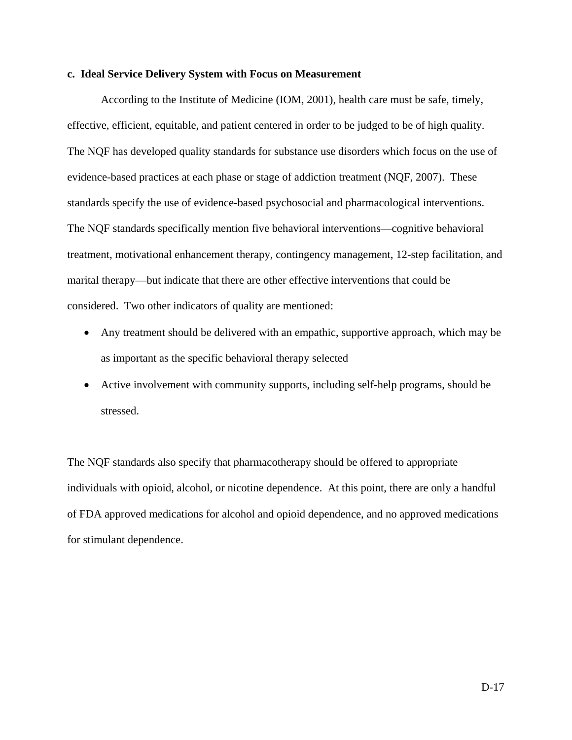**c. Ideal Service Delivery System with Focus on Measurement**

According to the Institute of Medicine (IOM, 2001), health care must be safe, timely, effective, efficient, equitable, and patient centered in order to be judged to be of high quality. The NQF has developed quality standards for substance use disorders which focus on the use of evidence-based practices at each phase or stage of addiction treatment (NQF, 2007). These standards specify the use of evidence-based psychosocial and pharmacological interventions. The NQF standards specifically mention five behavioral interventions—cognitive behavioral treatment, motivational enhancement therapy, contingency management, 12-step facilitation, and marital therapy—but indicate that there are other effective interventions that could be considered. Two other indicators of quality are mentioned:

- Any treatment should be delivered with an empathic, supportive approach, which may be as important as the specific behavioral therapy selected
- Active involvement with community supports, including self-help programs, should be stressed.

The NQF standards also specify that pharmacotherapy should be offered to appropriate individuals with opioid, alcohol, or nicotine dependence. At this point, there are only a handful of FDA approved medications for alcohol and opioid dependence, and no approved medications for stimulant dependence.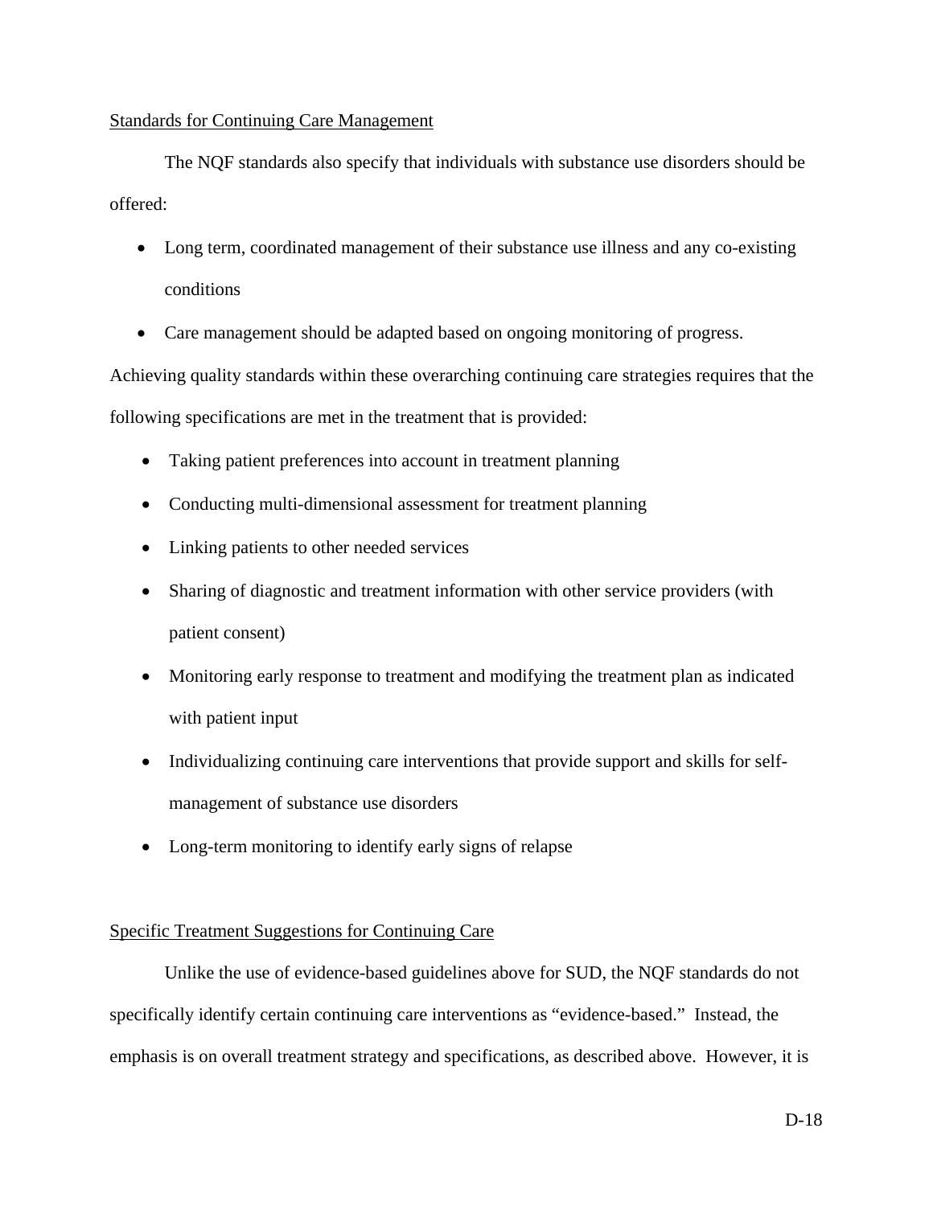## Standards for Continuing Care Management

The NQF standards also specify that individuals with substance use disorders should be offered:

- Long term, coordinated management of their substance use illness and any co-existing conditions
- Care management should be adapted based on ongoing monitoring of progress.

Achieving quality standards within these overarching continuing care strategies requires that the following specifications are met in the treatment that is provided:

- Taking patient preferences into account in treatment planning
- Conducting multi-dimensional assessment for treatment planning
- Linking patients to other needed services
- Sharing of diagnostic and treatment information with other service providers (with patient consent)
- Monitoring early response to treatment and modifying the treatment plan as indicated with patient input
- Individualizing continuing care interventions that provide support and skills for self-management of substance use disorders
- Long-term monitoring to identify early signs of relapse

## Specific Treatment Suggestions for Continuing Care

Unlike the use of evidence-based guidelines above for SUD, the NQF standards do not specifically identify certain continuing care interventions as "evidence-based." Instead, the emphasis is on overall treatment strategy and specifications, as described above. However, it is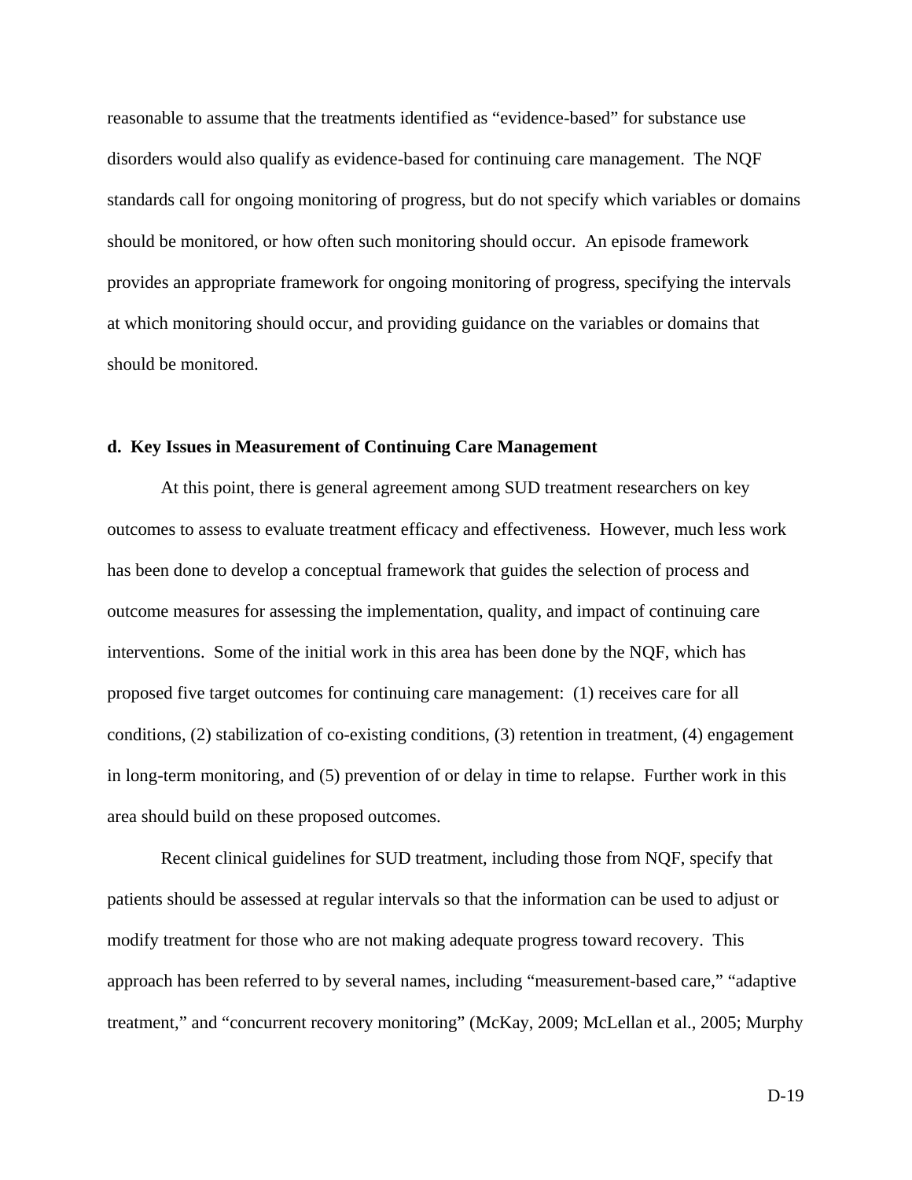reasonable to assume that the treatments identified as "evidence-based" for substance use disorders would also qualify as evidence-based for continuing care management. The NQF standards call for ongoing monitoring of progress, but do not specify which variables or domains should be monitored, or how often such monitoring should occur. An episode framework provides an appropriate framework for ongoing monitoring of progress, specifying the intervals at which monitoring should occur, and providing guidance on the variables or domains that should be monitored.

**d. Key Issues in Measurement of Continuing Care Management**

At this point, there is general agreement among SUD treatment researchers on key outcomes to assess to evaluate treatment efficacy and effectiveness. However, much less work has been done to develop a conceptual framework that guides the selection of process and outcome measures for assessing the implementation, quality, and impact of continuing care interventions. Some of the initial work in this area has been done by the NQF, which has proposed five target outcomes for continuing care management: (1) receives care for all conditions, (2) stabilization of co-existing conditions, (3) retention in treatment, (4) engagement in long-term monitoring, and (5) prevention of or delay in time to relapse. Further work in this area should build on these proposed outcomes.

Recent clinical guidelines for SUD treatment, including those from NQF, specify that patients should be assessed at regular intervals so that the information can be used to adjust or modify treatment for those who are not making adequate progress toward recovery. This approach has been referred to by several names, including "measurement-based care," "adaptive treatment," and "concurrent recovery monitoring" (McKay, 2009; McLellan et al., 2005; Murphy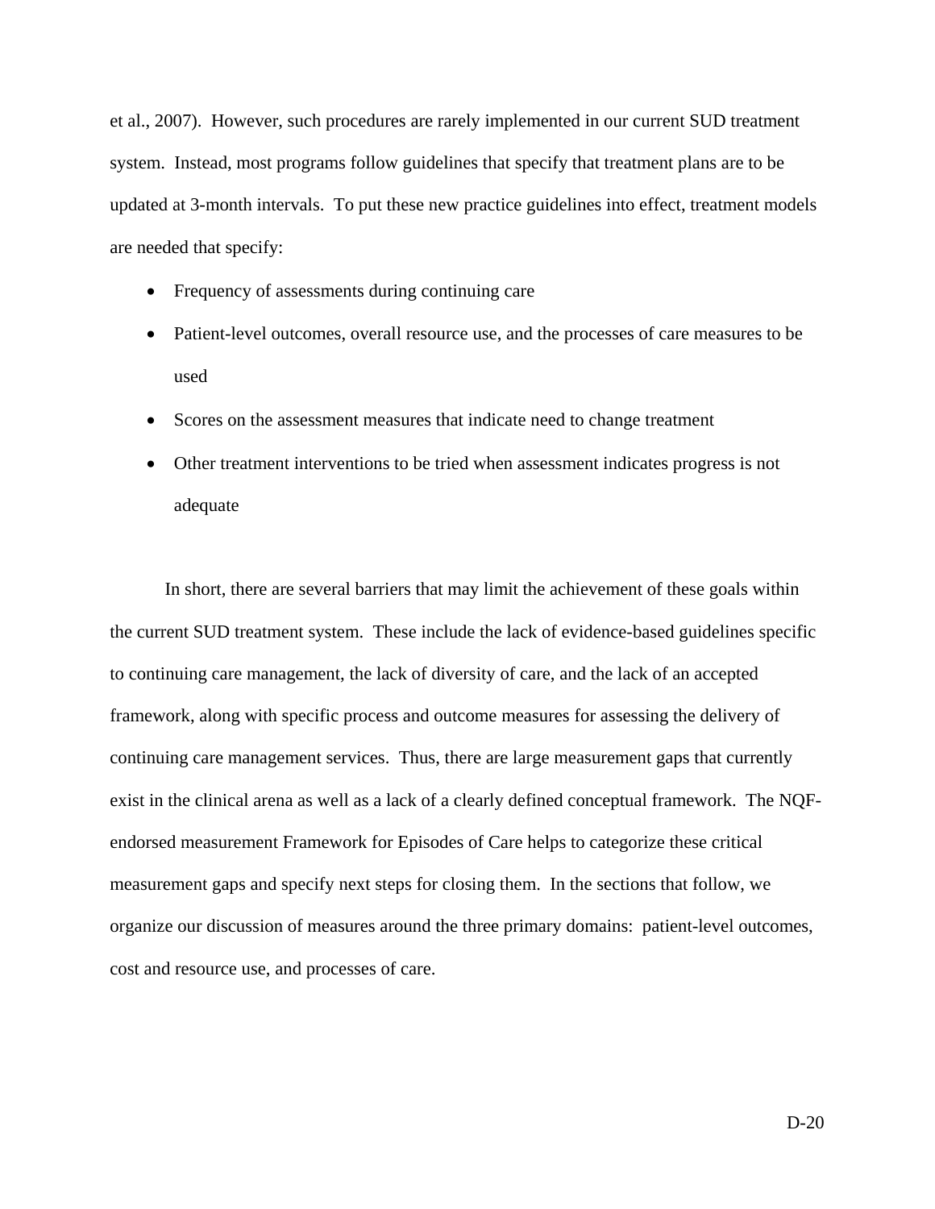et al., 2007). However, such procedures are rarely implemented in our current SUD treatment system. Instead, most programs follow guidelines that specify that treatment plans are to be updated at 3-month intervals. To put these new practice guidelines into effect, treatment models are needed that specify:

- Frequency of assessments during continuing care
- Patient-level outcomes, overall resource use, and the processes of care measures to be used
- Scores on the assessment measures that indicate need to change treatment
- Other treatment interventions to be tried when assessment indicates progress is not adequate

In short, there are several barriers that may limit the achievement of these goals within the current SUD treatment system. These include the lack of evidence-based guidelines specific to continuing care management, the lack of diversity of care, and the lack of an accepted framework, along with specific process and outcome measures for assessing the delivery of continuing care management services. Thus, there are large measurement gaps that currently exist in the clinical arena as well as a lack of a clearly defined conceptual framework. The NQF-endorsed measurement Framework for Episodes of Care helps to categorize these critical measurement gaps and specify next steps for closing them. In the sections that follow, we organize our discussion of measures around the three primary domains: patient-level outcomes, cost and resource use, and processes of care.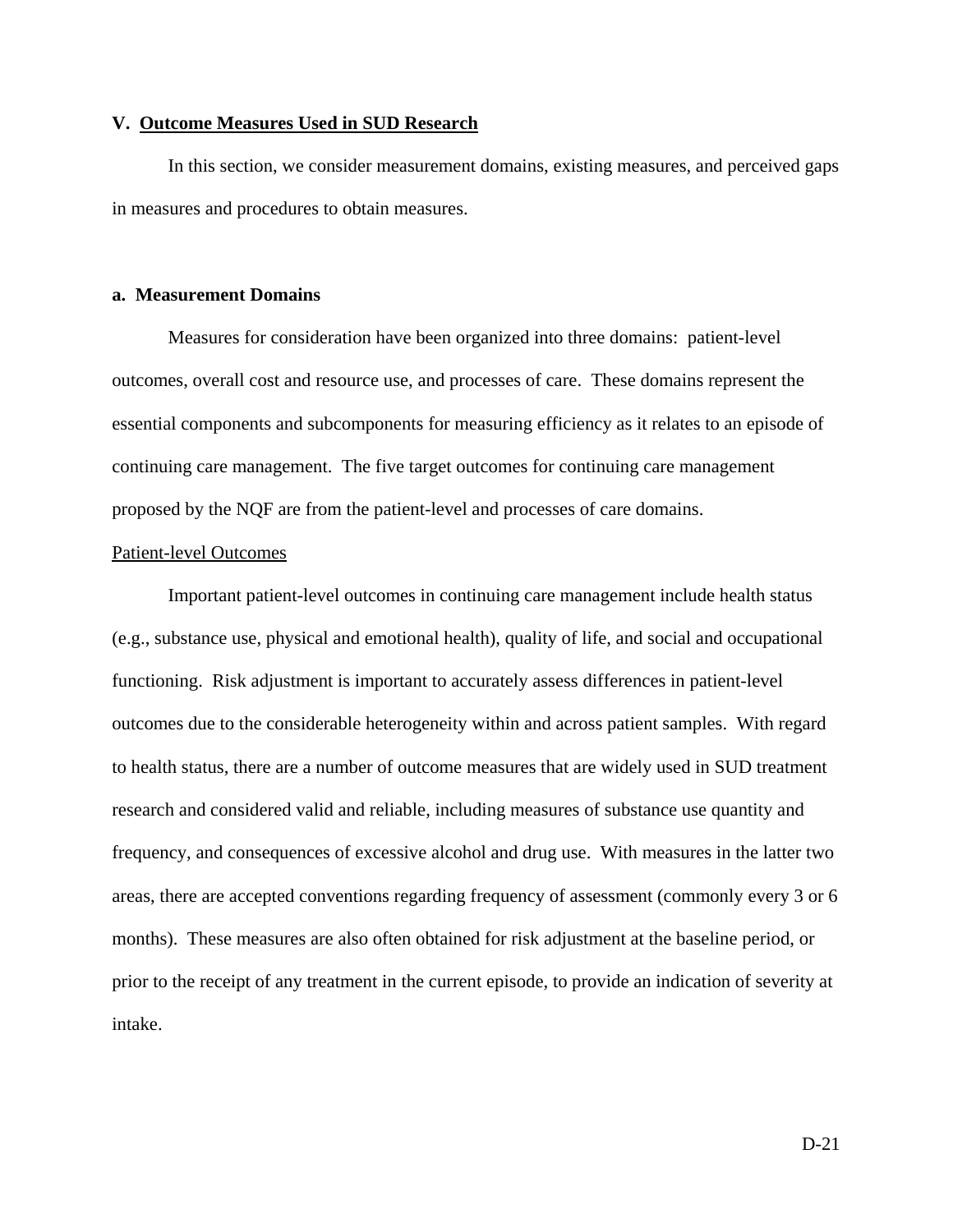## V. <u>Outcome Measures Used in SUD Research</u>

In this section, we consider measurement domains, existing measures, and perceived gaps in measures and procedures to obtain measures.

### a. Measurement Domains

Measures for consideration have been organized into three domains: patient-level outcomes, overall cost and resource use, and processes of care. These domains represent the essential components and subcomponents for measuring efficiency as it relates to an episode of continuing care management. The five target outcomes for continuing care management proposed by the NQF are from the patient-level and processes of care domains.

<u>Patient-level Outcomes</u>

Important patient-level outcomes in continuing care management include health status (e.g., substance use, physical and emotional health), quality of life, and social and occupational functioning. Risk adjustment is important to accurately assess differences in patient-level outcomes due to the considerable heterogeneity within and across patient samples. With regard to health status, there are a number of outcome measures that are widely used in SUD treatment research and considered valid and reliable, including measures of substance use quantity and frequency, and consequences of excessive alcohol and drug use. With measures in the latter two areas, there are accepted conventions regarding frequency of assessment (commonly every 3 or 6 months). These measures are also often obtained for risk adjustment at the baseline period, or prior to the receipt of any treatment in the current episode, to provide an indication of severity at intake.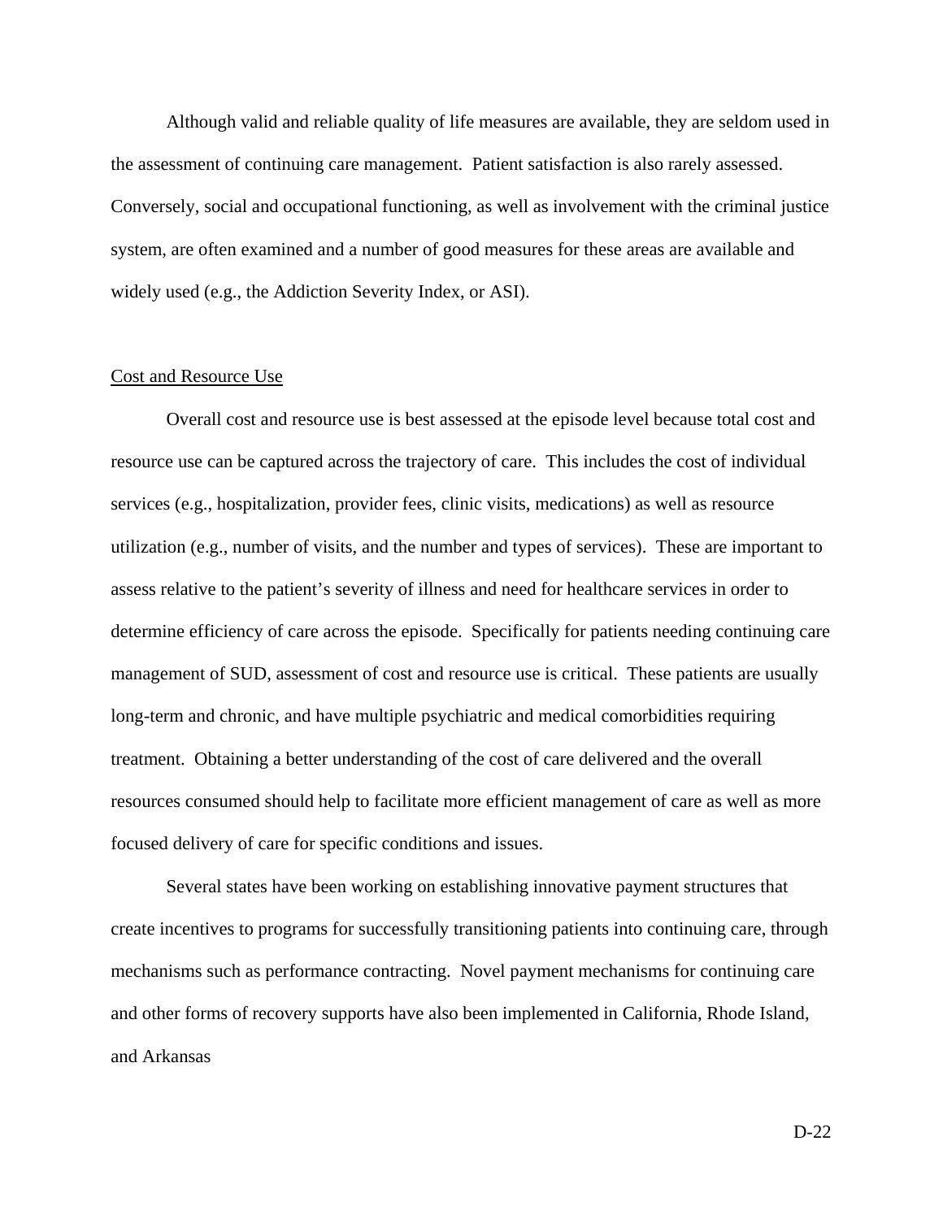Although valid and reliable quality of life measures are available, they are seldom used in the assessment of continuing care management. Patient satisfaction is also rarely assessed. Conversely, social and occupational functioning, as well as involvement with the criminal justice system, are often examined and a number of good measures for these areas are available and widely used (e.g., the Addiction Severity Index, or ASI).

<u>Cost and Resource Use</u>

Overall cost and resource use is best assessed at the episode level because total cost and resource use can be captured across the trajectory of care. This includes the cost of individual services (e.g., hospitalization, provider fees, clinic visits, medications) as well as resource utilization (e.g., number of visits, and the number and types of services). These are important to assess relative to the patient's severity of illness and need for healthcare services in order to determine efficiency of care across the episode. Specifically for patients needing continuing care management of SUD, assessment of cost and resource use is critical. These patients are usually long-term and chronic, and have multiple psychiatric and medical comorbidities requiring treatment. Obtaining a better understanding of the cost of care delivered and the overall resources consumed should help to facilitate more efficient management of care as well as more focused delivery of care for specific conditions and issues.

Several states have been working on establishing innovative payment structures that create incentives to programs for successfully transitioning patients into continuing care, through mechanisms such as performance contracting. Novel payment mechanisms for continuing care and other forms of recovery supports have also been implemented in California, Rhode Island, and Arkansas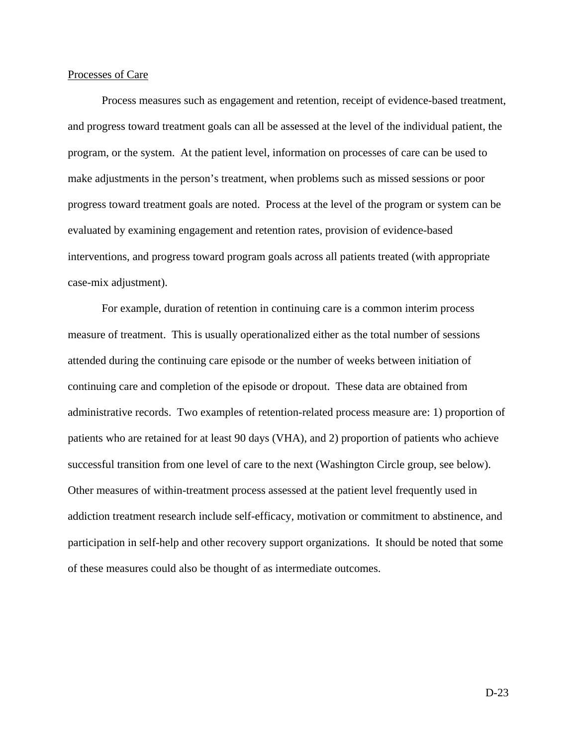Processes of Care

Process measures such as engagement and retention, receipt of evidence-based treatment, and progress toward treatment goals can all be assessed at the level of the individual patient, the program, or the system. At the patient level, information on processes of care can be used to make adjustments in the person's treatment, when problems such as missed sessions or poor progress toward treatment goals are noted. Process at the level of the program or system can be evaluated by examining engagement and retention rates, provision of evidence-based interventions, and progress toward program goals across all patients treated (with appropriate case-mix adjustment).

For example, duration of retention in continuing care is a common interim process measure of treatment. This is usually operationalized either as the total number of sessions attended during the continuing care episode or the number of weeks between initiation of continuing care and completion of the episode or dropout. These data are obtained from administrative records. Two examples of retention-related process measure are: 1) proportion of patients who are retained for at least 90 days (VHA), and 2) proportion of patients who achieve successful transition from one level of care to the next (Washington Circle group, see below). Other measures of within-treatment process assessed at the patient level frequently used in addiction treatment research include self-efficacy, motivation or commitment to abstinence, and participation in self-help and other recovery support organizations. It should be noted that some of these measures could also be thought of as intermediate outcomes.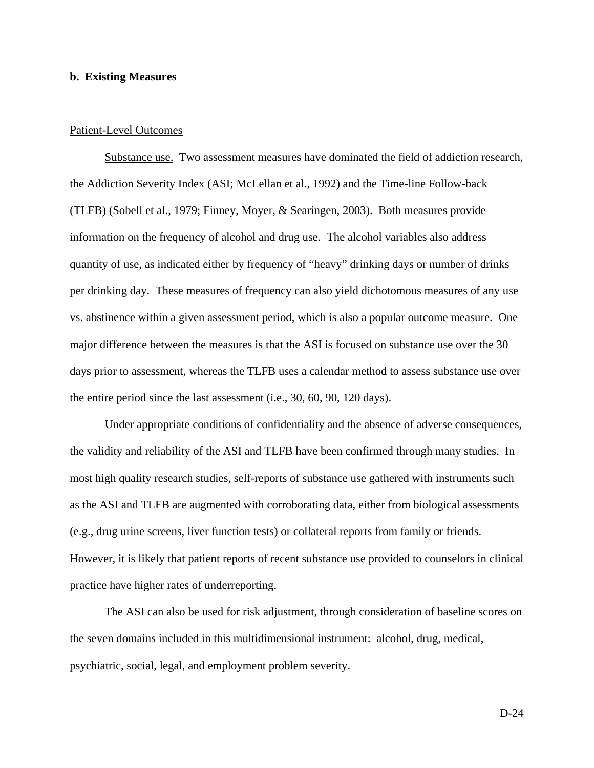**b. Existing Measures**

Patient-Level Outcomes

Substance use. Two assessment measures have dominated the field of addiction research, the Addiction Severity Index (ASI; McLellan et al., 1992) and the Time-line Follow-back (TLFB) (Sobell et al., 1979; Finney, Moyer, & Searingen, 2003). Both measures provide information on the frequency of alcohol and drug use. The alcohol variables also address quantity of use, as indicated either by frequency of "heavy" drinking days or number of drinks per drinking day. These measures of frequency can also yield dichotomous measures of any use vs. abstinence within a given assessment period, which is also a popular outcome measure. One major difference between the measures is that the ASI is focused on substance use over the 30 days prior to assessment, whereas the TLFB uses a calendar method to assess substance use over the entire period since the last assessment (i.e., 30, 60, 90, 120 days).

Under appropriate conditions of confidentiality and the absence of adverse consequences, the validity and reliability of the ASI and TLFB have been confirmed through many studies. In most high quality research studies, self-reports of substance use gathered with instruments such as the ASI and TLFB are augmented with corroborating data, either from biological assessments (e.g., drug urine screens, liver function tests) or collateral reports from family or friends. However, it is likely that patient reports of recent substance use provided to counselors in clinical practice have higher rates of underreporting.

The ASI can also be used for risk adjustment, through consideration of baseline scores on the seven domains included in this multidimensional instrument: alcohol, drug, medical, psychiatric, social, legal, and employment problem severity.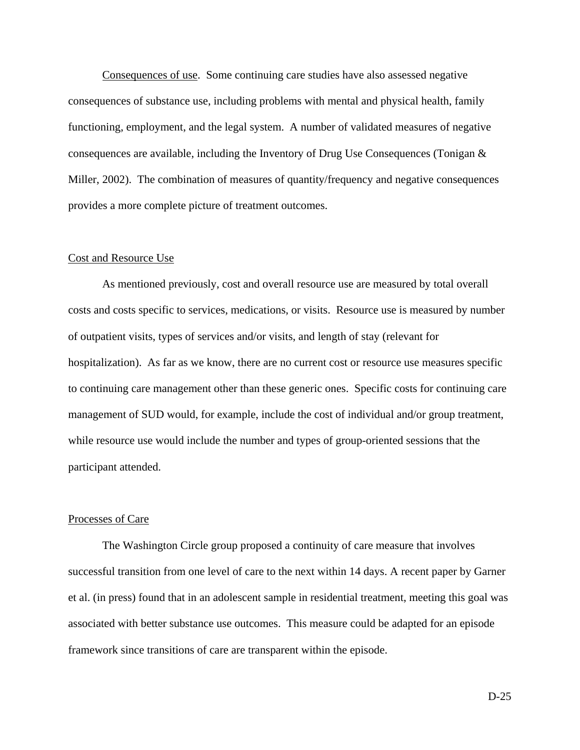Consequences of use. Some continuing care studies have also assessed negative consequences of substance use, including problems with mental and physical health, family functioning, employment, and the legal system. A number of validated measures of negative consequences are available, including the Inventory of Drug Use Consequences (Tonigan & Miller, 2002). The combination of measures of quantity/frequency and negative consequences provides a more complete picture of treatment outcomes.

### Cost and Resource Use

As mentioned previously, cost and overall resource use are measured by total overall costs and costs specific to services, medications, or visits. Resource use is measured by number of outpatient visits, types of services and/or visits, and length of stay (relevant for hospitalization). As far as we know, there are no current cost or resource use measures specific to continuing care management other than these generic ones. Specific costs for continuing care management of SUD would, for example, include the cost of individual and/or group treatment, while resource use would include the number and types of group-oriented sessions that the participant attended.

### Processes of Care

The Washington Circle group proposed a continuity of care measure that involves successful transition from one level of care to the next within 14 days. A recent paper by Garner et al. (in press) found that in an adolescent sample in residential treatment, meeting this goal was associated with better substance use outcomes. This measure could be adapted for an episode framework since transitions of care are transparent within the episode.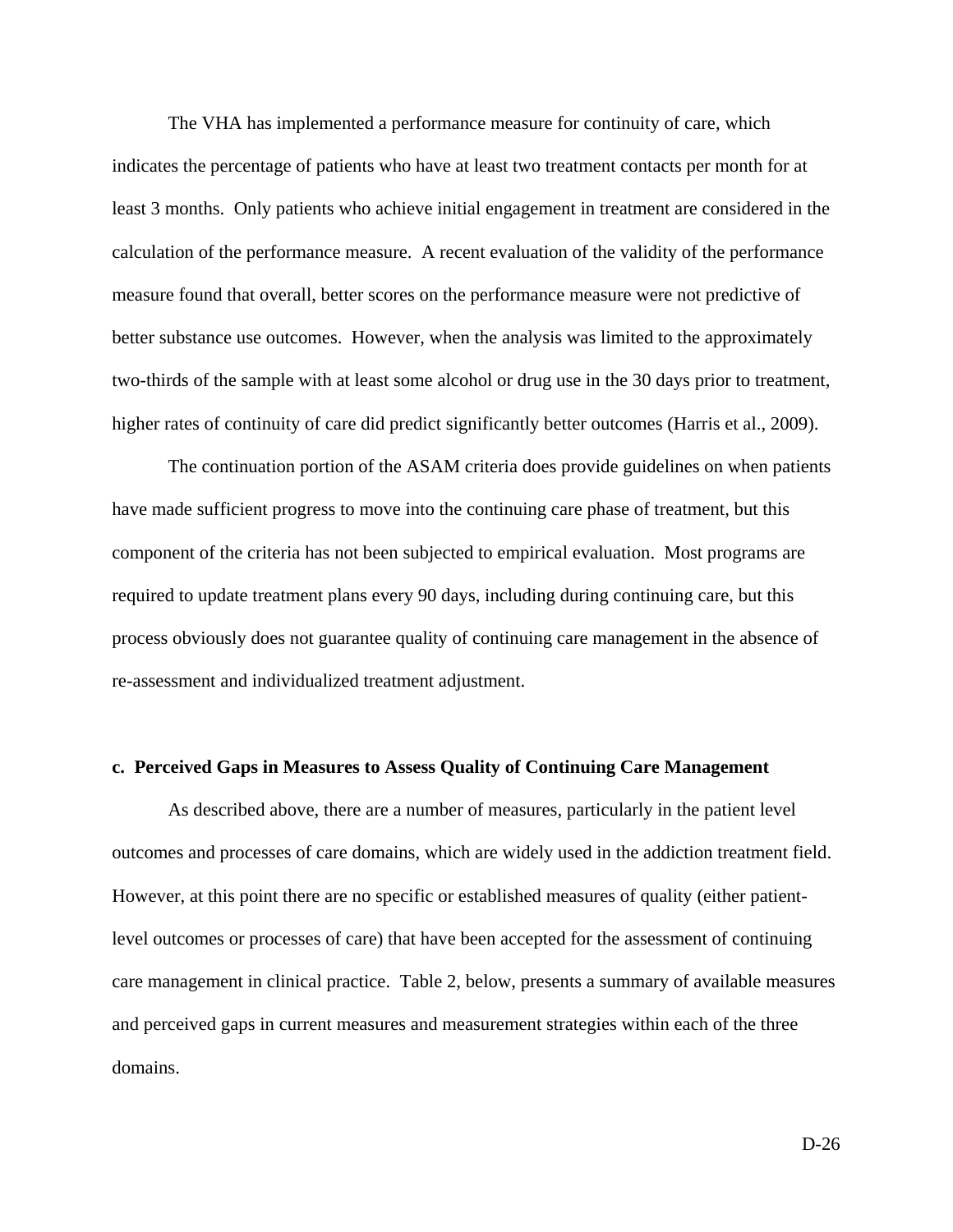The VHA has implemented a performance measure for continuity of care, which indicates the percentage of patients who have at least two treatment contacts per month for at least 3 months. Only patients who achieve initial engagement in treatment are considered in the calculation of the performance measure. A recent evaluation of the validity of the performance measure found that overall, better scores on the performance measure were not predictive of better substance use outcomes. However, when the analysis was limited to the approximately two-thirds of the sample with at least some alcohol or drug use in the 30 days prior to treatment, higher rates of continuity of care did predict significantly better outcomes (Harris et al., 2009).

The continuation portion of the ASAM criteria does provide guidelines on when patients have made sufficient progress to move into the continuing care phase of treatment, but this component of the criteria has not been subjected to empirical evaluation. Most programs are required to update treatment plans every 90 days, including during continuing care, but this process obviously does not guarantee quality of continuing care management in the absence of re-assessment and individualized treatment adjustment.

**c. Perceived Gaps in Measures to Assess Quality of Continuing Care Management**

As described above, there are a number of measures, particularly in the patient level outcomes and processes of care domains, which are widely used in the addiction treatment field. However, at this point there are no specific or established measures of quality (either patient-level outcomes or processes of care) that have been accepted for the assessment of continuing care management in clinical practice. Table 2, below, presents a summary of available measures and perceived gaps in current measures and measurement strategies within each of the three domains.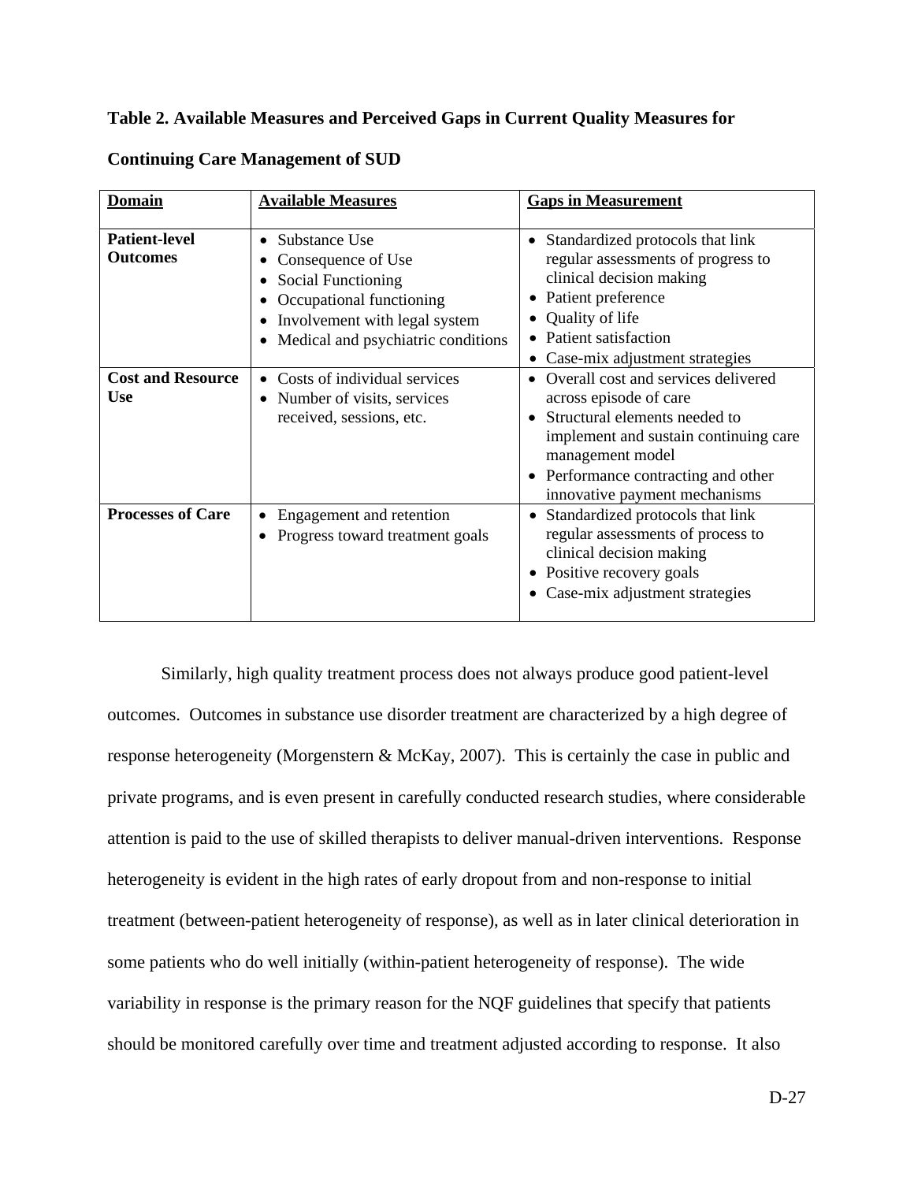**Table 2. Available Measures and Perceived Gaps in Current Quality Measures for Continuing Care Management of SUD**

| Domain | Available Measures | Gaps in Measurement |
|---|---|---|
| **Patient-level Outcomes** | • Substance Use<br>• Consequence of Use<br>• Social Functioning<br>• Occupational functioning<br>• Involvement with legal system<br>• Medical and psychiatric conditions | • Standardized protocols that link regular assessments of progress to clinical decision making<br>• Patient preference<br>• Quality of life<br>• Patient satisfaction<br>• Case-mix adjustment strategies |
| **Cost and Resource Use** | • Costs of individual services<br>• Number of visits, services received, sessions, etc. | • Overall cost and services delivered across episode of care<br>• Structural elements needed to implement and sustain continuing care management model<br>• Performance contracting and other innovative payment mechanisms |
| **Processes of Care** | • Engagement and retention<br>• Progress toward treatment goals | • Standardized protocols that link regular assessments of process to clinical decision making<br>• Positive recovery goals<br>• Case-mix adjustment strategies |

Similarly, high quality treatment process does not always produce good patient-level outcomes. Outcomes in substance use disorder treatment are characterized by a high degree of response heterogeneity (Morgenstern & McKay, 2007). This is certainly the case in public and private programs, and is even present in carefully conducted research studies, where considerable attention is paid to the use of skilled therapists to deliver manual-driven interventions. Response heterogeneity is evident in the high rates of early dropout from and non-response to initial treatment (between-patient heterogeneity of response), as well as in later clinical deterioration in some patients who do well initially (within-patient heterogeneity of response). The wide variability in response is the primary reason for the NQF guidelines that specify that patients should be monitored carefully over time and treatment adjusted according to response. It also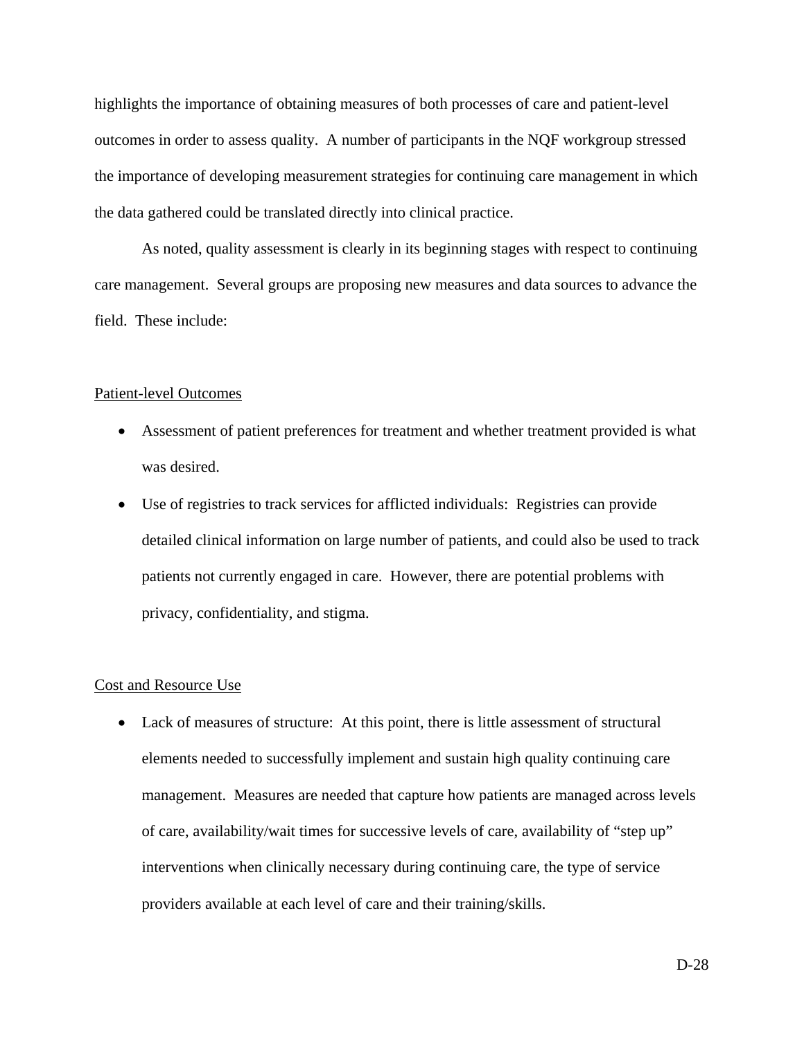highlights the importance of obtaining measures of both processes of care and patient-level outcomes in order to assess quality. A number of participants in the NQF workgroup stressed the importance of developing measurement strategies for continuing care management in which the data gathered could be translated directly into clinical practice.

As noted, quality assessment is clearly in its beginning stages with respect to continuing care management. Several groups are proposing new measures and data sources to advance the field. These include:

<u>Patient-level Outcomes</u>

- Assessment of patient preferences for treatment and whether treatment provided is what was desired.
- Use of registries to track services for afflicted individuals: Registries can provide detailed clinical information on large number of patients, and could also be used to track patients not currently engaged in care. However, there are potential problems with privacy, confidentiality, and stigma.

<u>Cost and Resource Use</u>

- Lack of measures of structure: At this point, there is little assessment of structural elements needed to successfully implement and sustain high quality continuing care management. Measures are needed that capture how patients are managed across levels of care, availability/wait times for successive levels of care, availability of "step up" interventions when clinically necessary during continuing care, the type of service providers available at each level of care and their training/skills.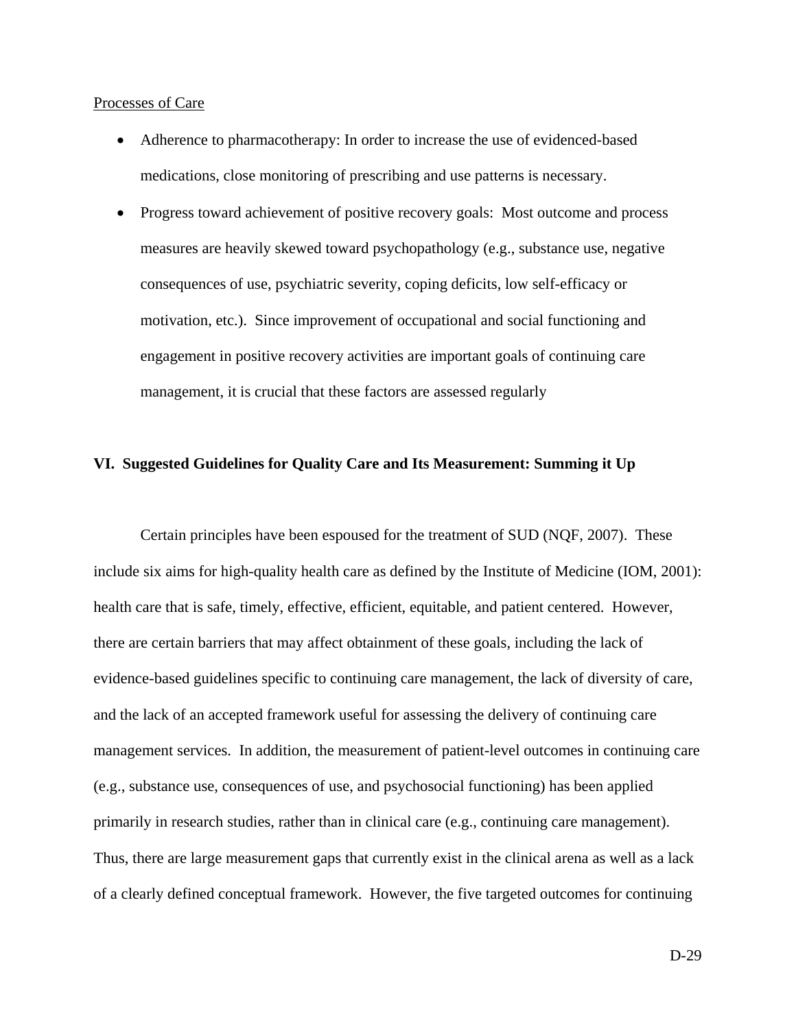Processes of Care

- Adherence to pharmacotherapy: In order to increase the use of evidenced-based medications, close monitoring of prescribing and use patterns is necessary.
- Progress toward achievement of positive recovery goals: Most outcome and process measures are heavily skewed toward psychopathology (e.g., substance use, negative consequences of use, psychiatric severity, coping deficits, low self-efficacy or motivation, etc.). Since improvement of occupational and social functioning and engagement in positive recovery activities are important goals of continuing care management, it is crucial that these factors are assessed regularly

## VI. Suggested Guidelines for Quality Care and Its Measurement: Summing it Up

Certain principles have been espoused for the treatment of SUD (NQF, 2007). These include six aims for high-quality health care as defined by the Institute of Medicine (IOM, 2001): health care that is safe, timely, effective, efficient, equitable, and patient centered. However, there are certain barriers that may affect obtainment of these goals, including the lack of evidence-based guidelines specific to continuing care management, the lack of diversity of care, and the lack of an accepted framework useful for assessing the delivery of continuing care management services. In addition, the measurement of patient-level outcomes in continuing care (e.g., substance use, consequences of use, and psychosocial functioning) has been applied primarily in research studies, rather than in clinical care (e.g., continuing care management). Thus, there are large measurement gaps that currently exist in the clinical arena as well as a lack of a clearly defined conceptual framework. However, the five targeted outcomes for continuing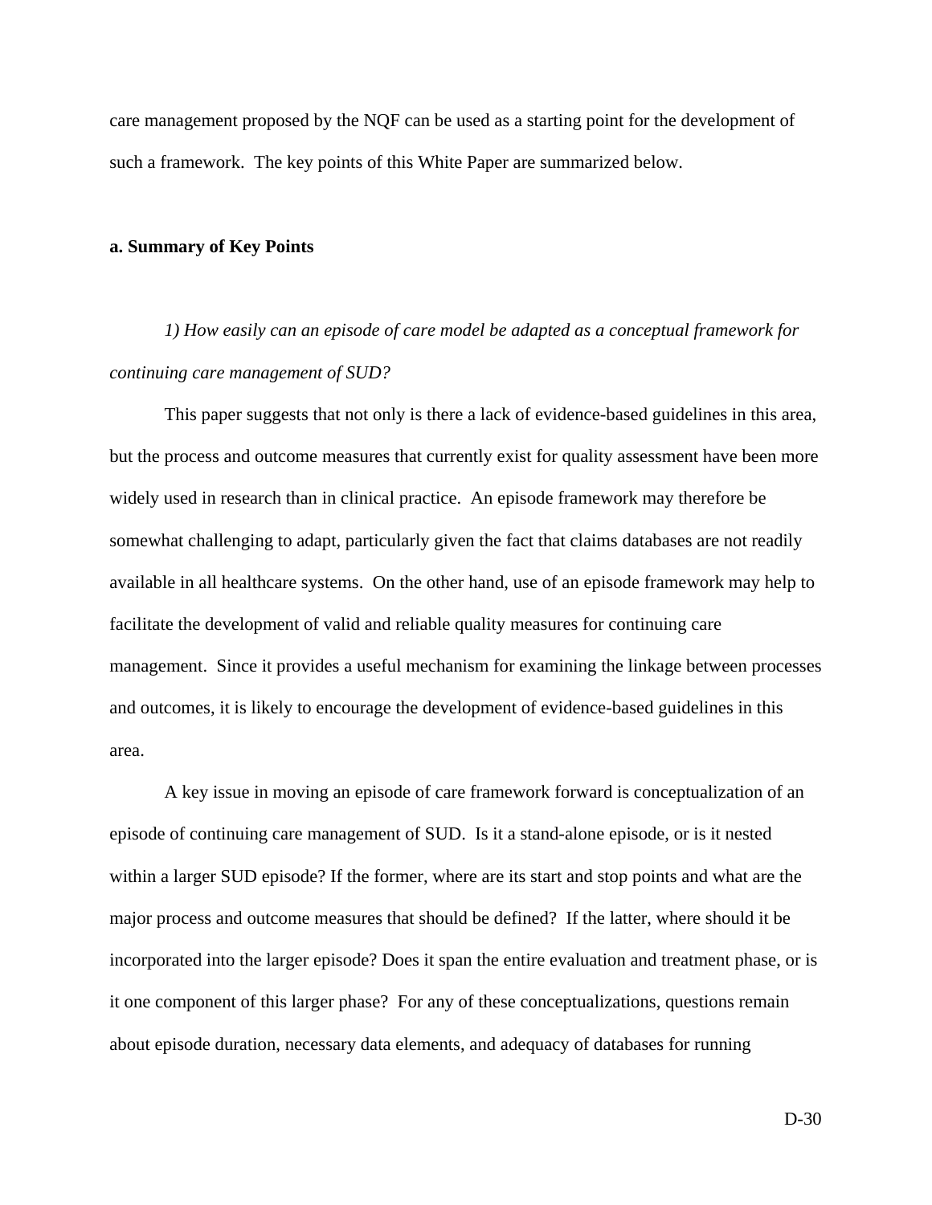care management proposed by the NQF can be used as a starting point for the development of such a framework. The key points of this White Paper are summarized below.

**a. Summary of Key Points**

*1) How easily can an episode of care model be adapted as a conceptual framework for continuing care management of SUD?*

This paper suggests that not only is there a lack of evidence-based guidelines in this area, but the process and outcome measures that currently exist for quality assessment have been more widely used in research than in clinical practice. An episode framework may therefore be somewhat challenging to adapt, particularly given the fact that claims databases are not readily available in all healthcare systems. On the other hand, use of an episode framework may help to facilitate the development of valid and reliable quality measures for continuing care management. Since it provides a useful mechanism for examining the linkage between processes and outcomes, it is likely to encourage the development of evidence-based guidelines in this area.

A key issue in moving an episode of care framework forward is conceptualization of an episode of continuing care management of SUD. Is it a stand-alone episode, or is it nested within a larger SUD episode? If the former, where are its start and stop points and what are the major process and outcome measures that should be defined? If the latter, where should it be incorporated into the larger episode? Does it span the entire evaluation and treatment phase, or is it one component of this larger phase? For any of these conceptualizations, questions remain about episode duration, necessary data elements, and adequacy of databases for running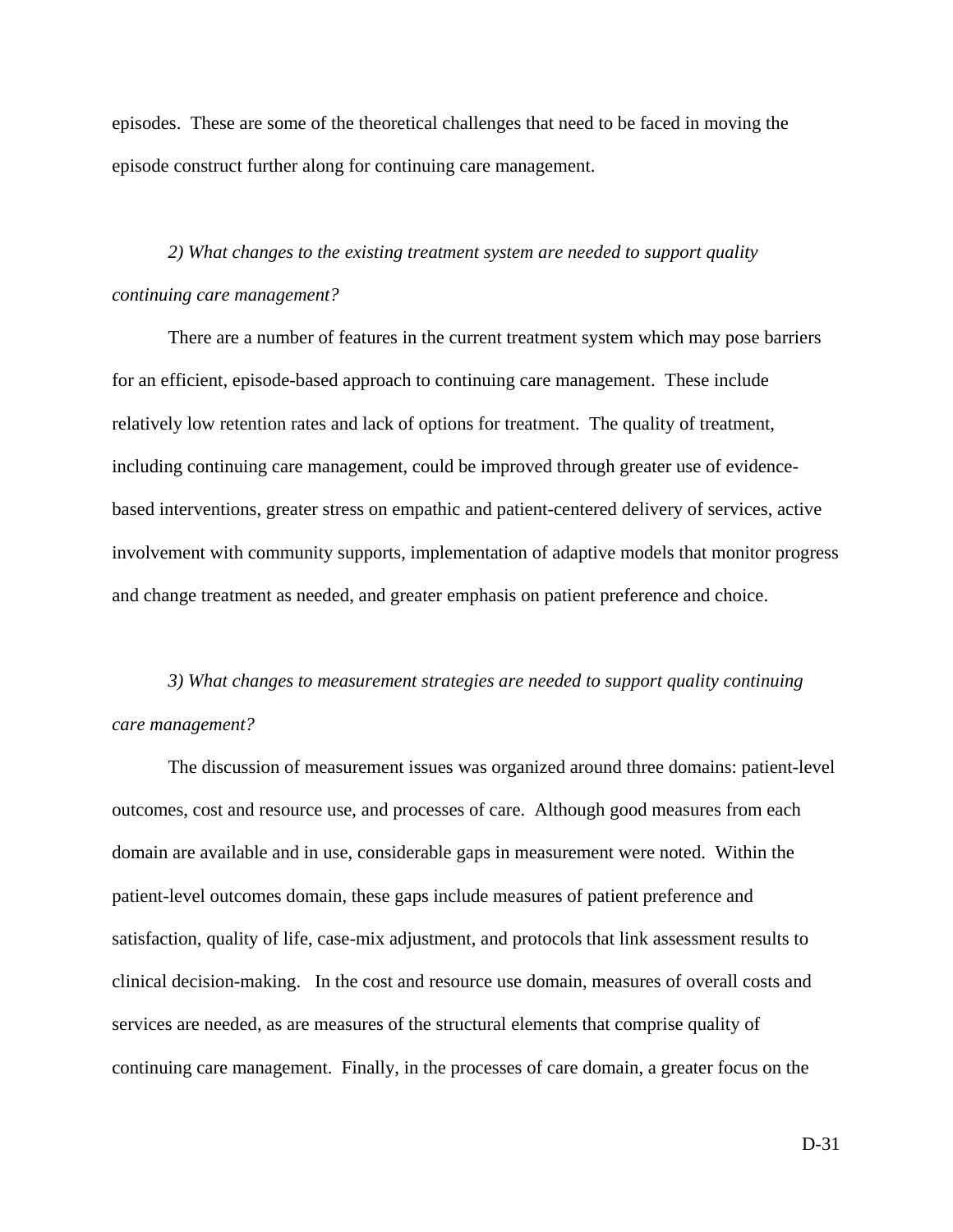episodes. These are some of the theoretical challenges that need to be faced in moving the episode construct further along for continuing care management.

*2) What changes to the existing treatment system are needed to support quality continuing care management?*

There are a number of features in the current treatment system which may pose barriers for an efficient, episode-based approach to continuing care management. These include relatively low retention rates and lack of options for treatment. The quality of treatment, including continuing care management, could be improved through greater use of evidence-based interventions, greater stress on empathic and patient-centered delivery of services, active involvement with community supports, implementation of adaptive models that monitor progress and change treatment as needed, and greater emphasis on patient preference and choice.

*3) What changes to measurement strategies are needed to support quality continuing care management?*

The discussion of measurement issues was organized around three domains: patient-level outcomes, cost and resource use, and processes of care. Although good measures from each domain are available and in use, considerable gaps in measurement were noted. Within the patient-level outcomes domain, these gaps include measures of patient preference and satisfaction, quality of life, case-mix adjustment, and protocols that link assessment results to clinical decision-making. In the cost and resource use domain, measures of overall costs and services are needed, as are measures of the structural elements that comprise quality of continuing care management. Finally, in the processes of care domain, a greater focus on the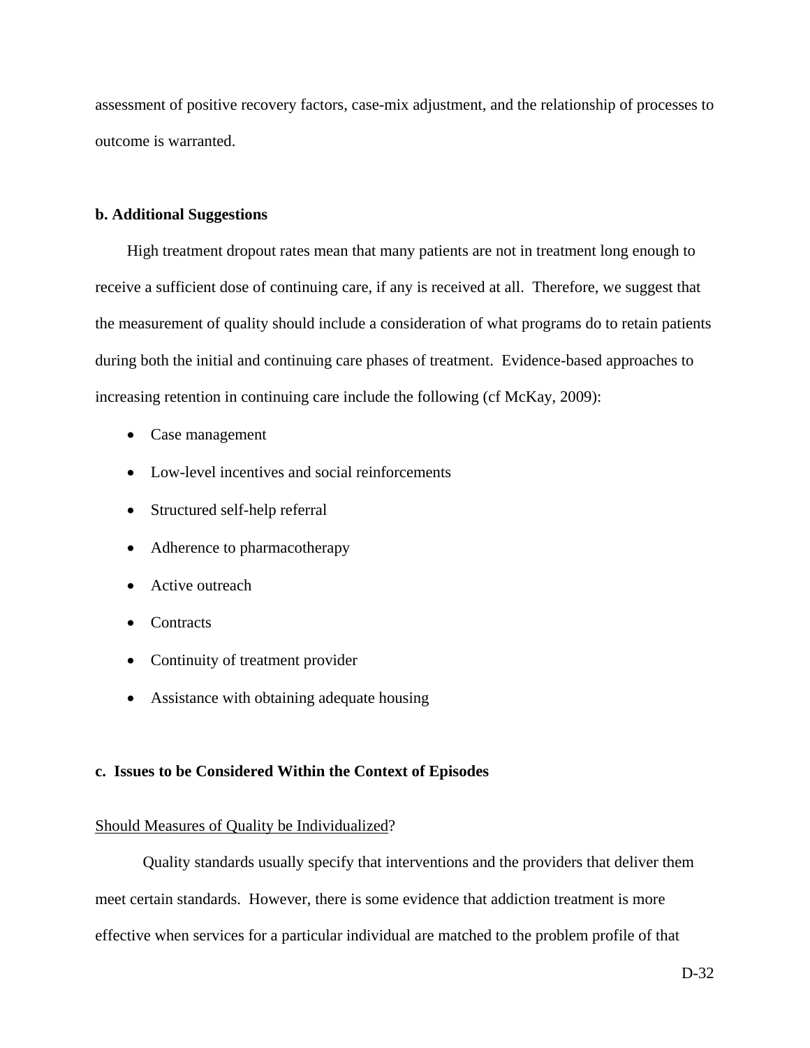assessment of positive recovery factors, case-mix adjustment, and the relationship of processes to outcome is warranted.

**b. Additional Suggestions**

High treatment dropout rates mean that many patients are not in treatment long enough to receive a sufficient dose of continuing care, if any is received at all. Therefore, we suggest that the measurement of quality should include a consideration of what programs do to retain patients during both the initial and continuing care phases of treatment. Evidence-based approaches to increasing retention in continuing care include the following (cf McKay, 2009):

- Case management
- Low-level incentives and social reinforcements
- Structured self-help referral
- Adherence to pharmacotherapy
- Active outreach
- Contracts
- Continuity of treatment provider
- Assistance with obtaining adequate housing

**c. Issues to be Considered Within the Context of Episodes**

<u>Should Measures of Quality be Individualized</u>?

Quality standards usually specify that interventions and the providers that deliver them meet certain standards. However, there is some evidence that addiction treatment is more effective when services for a particular individual are matched to the problem profile of that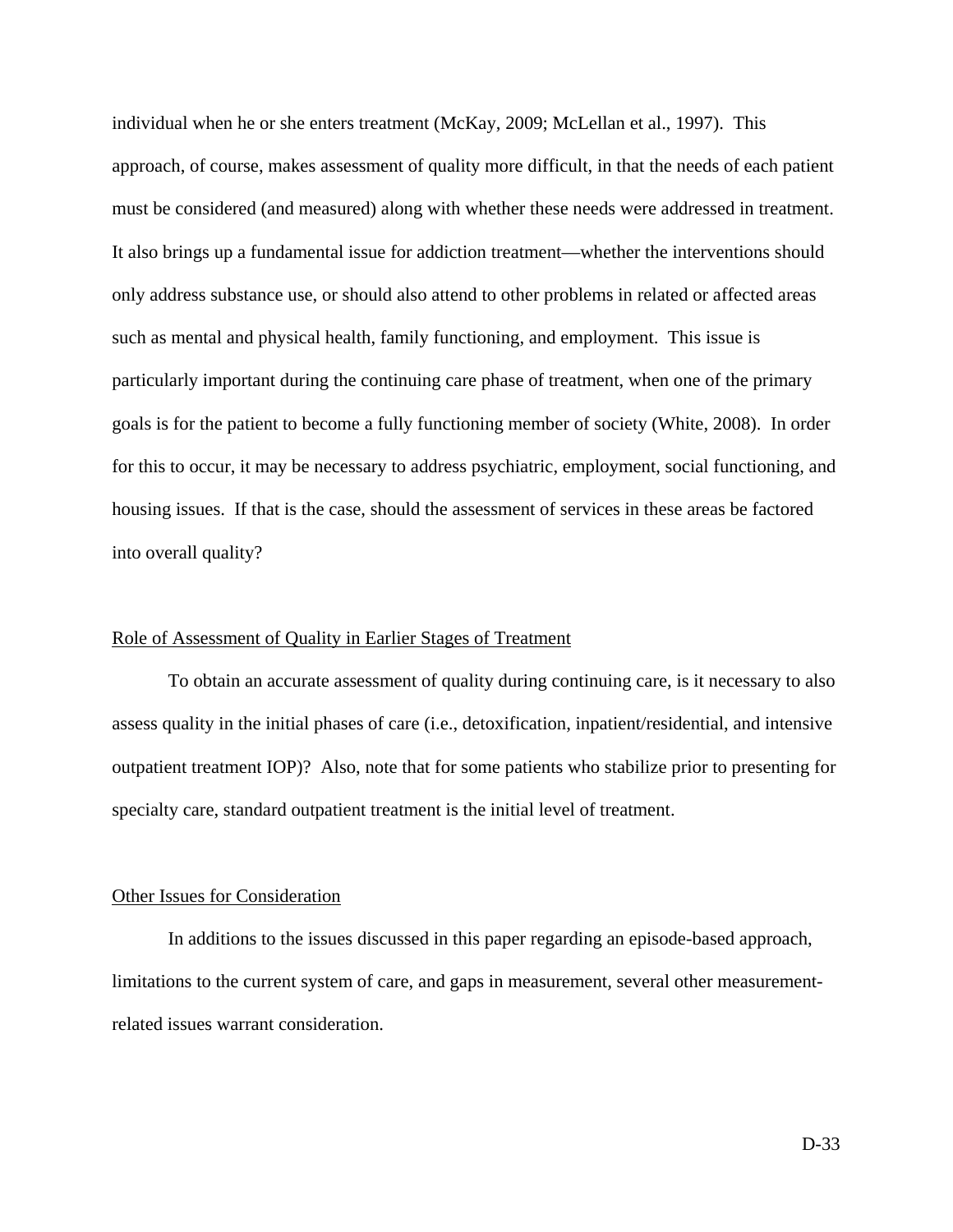individual when he or she enters treatment (McKay, 2009; McLellan et al., 1997). This approach, of course, makes assessment of quality more difficult, in that the needs of each patient must be considered (and measured) along with whether these needs were addressed in treatment. It also brings up a fundamental issue for addiction treatment—whether the interventions should only address substance use, or should also attend to other problems in related or affected areas such as mental and physical health, family functioning, and employment. This issue is particularly important during the continuing care phase of treatment, when one of the primary goals is for the patient to become a fully functioning member of society (White, 2008). In order for this to occur, it may be necessary to address psychiatric, employment, social functioning, and housing issues. If that is the case, should the assessment of services in these areas be factored into overall quality?

<u>Role of Assessment of Quality in Earlier Stages of Treatment</u>

To obtain an accurate assessment of quality during continuing care, is it necessary to also assess quality in the initial phases of care (i.e., detoxification, inpatient/residential, and intensive outpatient treatment IOP)? Also, note that for some patients who stabilize prior to presenting for specialty care, standard outpatient treatment is the initial level of treatment.

<u>Other Issues for Consideration</u>

In additions to the issues discussed in this paper regarding an episode-based approach, limitations to the current system of care, and gaps in measurement, several other measurement-related issues warrant consideration.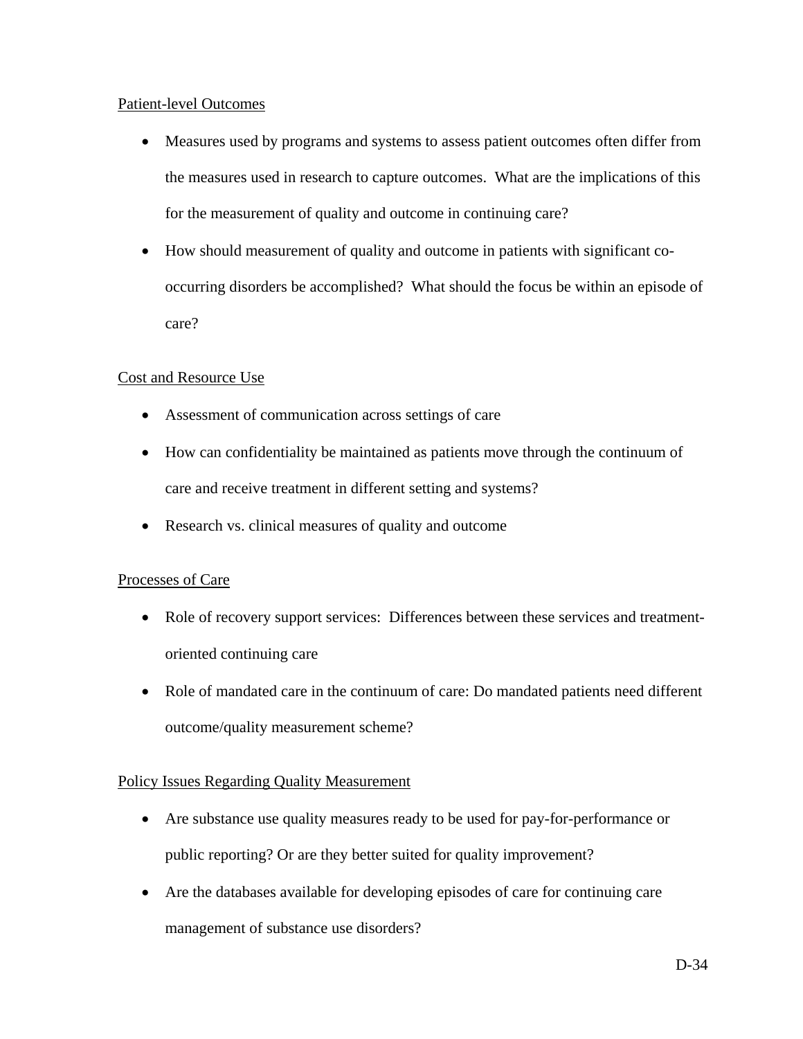Patient-level Outcomes

- Measures used by programs and systems to assess patient outcomes often differ from the measures used in research to capture outcomes. What are the implications of this for the measurement of quality and outcome in continuing care?
- How should measurement of quality and outcome in patients with significant co-occurring disorders be accomplished? What should the focus be within an episode of care?

Cost and Resource Use

- Assessment of communication across settings of care
- How can confidentiality be maintained as patients move through the continuum of care and receive treatment in different setting and systems?
- Research vs. clinical measures of quality and outcome

Processes of Care

- Role of recovery support services: Differences between these services and treatment-oriented continuing care
- Role of mandated care in the continuum of care: Do mandated patients need different outcome/quality measurement scheme?

Policy Issues Regarding Quality Measurement

- Are substance use quality measures ready to be used for pay-for-performance or public reporting? Or are they better suited for quality improvement?
- Are the databases available for developing episodes of care for continuing care management of substance use disorders?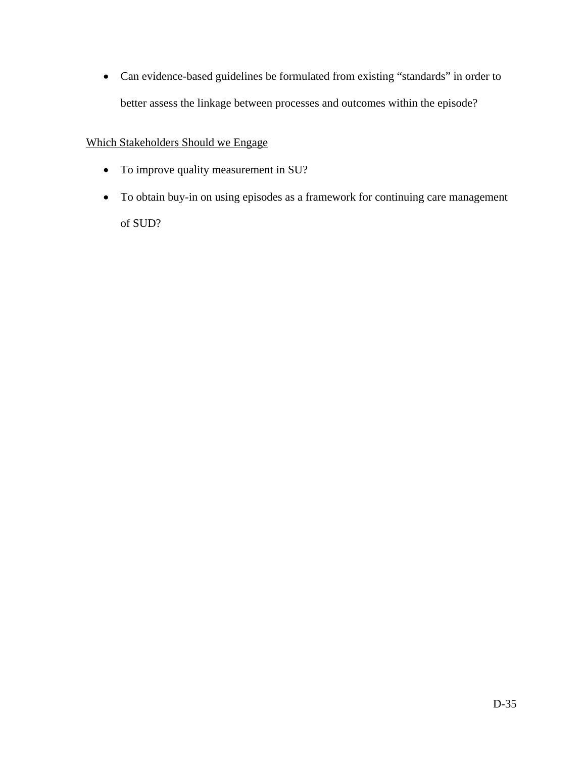- Can evidence-based guidelines be formulated from existing “standards” in order to better assess the linkage between processes and outcomes within the episode?

Which Stakeholders Should we Engage

- To improve quality measurement in SU?
- To obtain buy-in on using episodes as a framework for continuing care management of SUD?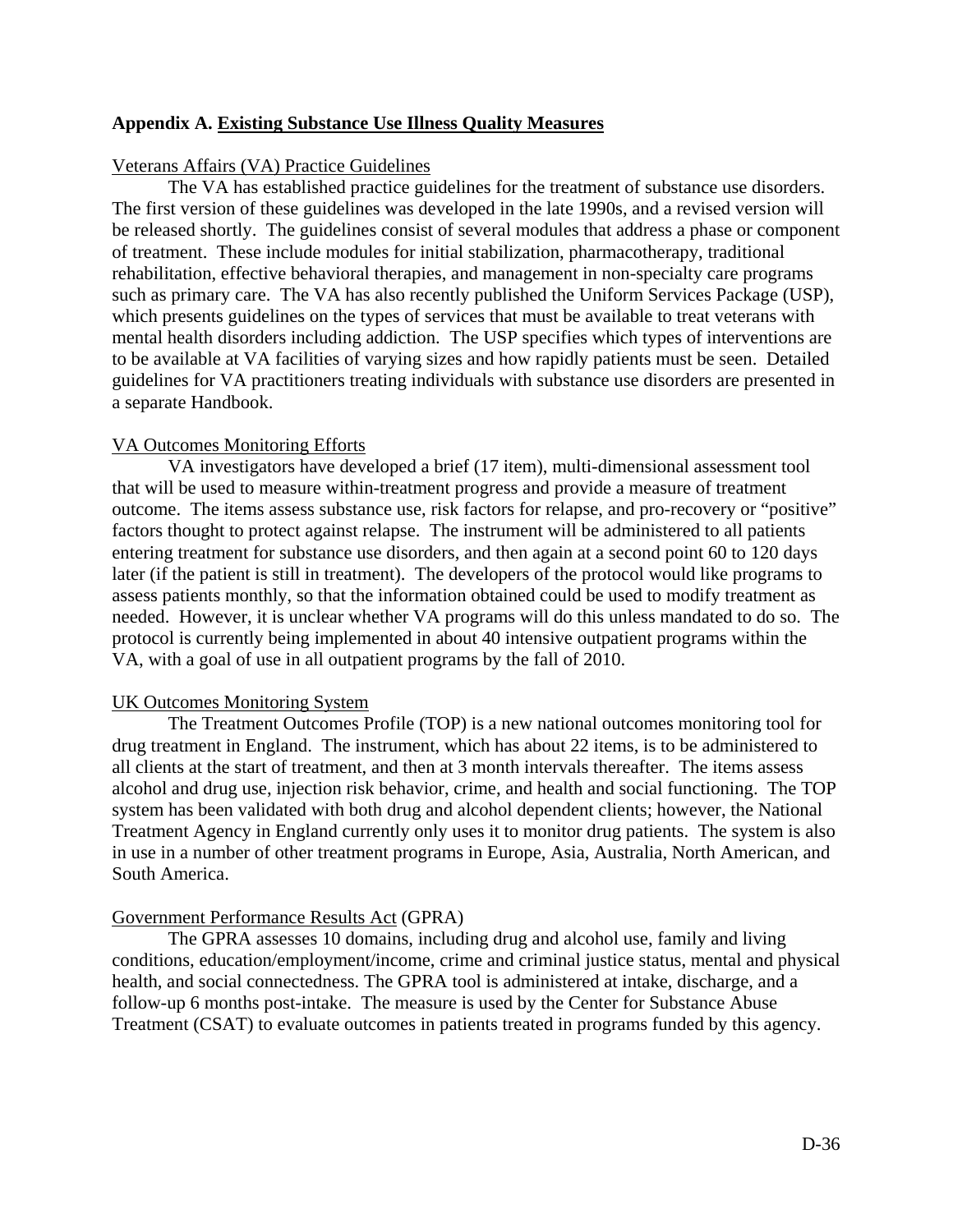## Appendix A. Existing Substance Use Illness Quality Measures

Veterans Affairs (VA) Practice Guidelines

The VA has established practice guidelines for the treatment of substance use disorders. The first version of these guidelines was developed in the late 1990s, and a revised version will be released shortly. The guidelines consist of several modules that address a phase or component of treatment. These include modules for initial stabilization, pharmacotherapy, traditional rehabilitation, effective behavioral therapies, and management in non-specialty care programs such as primary care. The VA has also recently published the Uniform Services Package (USP), which presents guidelines on the types of services that must be available to treat veterans with mental health disorders including addiction. The USP specifies which types of interventions are to be available at VA facilities of varying sizes and how rapidly patients must be seen. Detailed guidelines for VA practitioners treating individuals with substance use disorders are presented in a separate Handbook.

VA Outcomes Monitoring Efforts

VA investigators have developed a brief (17 item), multi-dimensional assessment tool that will be used to measure within-treatment progress and provide a measure of treatment outcome. The items assess substance use, risk factors for relapse, and pro-recovery or "positive" factors thought to protect against relapse. The instrument will be administered to all patients entering treatment for substance use disorders, and then again at a second point 60 to 120 days later (if the patient is still in treatment). The developers of the protocol would like programs to assess patients monthly, so that the information obtained could be used to modify treatment as needed. However, it is unclear whether VA programs will do this unless mandated to do so. The protocol is currently being implemented in about 40 intensive outpatient programs within the VA, with a goal of use in all outpatient programs by the fall of 2010.

UK Outcomes Monitoring System

The Treatment Outcomes Profile (TOP) is a new national outcomes monitoring tool for drug treatment in England. The instrument, which has about 22 items, is to be administered to all clients at the start of treatment, and then at 3 month intervals thereafter. The items assess alcohol and drug use, injection risk behavior, crime, and health and social functioning. The TOP system has been validated with both drug and alcohol dependent clients; however, the National Treatment Agency in England currently only uses it to monitor drug patients. The system is also in use in a number of other treatment programs in Europe, Asia, Australia, North American, and South America.

Government Performance Results Act (GPRA)

The GPRA assesses 10 domains, including drug and alcohol use, family and living conditions, education/employment/income, crime and criminal justice status, mental and physical health, and social connectedness. The GPRA tool is administered at intake, discharge, and a follow-up 6 months post-intake. The measure is used by the Center for Substance Abuse Treatment (CSAT) to evaluate outcomes in patients treated in programs funded by this agency.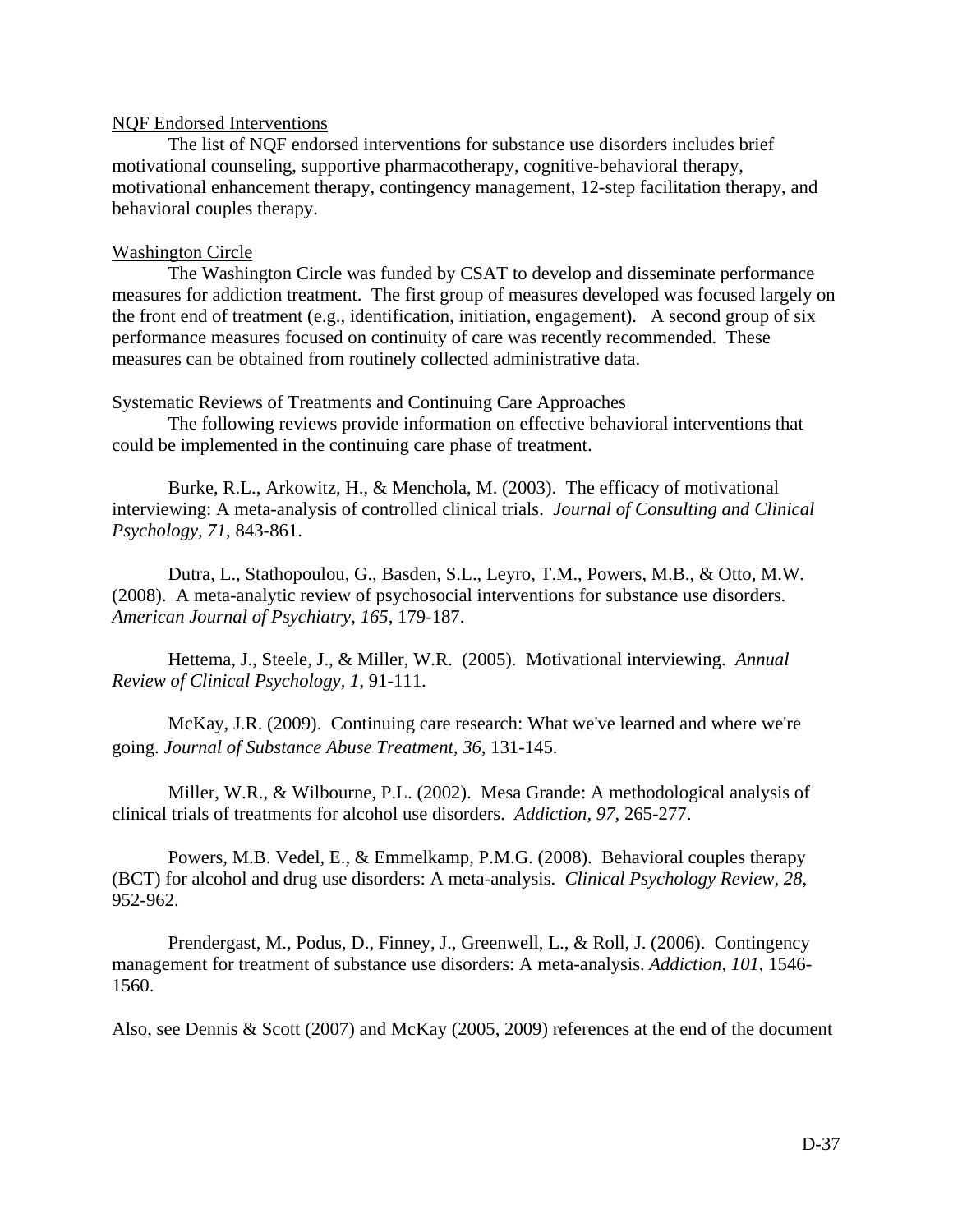NQF Endorsed Interventions

The list of NQF endorsed interventions for substance use disorders includes brief motivational counseling, supportive pharmacotherapy, cognitive-behavioral therapy, motivational enhancement therapy, contingency management, 12-step facilitation therapy, and behavioral couples therapy.

Washington Circle

The Washington Circle was funded by CSAT to develop and disseminate performance measures for addiction treatment. The first group of measures developed was focused largely on the front end of treatment (e.g., identification, initiation, engagement). A second group of six performance measures focused on continuity of care was recently recommended. These measures can be obtained from routinely collected administrative data.

Systematic Reviews of Treatments and Continuing Care Approaches

The following reviews provide information on effective behavioral interventions that could be implemented in the continuing care phase of treatment.

Burke, R.L., Arkowitz, H., & Menchola, M. (2003). The efficacy of motivational interviewing: A meta-analysis of controlled clinical trials. *Journal of Consulting and Clinical Psychology, 71*, 843-861.

Dutra, L., Stathopoulou, G., Basden, S.L., Leyro, T.M., Powers, M.B., & Otto, M.W. (2008). A meta-analytic review of psychosocial interventions for substance use disorders. *American Journal of Psychiatry*, *165*, 179-187.

Hettema, J., Steele, J., & Miller, W.R. (2005). Motivational interviewing. *Annual Review of Clinical Psychology, 1*, 91-111.

McKay, J.R. (2009). Continuing care research: What we've learned and where we're going. *Journal of Substance Abuse Treatment, 36*, 131-145.

Miller, W.R., & Wilbourne, P.L. (2002). Mesa Grande: A methodological analysis of clinical trials of treatments for alcohol use disorders. *Addiction, 97*, 265-277.

Powers, M.B. Vedel, E., & Emmelkamp, P.M.G. (2008). Behavioral couples therapy (BCT) for alcohol and drug use disorders: A meta-analysis. *Clinical Psychology Review, 28*, 952-962.

Prendergast, M., Podus, D., Finney, J., Greenwell, L., & Roll, J. (2006). Contingency management for treatment of substance use disorders: A meta-analysis. *Addiction, 101*, 1546-1560.

Also, see Dennis & Scott (2007) and McKay (2005, 2009) references at the end of the document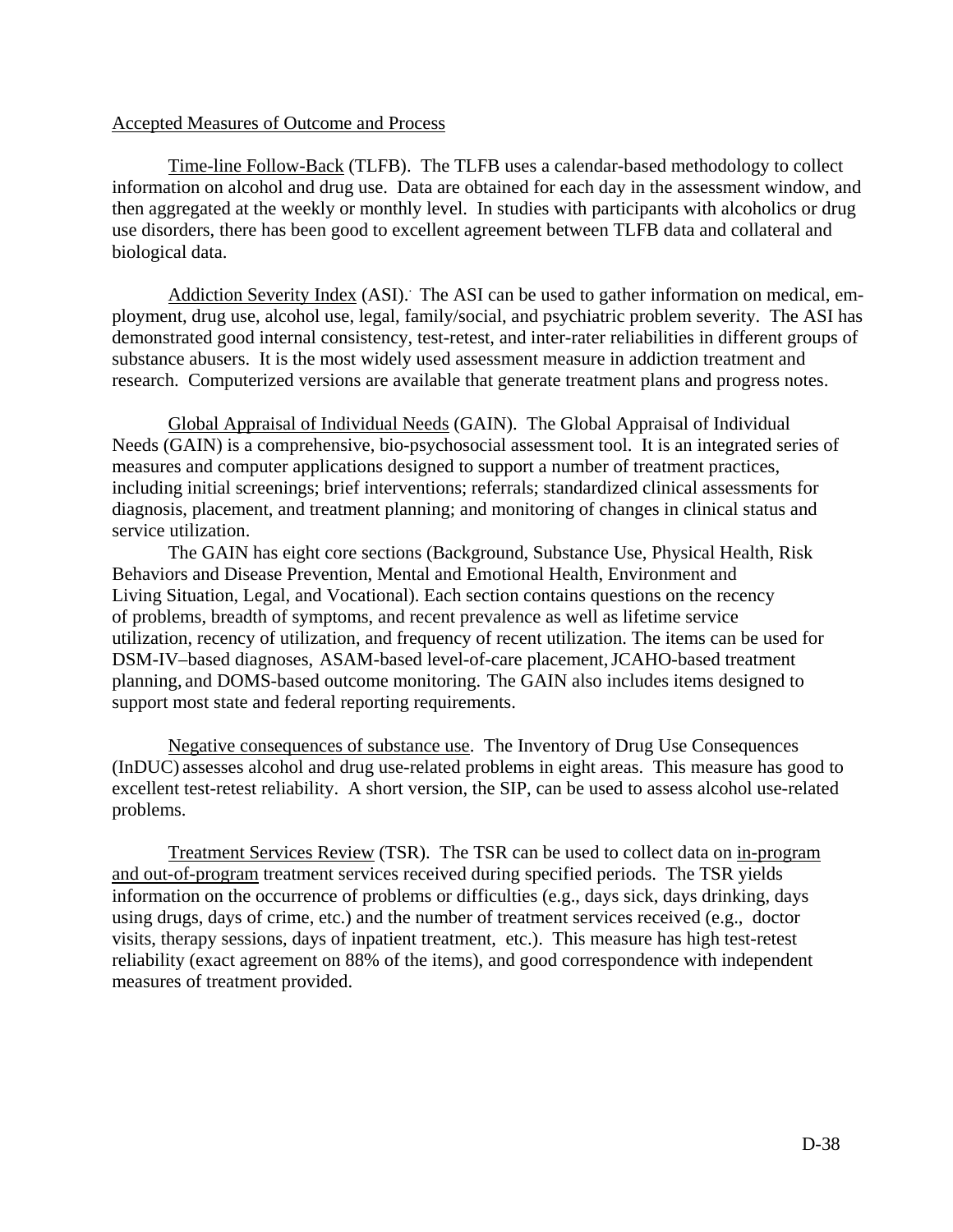Accepted Measures of Outcome and Process

Time-line Follow-Back (TLFB). The TLFB uses a calendar-based methodology to collect information on alcohol and drug use. Data are obtained for each day in the assessment window, and then aggregated at the weekly or monthly level. In studies with participants with alcoholics or drug use disorders, there has been good to excellent agreement between TLFB data and collateral and biological data.

Addiction Severity Index (ASI). The ASI can be used to gather information on medical, employment, drug use, alcohol use, legal, family/social, and psychiatric problem severity. The ASI has demonstrated good internal consistency, test-retest, and inter-rater reliabilities in different groups of substance abusers. It is the most widely used assessment measure in addiction treatment and research. Computerized versions are available that generate treatment plans and progress notes.

Global Appraisal of Individual Needs (GAIN). The Global Appraisal of Individual Needs (GAIN) is a comprehensive, bio-psychosocial assessment tool. It is an integrated series of measures and computer applications designed to support a number of treatment practices, including initial screenings; brief interventions; referrals; standardized clinical assessments for diagnosis, placement, and treatment planning; and monitoring of changes in clinical status and service utilization.

The GAIN has eight core sections (Background, Substance Use, Physical Health, Risk Behaviors and Disease Prevention, Mental and Emotional Health, Environment and Living Situation, Legal, and Vocational). Each section contains questions on the recency of problems, breadth of symptoms, and recent prevalence as well as lifetime service utilization, recency of utilization, and frequency of recent utilization. The items can be used for DSM-IV–based diagnoses, ASAM-based level-of-care placement, JCAHO-based treatment planning, and DOMS-based outcome monitoring. The GAIN also includes items designed to support most state and federal reporting requirements.

Negative consequences of substance use. The Inventory of Drug Use Consequences (InDUC) assesses alcohol and drug use-related problems in eight areas. This measure has good to excellent test-retest reliability. A short version, the SIP, can be used to assess alcohol use-related problems.

Treatment Services Review (TSR). The TSR can be used to collect data on in-program and out-of-program treatment services received during specified periods. The TSR yields information on the occurrence of problems or difficulties (e.g., days sick, days drinking, days using drugs, days of crime, etc.) and the number of treatment services received (e.g., doctor visits, therapy sessions, days of inpatient treatment, etc.). This measure has high test-retest reliability (exact agreement on 88% of the items), and good correspondence with independent measures of treatment provided.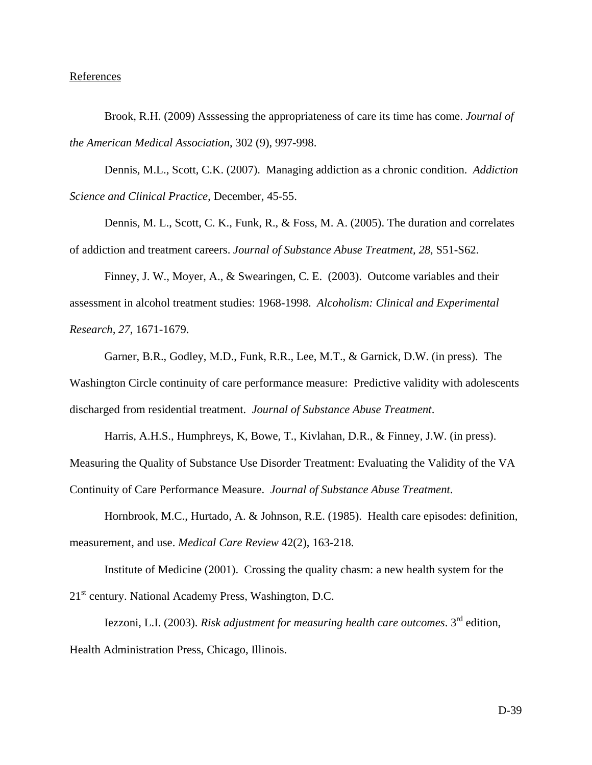References

Brook, R.H. (2009) Asssessing the appropriateness of care its time has come. *Journal of the American Medical Association*, 302 (9), 997-998.

Dennis, M.L., Scott, C.K. (2007). Managing addiction as a chronic condition. *Addiction Science and Clinical Practice,* December, 45-55.

Dennis, M. L., Scott, C. K., Funk, R., & Foss, M. A. (2005). The duration and correlates of addiction and treatment careers. *Journal of Substance Abuse Treatment, 28*, S51-S62.

Finney, J. W., Moyer, A., & Swearingen, C. E. (2003). Outcome variables and their assessment in alcohol treatment studies: 1968-1998. *Alcoholism: Clinical and Experimental Research, 27*, 1671-1679.

Garner, B.R., Godley, M.D., Funk, R.R., Lee, M.T., & Garnick, D.W. (in press). The Washington Circle continuity of care performance measure: Predictive validity with adolescents discharged from residential treatment. *Journal of Substance Abuse Treatment*.

Harris, A.H.S., Humphreys, K, Bowe, T., Kivlahan, D.R., & Finney, J.W. (in press). Measuring the Quality of Substance Use Disorder Treatment: Evaluating the Validity of the VA Continuity of Care Performance Measure. *Journal of Substance Abuse Treatment*.

Hornbrook, M.C., Hurtado, A. & Johnson, R.E. (1985). Health care episodes: definition, measurement, and use. *Medical Care Review* 42(2), 163-218.

Institute of Medicine (2001). Crossing the quality chasm: a new health system for the 21st century. National Academy Press, Washington, D.C.

Iezzoni, L.I. (2003). *Risk adjustment for measuring health care outcomes*. 3rd edition, Health Administration Press, Chicago, Illinois.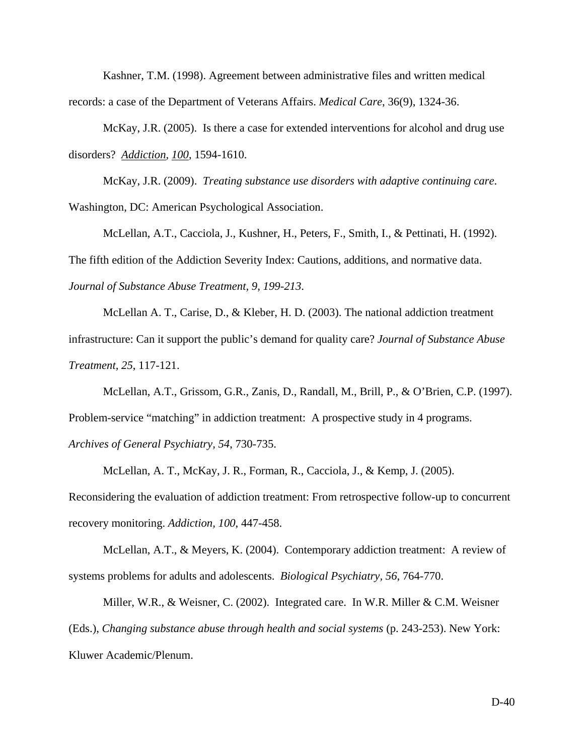Kashner, T.M. (1998). Agreement between administrative files and written medical records: a case of the Department of Veterans Affairs. *Medical Care*, 36(9), 1324-36.

McKay, J.R. (2005). Is there a case for extended interventions for alcohol and drug use disorders? *Addiction, 100*, 1594-1610.

McKay, J.R. (2009). *Treating substance use disorders with adaptive continuing care*. Washington, DC: American Psychological Association.

McLellan, A.T., Cacciola, J., Kushner, H., Peters, F., Smith, I., & Pettinati, H. (1992). The fifth edition of the Addiction Severity Index: Cautions, additions, and normative data. *Journal of Substance Abuse Treatment, 9, 199-213*.

McLellan A. T., Carise, D., & Kleber, H. D. (2003). The national addiction treatment infrastructure: Can it support the public's demand for quality care? *Journal of Substance Abuse Treatment, 25,* 117-121.

McLellan, A.T., Grissom, G.R., Zanis, D., Randall, M., Brill, P., & O'Brien, C.P. (1997). Problem-service "matching" in addiction treatment: A prospective study in 4 programs. *Archives of General Psychiatry, 54*, 730-735.

McLellan, A. T., McKay, J. R., Forman, R., Cacciola, J., & Kemp, J. (2005). Reconsidering the evaluation of addiction treatment: From retrospective follow-up to concurrent recovery monitoring. *Addiction, 100*, 447-458.

McLellan, A.T., & Meyers, K. (2004). Contemporary addiction treatment: A review of systems problems for adults and adolescents. *Biological Psychiatry*, *56*, 764-770.

Miller, W.R., & Weisner, C. (2002). Integrated care. In W.R. Miller & C.M. Weisner (Eds.), *Changing substance abuse through health and social systems* (p. 243-253). New York: Kluwer Academic/Plenum.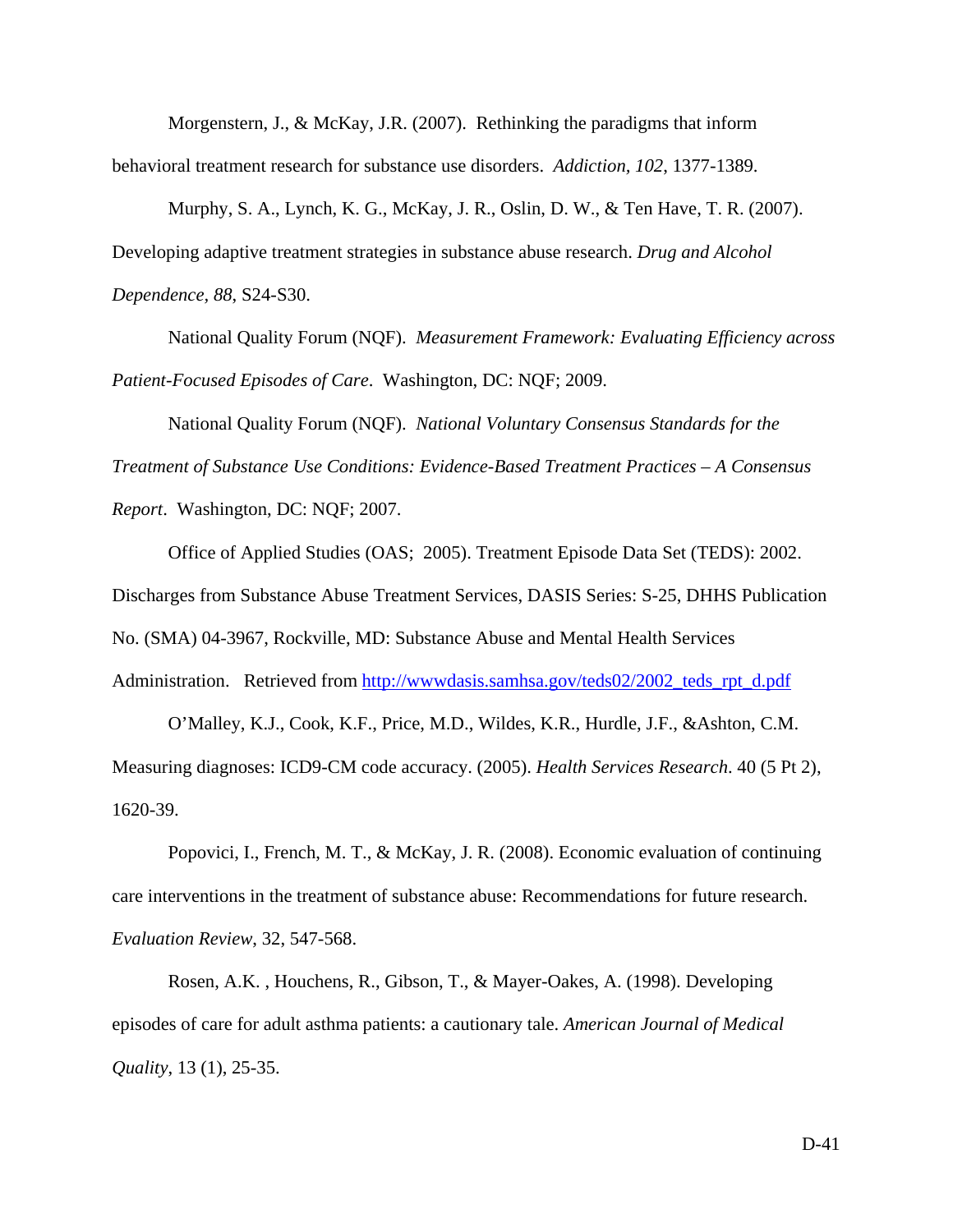Morgenstern, J., & McKay, J.R. (2007). Rethinking the paradigms that inform behavioral treatment research for substance use disorders. *Addiction, 102*, 1377-1389.

Murphy, S. A., Lynch, K. G., McKay, J. R., Oslin, D. W., & Ten Have, T. R. (2007). Developing adaptive treatment strategies in substance abuse research. *Drug and Alcohol Dependence, 88*, S24-S30.

National Quality Forum (NQF). *Measurement Framework: Evaluating Efficiency across Patient-Focused Episodes of Care*. Washington, DC: NQF; 2009.

National Quality Forum (NQF). *National Voluntary Consensus Standards for the Treatment of Substance Use Conditions: Evidence-Based Treatment Practices – A Consensus Report*. Washington, DC: NQF; 2007.

Office of Applied Studies (OAS; 2005). Treatment Episode Data Set (TEDS): 2002. Discharges from Substance Abuse Treatment Services, DASIS Series: S-25, DHHS Publication No. (SMA) 04-3967, Rockville, MD: Substance Abuse and Mental Health Services Administration. Retrieved from http://wwwdasis.samhsa.gov/teds02/2002_teds_rpt_d.pdf

O'Malley, K.J., Cook, K.F., Price, M.D., Wildes, K.R., Hurdle, J.F., &Ashton, C.M. Measuring diagnoses: ICD9-CM code accuracy. (2005). *Health Services Research*. 40 (5 Pt 2), 1620-39.

Popovici, I., French, M. T., & McKay, J. R. (2008). Economic evaluation of continuing care interventions in the treatment of substance abuse: Recommendations for future research. *Evaluation Review*, 32, 547-568.

Rosen, A.K. , Houchens, R., Gibson, T., & Mayer-Oakes, A. (1998). Developing episodes of care for adult asthma patients: a cautionary tale. *American Journal of Medical Quality*, 13 (1), 25-35.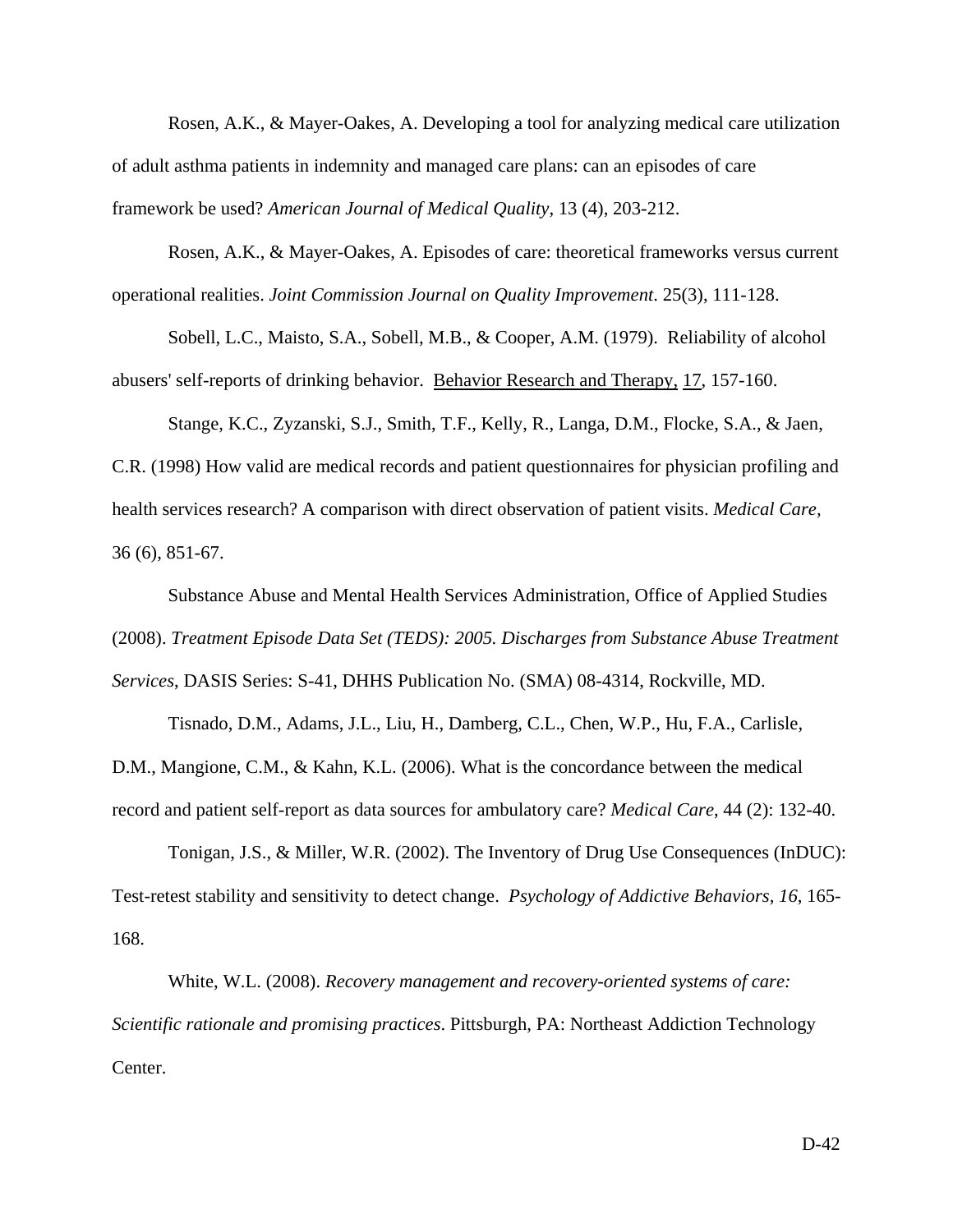Rosen, A.K., & Mayer-Oakes, A. Developing a tool for analyzing medical care utilization of adult asthma patients in indemnity and managed care plans: can an episodes of care framework be used? *American Journal of Medical Quality*, 13 (4), 203-212.

Rosen, A.K., & Mayer-Oakes, A. Episodes of care: theoretical frameworks versus current operational realities. *Joint Commission Journal on Quality Improvement*. 25(3), 111-128.

Sobell, L.C., Maisto, S.A., Sobell, M.B., & Cooper, A.M. (1979). Reliability of alcohol abusers' self-reports of drinking behavior. Behavior Research and Therapy, 17, 157-160.

Stange, K.C., Zyzanski, S.J., Smith, T.F., Kelly, R., Langa, D.M., Flocke, S.A., & Jaen, C.R. (1998) How valid are medical records and patient questionnaires for physician profiling and health services research? A comparison with direct observation of patient visits. *Medical Care*, 36 (6), 851-67.

Substance Abuse and Mental Health Services Administration, Office of Applied Studies (2008). *Treatment Episode Data Set (TEDS): 2005. Discharges from Substance Abuse Treatment Services*, DASIS Series: S-41, DHHS Publication No. (SMA) 08-4314, Rockville, MD.

Tisnado, D.M., Adams, J.L., Liu, H., Damberg, C.L., Chen, W.P., Hu, F.A., Carlisle, D.M., Mangione, C.M., & Kahn, K.L. (2006). What is the concordance between the medical record and patient self-report as data sources for ambulatory care? *Medical Care*, 44 (2): 132-40.

Tonigan, J.S., & Miller, W.R. (2002). The Inventory of Drug Use Consequences (InDUC): Test-retest stability and sensitivity to detect change. *Psychology of Addictive Behaviors, 16*, 165-168.

White, W.L. (2008). *Recovery management and recovery-oriented systems of care: Scientific rationale and promising practices*. Pittsburgh, PA: Northeast Addiction Technology Center.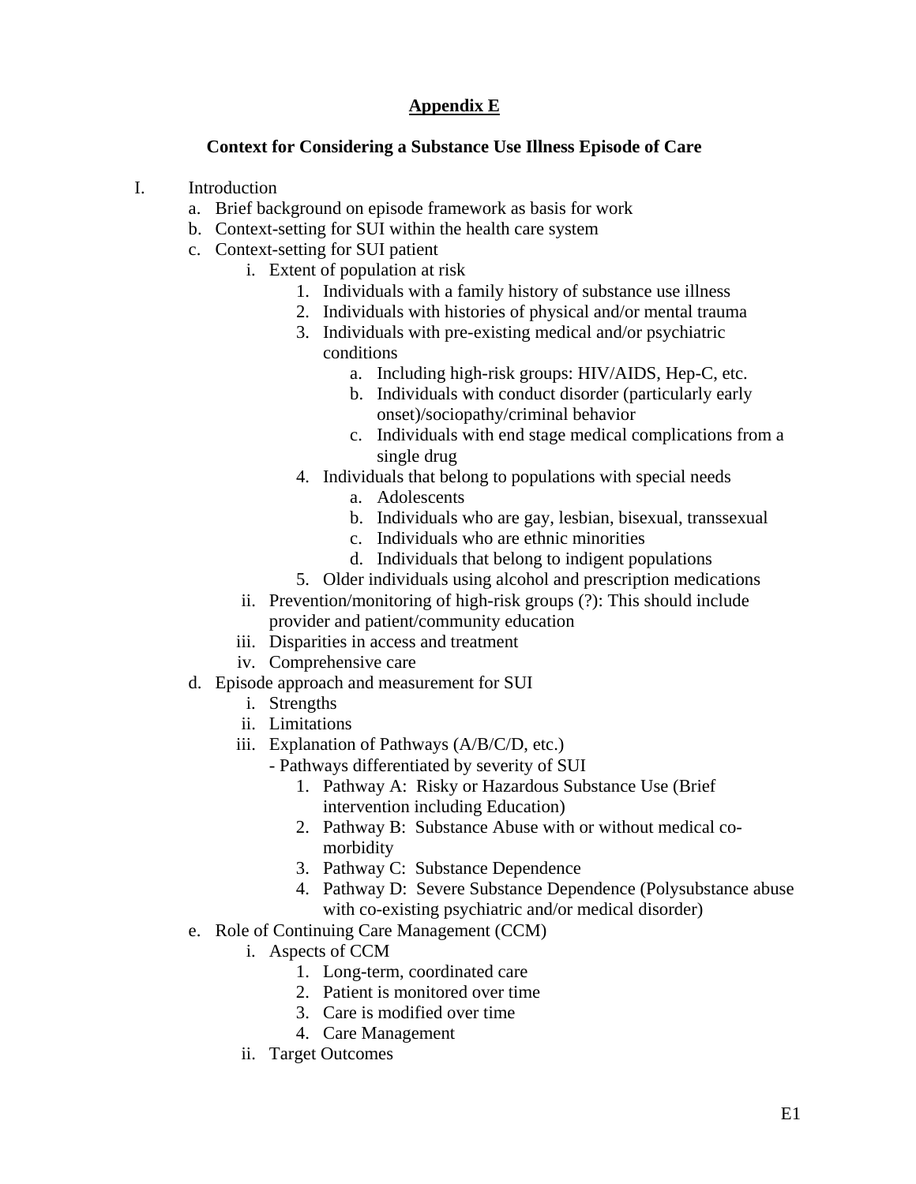# Appendix E

## Context for Considering a Substance Use Illness Episode of Care

I. Introduction
   a. Brief background on episode framework as basis for work
   b. Context-setting for SUI within the health care system
   c. Context-setting for SUI patient
      i. Extent of population at risk
         1. Individuals with a family history of substance use illness
         2. Individuals with histories of physical and/or mental trauma
         3. Individuals with pre-existing medical and/or psychiatric conditions
            a. Including high-risk groups: HIV/AIDS, Hep-C, etc.
            b. Individuals with conduct disorder (particularly early onset)/sociopathy/criminal behavior
            c. Individuals with end stage medical complications from a single drug
         4. Individuals that belong to populations with special needs
            a. Adolescents
            b. Individuals who are gay, lesbian, bisexual, transsexual
            c. Individuals who are ethnic minorities
            d. Individuals that belong to indigent populations
         5. Older individuals using alcohol and prescription medications
      ii. Prevention/monitoring of high-risk groups (?): This should include provider and patient/community education
      iii. Disparities in access and treatment
      iv. Comprehensive care
   d. Episode approach and measurement for SUI
      i. Strengths
      ii. Limitations
      iii. Explanation of Pathways (A/B/C/D, etc.)
         - Pathways differentiated by severity of SUI
         1. Pathway A: Risky or Hazardous Substance Use (Brief intervention including Education)
         2. Pathway B: Substance Abuse with or without medical co-morbidity
         3. Pathway C: Substance Dependence
         4. Pathway D: Severe Substance Dependence (Polysubstance abuse with co-existing psychiatric and/or medical disorder)
   e. Role of Continuing Care Management (CCM)
      i. Aspects of CCM
         1. Long-term, coordinated care
         2. Patient is monitored over time
         3. Care is modified over time
         4. Care Management
      ii. Target Outcomes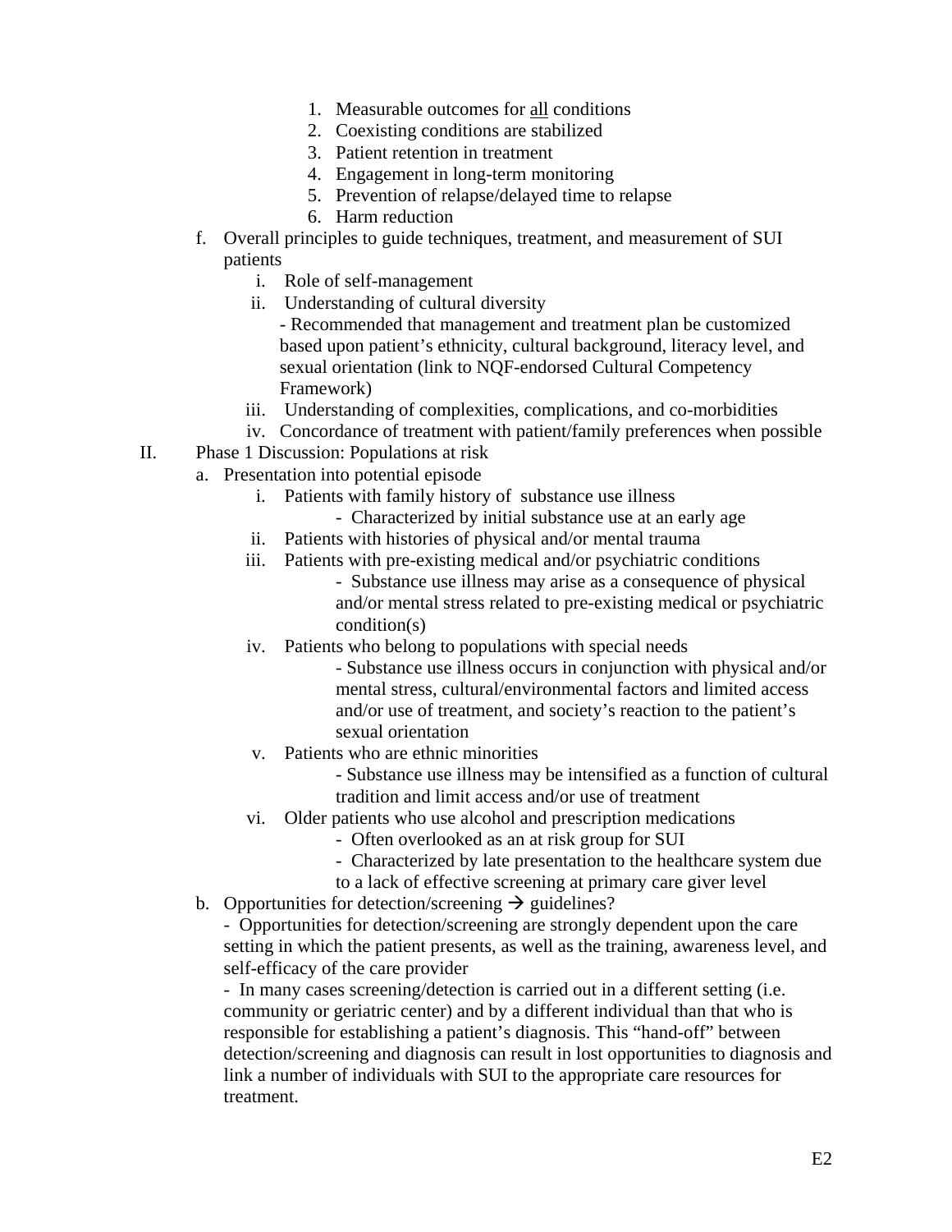1. Measurable outcomes for <u>all</u> conditions
2. Coexisting conditions are stabilized
3. Patient retention in treatment
4. Engagement in long-term monitoring
5. Prevention of relapse/delayed time to relapse
6. Harm reduction

f. Overall principles to guide techniques, treatment, and measurement of SUI patients

  i. Role of self-management

  ii. Understanding of cultural diversity

   - Recommended that management and treatment plan be customized based upon patient's ethnicity, cultural background, literacy level, and sexual orientation (link to NQF-endorsed Cultural Competency Framework)

  iii. Understanding of complexities, complications, and co-morbidities

  iv. Concordance of treatment with patient/family preferences when possible

II. Phase 1 Discussion: Populations at risk

a. Presentation into potential episode

  i. Patients with family history of substance use illness

   - Characterized by initial substance use at an early age

  ii. Patients with histories of physical and/or mental trauma

  iii. Patients with pre-existing medical and/or psychiatric conditions

   - Substance use illness may arise as a consequence of physical and/or mental stress related to pre-existing medical or psychiatric condition(s)

  iv. Patients who belong to populations with special needs

   - Substance use illness occurs in conjunction with physical and/or mental stress, cultural/environmental factors and limited access and/or use of treatment, and society's reaction to the patient's sexual orientation

  v. Patients who are ethnic minorities

   - Substance use illness may be intensified as a function of cultural tradition and limit access and/or use of treatment

  vi. Older patients who use alcohol and prescription medications

   - Often overlooked as an at risk group for SUI

   - Characterized by late presentation to the healthcare system due to a lack of effective screening at primary care giver level

b. Opportunities for detection/screening → guidelines?

 - Opportunities for detection/screening are strongly dependent upon the care setting in which the patient presents, as well as the training, awareness level, and self-efficacy of the care provider

 - In many cases screening/detection is carried out in a different setting (i.e. community or geriatric center) and by a different individual than that who is responsible for establishing a patient's diagnosis. This "hand-off" between detection/screening and diagnosis can result in lost opportunities to diagnosis and link a number of individuals with SUI to the appropriate care resources for treatment.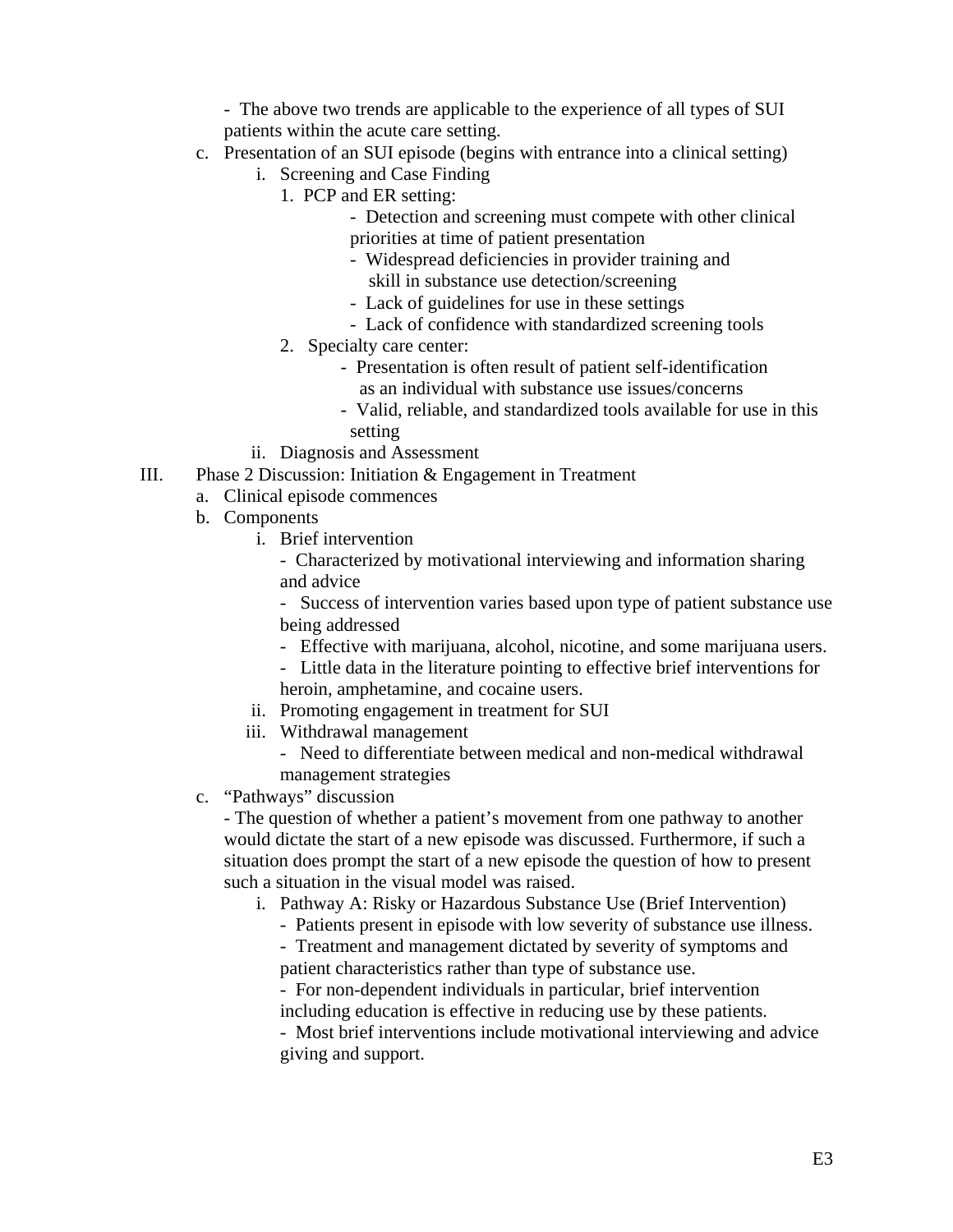- The above two trends are applicable to the experience of all types of SUI patients within the acute care setting.

c. Presentation of an SUI episode (begins with entrance into a clinical setting)
   i. Screening and Case Finding
      1. PCP and ER setting:
         - Detection and screening must compete with other clinical priorities at time of patient presentation
         - Widespread deficiencies in provider training and skill in substance use detection/screening
         - Lack of guidelines for use in these settings
         - Lack of confidence with standardized screening tools
      2. Specialty care center:
         - Presentation is often result of patient self-identification as an individual with substance use issues/concerns
         - Valid, reliable, and standardized tools available for use in this setting
   ii. Diagnosis and Assessment

III. Phase 2 Discussion: Initiation & Engagement in Treatment

a. Clinical episode commences

b. Components
   i. Brief intervention
      - Characterized by motivational interviewing and information sharing and advice
      - Success of intervention varies based upon type of patient substance use being addressed
      - Effective with marijuana, alcohol, nicotine, and some marijuana users.
      - Little data in the literature pointing to effective brief interventions for heroin, amphetamine, and cocaine users.
   ii. Promoting engagement in treatment for SUI
   iii. Withdrawal management
      - Need to differentiate between medical and non-medical withdrawal management strategies

c. "Pathways" discussion

   - The question of whether a patient's movement from one pathway to another would dictate the start of a new episode was discussed. Furthermore, if such a situation does prompt the start of a new episode the question of how to present such a situation in the visual model was raised.
   i. Pathway A: Risky or Hazardous Substance Use (Brief Intervention)
      - Patients present in episode with low severity of substance use illness.
      - Treatment and management dictated by severity of symptoms and patient characteristics rather than type of substance use.
      - For non-dependent individuals in particular, brief intervention including education is effective in reducing use by these patients.
      - Most brief interventions include motivational interviewing and advice giving and support.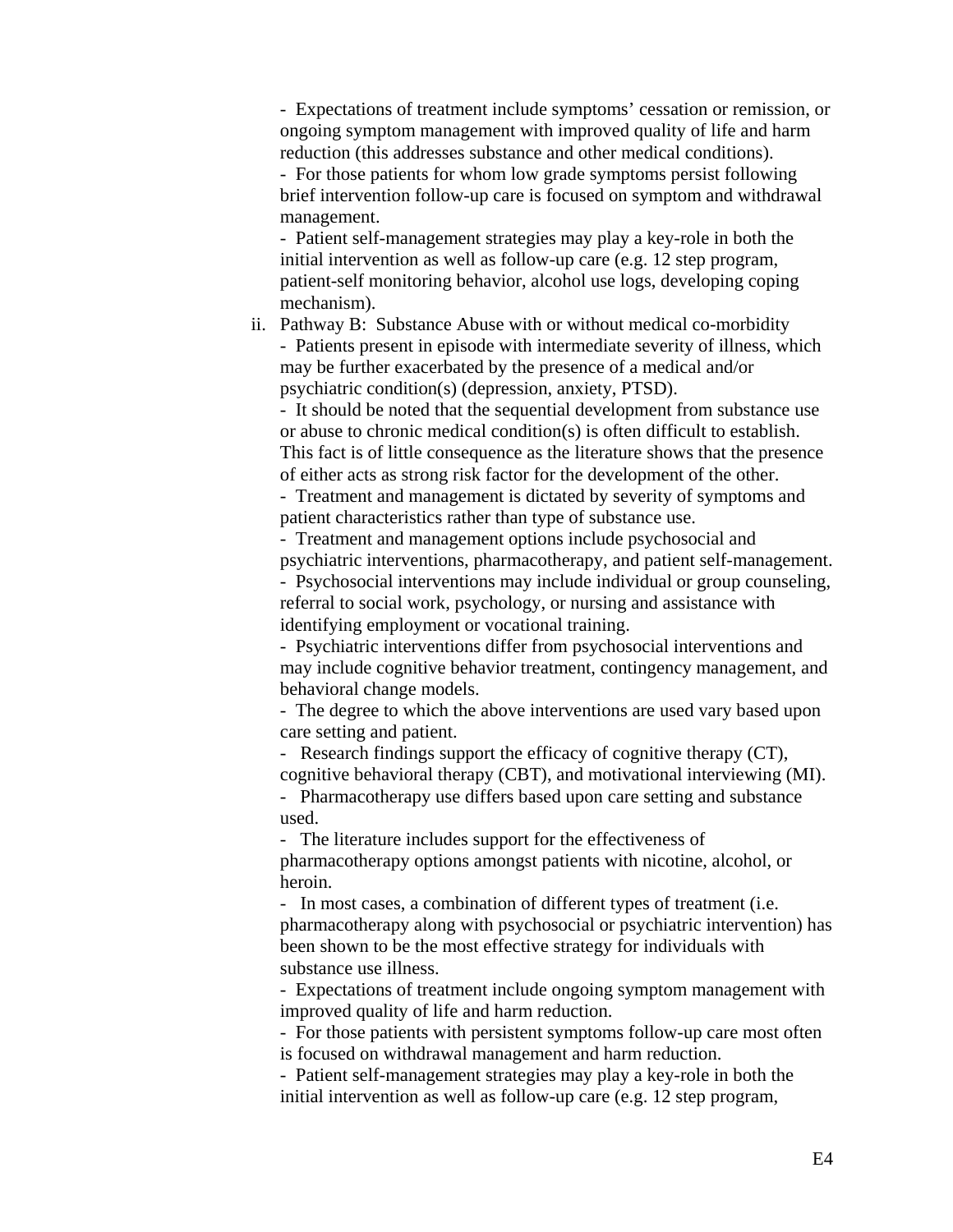- Expectations of treatment include symptoms' cessation or remission, or ongoing symptom management with improved quality of life and harm reduction (this addresses substance and other medical conditions).
- For those patients for whom low grade symptoms persist following brief intervention follow-up care is focused on symptom and withdrawal management.
- Patient self-management strategies may play a key-role in both the initial intervention as well as follow-up care (e.g. 12 step program, patient-self monitoring behavior, alcohol use logs, developing coping mechanism).

ii. Pathway B: Substance Abuse with or without medical co-morbidity
- Patients present in episode with intermediate severity of illness, which may be further exacerbated by the presence of a medical and/or psychiatric condition(s) (depression, anxiety, PTSD).
- It should be noted that the sequential development from substance use or abuse to chronic medical condition(s) is often difficult to establish. This fact is of little consequence as the literature shows that the presence of either acts as strong risk factor for the development of the other.
- Treatment and management is dictated by severity of symptoms and patient characteristics rather than type of substance use.
- Treatment and management options include psychosocial and psychiatric interventions, pharmacotherapy, and patient self-management.
- Psychosocial interventions may include individual or group counseling, referral to social work, psychology, or nursing and assistance with identifying employment or vocational training.
- Psychiatric interventions differ from psychosocial interventions and may include cognitive behavior treatment, contingency management, and behavioral change models.
- The degree to which the above interventions are used vary based upon care setting and patient.
- Research findings support the efficacy of cognitive therapy (CT), cognitive behavioral therapy (CBT), and motivational interviewing (MI).
- Pharmacotherapy use differs based upon care setting and substance used.
- The literature includes support for the effectiveness of pharmacotherapy options amongst patients with nicotine, alcohol, or heroin.
- In most cases, a combination of different types of treatment (i.e. pharmacotherapy along with psychosocial or psychiatric intervention) has been shown to be the most effective strategy for individuals with substance use illness.
- Expectations of treatment include ongoing symptom management with improved quality of life and harm reduction.
- For those patients with persistent symptoms follow-up care most often is focused on withdrawal management and harm reduction.
- Patient self-management strategies may play a key-role in both the initial intervention as well as follow-up care (e.g. 12 step program,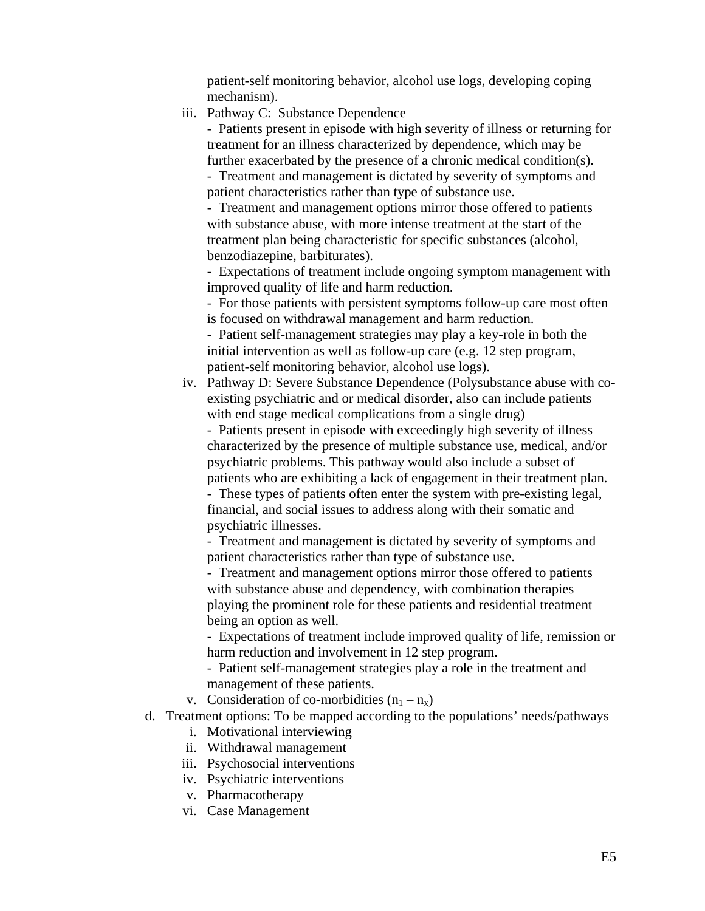patient-self monitoring behavior, alcohol use logs, developing coping mechanism).

iii. Pathway C: Substance Dependence

- Patients present in episode with high severity of illness or returning for treatment for an illness characterized by dependence, which may be further exacerbated by the presence of a chronic medical condition(s).
- Treatment and management is dictated by severity of symptoms and patient characteristics rather than type of substance use.
- Treatment and management options mirror those offered to patients with substance abuse, with more intense treatment at the start of the treatment plan being characteristic for specific substances (alcohol, benzodiazepine, barbiturates).
- Expectations of treatment include ongoing symptom management with improved quality of life and harm reduction.
- For those patients with persistent symptoms follow-up care most often is focused on withdrawal management and harm reduction.
- Patient self-management strategies may play a key-role in both the initial intervention as well as follow-up care (e.g. 12 step program, patient-self monitoring behavior, alcohol use logs).

iv. Pathway D: Severe Substance Dependence (Polysubstance abuse with co-existing psychiatric and or medical disorder, also can include patients with end stage medical complications from a single drug)

- Patients present in episode with exceedingly high severity of illness characterized by the presence of multiple substance use, medical, and/or psychiatric problems. This pathway would also include a subset of patients who are exhibiting a lack of engagement in their treatment plan.
- These types of patients often enter the system with pre-existing legal, financial, and social issues to address along with their somatic and psychiatric illnesses.
- Treatment and management is dictated by severity of symptoms and patient characteristics rather than type of substance use.
- Treatment and management options mirror those offered to patients with substance abuse and dependency, with combination therapies playing the prominent role for these patients and residential treatment being an option as well.
- Expectations of treatment include improved quality of life, remission or harm reduction and involvement in 12 step program.
- Patient self-management strategies play a role in the treatment and management of these patients.

v. Consideration of co-morbidities ($n_1 – n_x$)

d. Treatment options: To be mapped according to the populations' needs/pathways

i. Motivational interviewing
ii. Withdrawal management
iii. Psychosocial interventions
iv. Psychiatric interventions
v. Pharmacotherapy
vi. Case Management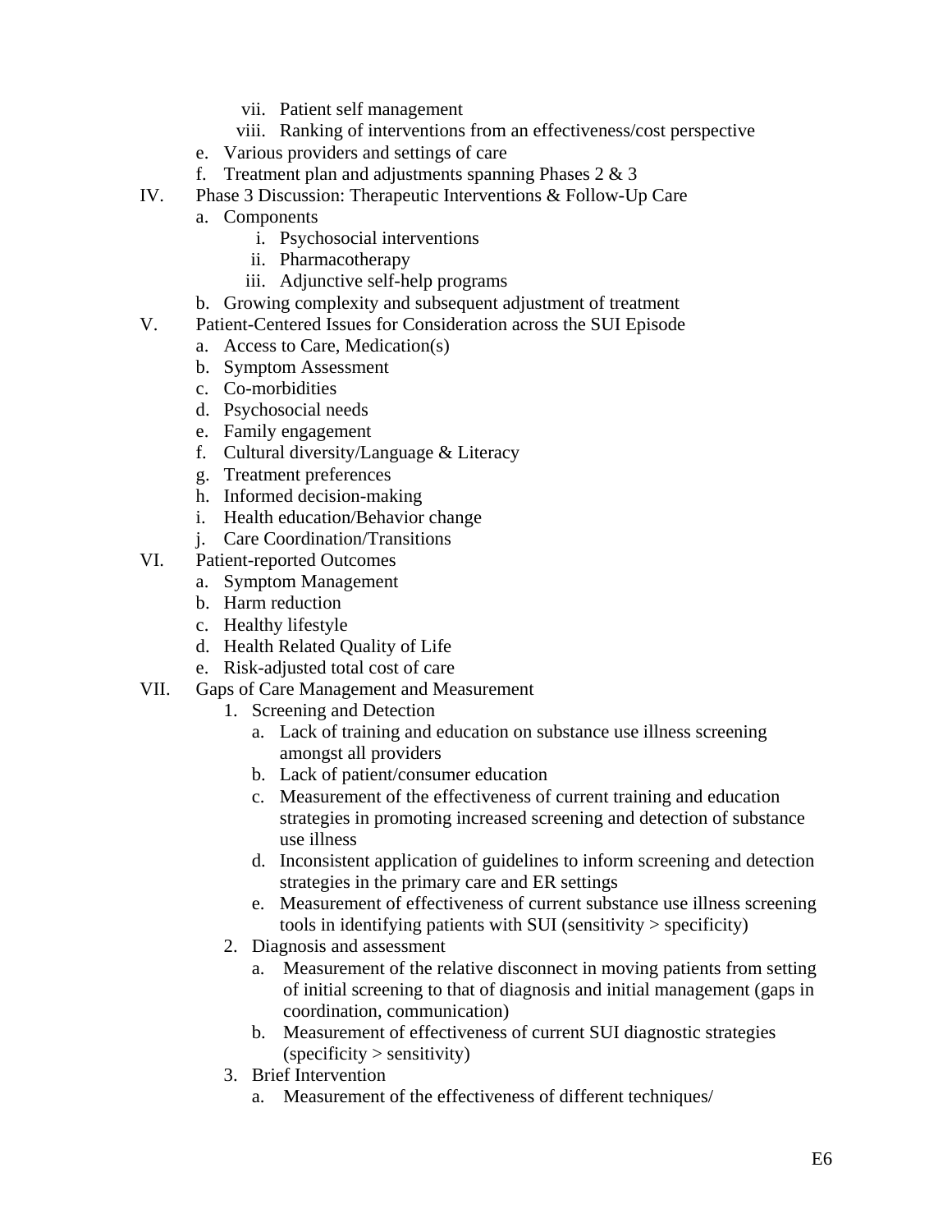vii. Patient self management
      viii. Ranking of interventions from an effectiveness/cost perspective
   e. Various providers and settings of care
   f. Treatment plan and adjustments spanning Phases 2 & 3

IV. Phase 3 Discussion: Therapeutic Interventions & Follow-Up Care
   a. Components
      i. Psychosocial interventions
      ii. Pharmacotherapy
      iii. Adjunctive self-help programs
   b. Growing complexity and subsequent adjustment of treatment

V. Patient-Centered Issues for Consideration across the SUI Episode
   a. Access to Care, Medication(s)
   b. Symptom Assessment
   c. Co-morbidities
   d. Psychosocial needs
   e. Family engagement
   f. Cultural diversity/Language & Literacy
   g. Treatment preferences
   h. Informed decision-making
   i. Health education/Behavior change
   j. Care Coordination/Transitions

VI. Patient-reported Outcomes
   a. Symptom Management
   b. Harm reduction
   c. Healthy lifestyle
   d. Health Related Quality of Life
   e. Risk-adjusted total cost of care

VII. Gaps of Care Management and Measurement
   1. Screening and Detection
      a. Lack of training and education on substance use illness screening amongst all providers
      b. Lack of patient/consumer education
      c. Measurement of the effectiveness of current training and education strategies in promoting increased screening and detection of substance use illness
      d. Inconsistent application of guidelines to inform screening and detection strategies in the primary care and ER settings
      e. Measurement of effectiveness of current substance use illness screening tools in identifying patients with SUI (sensitivity > specificity)
   2. Diagnosis and assessment
      a. Measurement of the relative disconnect in moving patients from setting of initial screening to that of diagnosis and initial management (gaps in coordination, communication)
      b. Measurement of effectiveness of current SUI diagnostic strategies (specificity > sensitivity)
   3. Brief Intervention
      a. Measurement of the effectiveness of different techniques/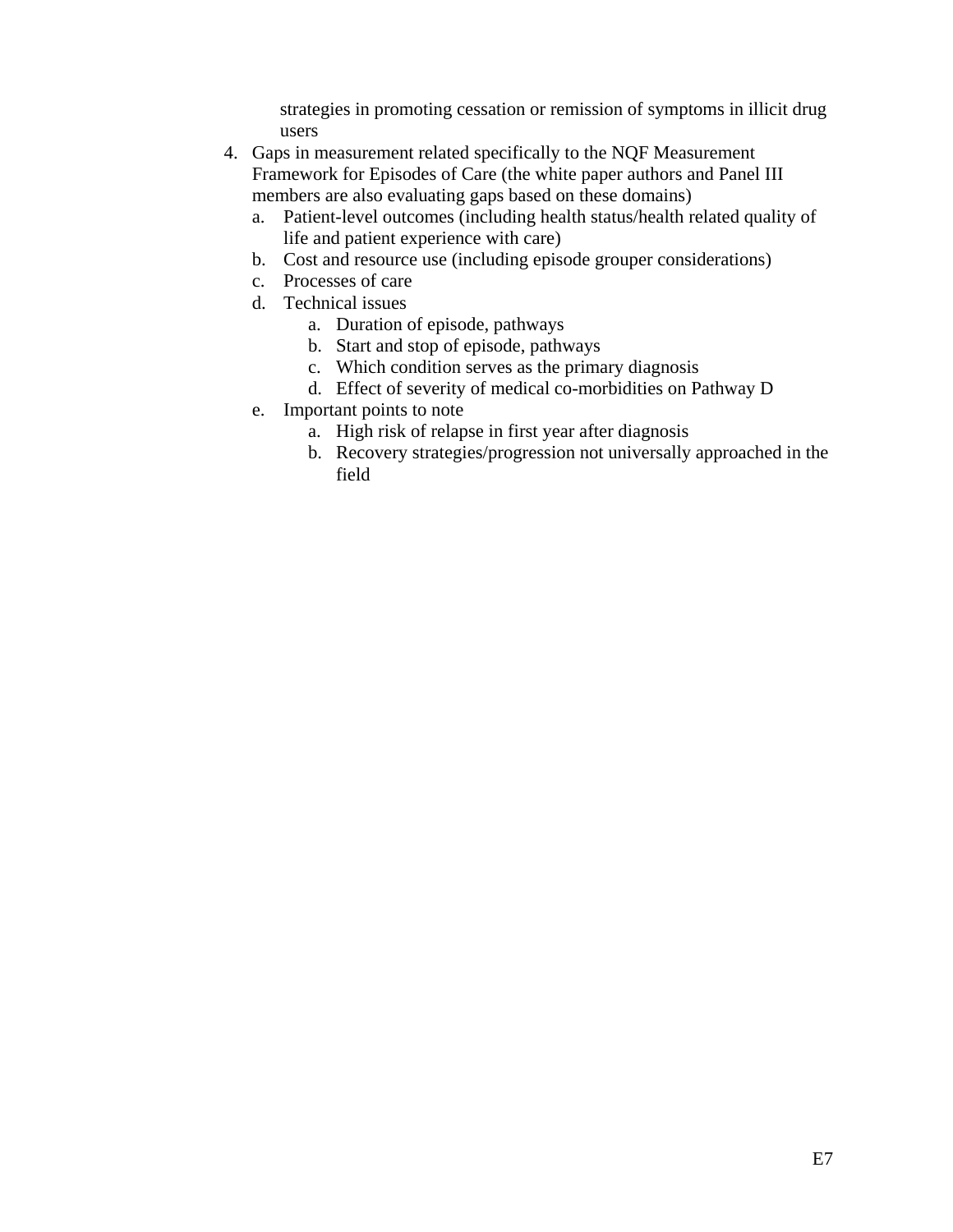strategies in promoting cessation or remission of symptoms in illicit drug users

4. Gaps in measurement related specifically to the NQF Measurement Framework for Episodes of Care (the white paper authors and Panel III members are also evaluating gaps based on these domains)
   a. Patient-level outcomes (including health status/health related quality of life and patient experience with care)
   b. Cost and resource use (including episode grouper considerations)
   c. Processes of care
   d. Technical issues
      a. Duration of episode, pathways
      b. Start and stop of episode, pathways
      c. Which condition serves as the primary diagnosis
      d. Effect of severity of medical co-morbidities on Pathway D
   e. Important points to note
      a. High risk of relapse in first year after diagnosis
      b. Recovery strategies/progression not universally approached in the field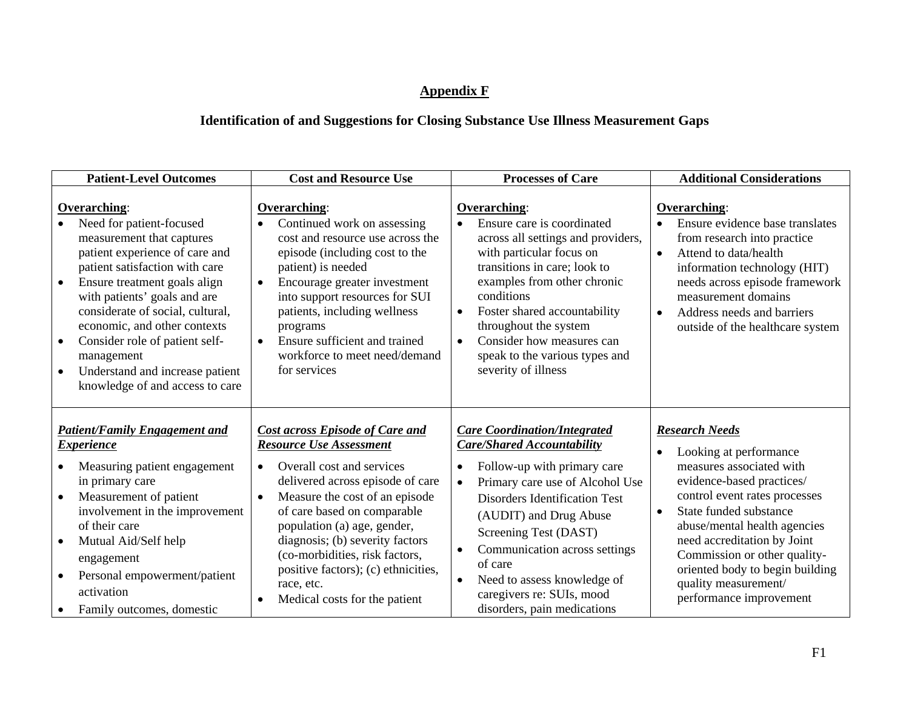## Appendix F

### Identification of and Suggestions for Closing Substance Use Illness Measurement Gaps

| Patient-Level Outcomes | Cost and Resource Use | Processes of Care | Additional Considerations |
|---|---|---|---|
| **Overarching**:<br>• Need for patient-focused measurement that captures patient experience of care and patient satisfaction with care<br>• Ensure treatment goals align with patients' goals and are considerate of social, cultural, economic, and other contexts<br>• Consider role of patient self-management<br>• Understand and increase patient knowledge of and access to care | **Overarching**:<br>• Continued work on assessing cost and resource use across the episode (including cost to the patient) is needed<br>• Encourage greater investment into support resources for SUI patients, including wellness programs<br>• Ensure sufficient and trained workforce to meet need/demand for services | **Overarching**:<br>• Ensure care is coordinated across all settings and providers, with particular focus on transitions in care; look to examples from other chronic conditions<br>• Foster shared accountability throughout the system<br>• Consider how measures can speak to the various types and severity of illness | **Overarching**:<br>• Ensure evidence base translates from research into practice<br>• Attend to data/health information technology (HIT) needs across episode framework measurement domains<br>• Address needs and barriers outside of the healthcare system |
| ***Patient/Family Engagement and Experience***<br>• Measuring patient engagement in primary care<br>• Measurement of patient involvement in the improvement of their care<br>• Mutual Aid/Self help engagement<br>• Personal empowerment/patient activation<br>• Family outcomes, domestic | ***Cost across Episode of Care and Resource Use Assessment***<br>• Overall cost and services delivered across episode of care<br>• Measure the cost of an episode of care based on comparable population (a) age, gender, diagnosis; (b) severity factors (co-morbidities, risk factors, positive factors); (c) ethnicities, race, etc.<br>• Medical costs for the patient | ***Care Coordination/Integrated Care/Shared Accountability***<br>• Follow-up with primary care<br>• Primary care use of Alcohol Use Disorders Identification Test (AUDIT) and Drug Abuse Screening Test (DAST)<br>• Communication across settings of care<br>• Need to assess knowledge of caregivers re: SUIs, mood disorders, pain medications | ***Research Needs***<br>• Looking at performance measures associated with evidence-based practices/ control event rates processes<br>• State funded substance abuse/mental health agencies need accreditation by Joint Commission or other quality-oriented body to begin building quality measurement/ performance improvement |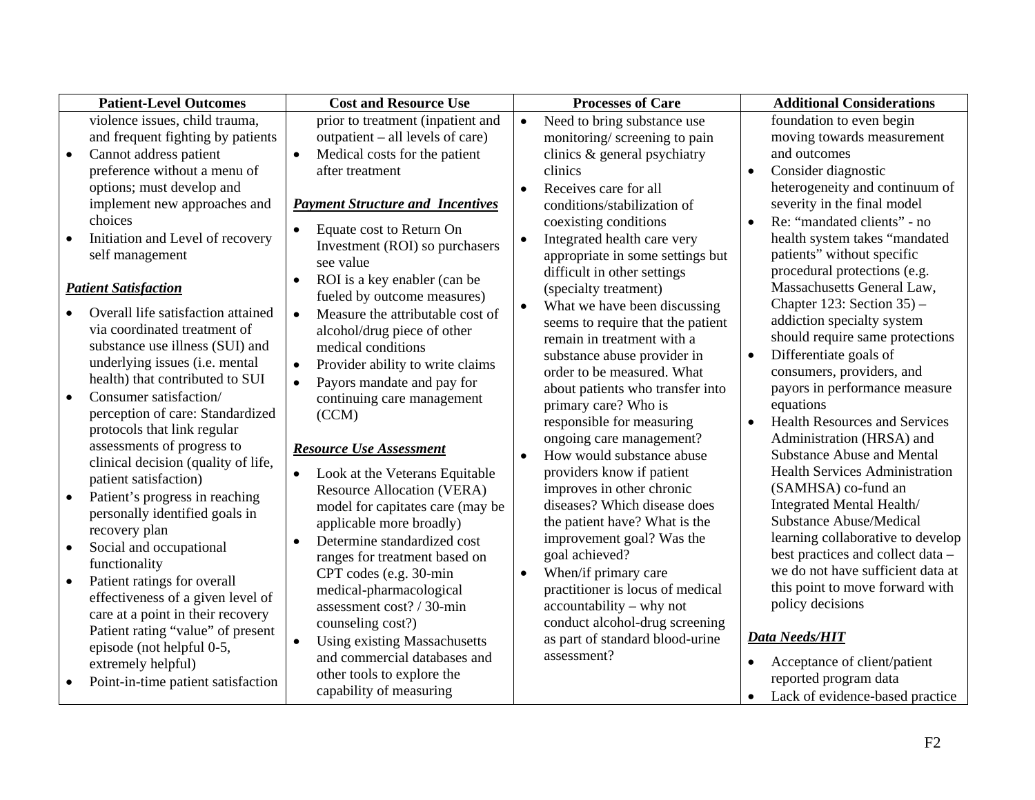| Patient-Level Outcomes | Cost and Resource Use | Processes of Care | Additional Considerations |
|---|---|---|---|
| violence issues, child trauma, and frequent fighting by patients<br>• Cannot address patient preference without a menu of options; must develop and implement new approaches and choices<br>• Initiation and Level of recovery self management<br><br>***Patient Satisfaction***<br><br>• Overall life satisfaction attained via coordinated treatment of substance use illness (SUI) and underlying issues (i.e. mental health) that contributed to SUI<br>• Consumer satisfaction/ perception of care: Standardized protocols that link regular assessments of progress to clinical decision (quality of life, patient satisfaction)<br>• Patient's progress in reaching personally identified goals in recovery plan<br>• Social and occupational functionality<br>• Patient ratings for overall effectiveness of a given level of care at a point in their recovery Patient rating "value" of present episode (not helpful 0-5, extremely helpful)<br>• Point-in-time patient satisfaction | prior to treatment (inpatient and outpatient – all levels of care)<br>• Medical costs for the patient after treatment<br><br>***Payment Structure and Incentives***<br><br>• Equate cost to Return On Investment (ROI) so purchasers see value<br>• ROI is a key enabler (can be fueled by outcome measures)<br>• Measure the attributable cost of alcohol/drug piece of other medical conditions<br>• Provider ability to write claims<br>• Payors mandate and pay for continuing care management (CCM)<br><br>***Resource Use Assessment***<br><br>• Look at the Veterans Equitable Resource Allocation (VERA) model for capitates care (may be applicable more broadly)<br>• Determine standardized cost ranges for treatment based on CPT codes (e.g. 30-min medical-pharmacological assessment cost? / 30-min counseling cost?)<br>• Using existing Massachusetts and commercial databases and other tools to explore the capability of measuring | • Need to bring substance use monitoring/ screening to pain clinics & general psychiatry clinics<br>• Receives care for all conditions/stabilization of coexisting conditions<br>• Integrated health care very appropriate in some settings but difficult in other settings (specialty treatment)<br>• What we have been discussing seems to require that the patient remain in treatment with a substance abuse provider in order to be measured. What about patients who transfer into primary care? Who is responsible for measuring ongoing care management?<br>• How would substance abuse providers know if patient improves in other chronic diseases? Which disease does the patient have? What is the improvement goal? Was the goal achieved?<br>• When/if primary care practitioner is locus of medical accountability – why not conduct alcohol-drug screening as part of standard blood-urine assessment? | foundation to even begin moving towards measurement and outcomes<br>• Consider diagnostic heterogeneity and continuum of severity in the final model<br>• Re: "mandated clients" - no health system takes "mandated patients" without specific procedural protections (e.g. Massachusetts General Law, Chapter 123: Section 35) – addiction specialty system should require same protections<br>• Differentiate goals of consumers, providers, and payors in performance measure equations<br>• Health Resources and Services Administration (HRSA) and Substance Abuse and Mental Health Services Administration (SAMHSA) co-fund an Integrated Mental Health/ Substance Abuse/Medical learning collaborative to develop best practices and collect data – we do not have sufficient data at this point to move forward with policy decisions<br><br>***Data Needs/HIT***<br><br>• Acceptance of client/patient reported program data<br>• Lack of evidence-based practice |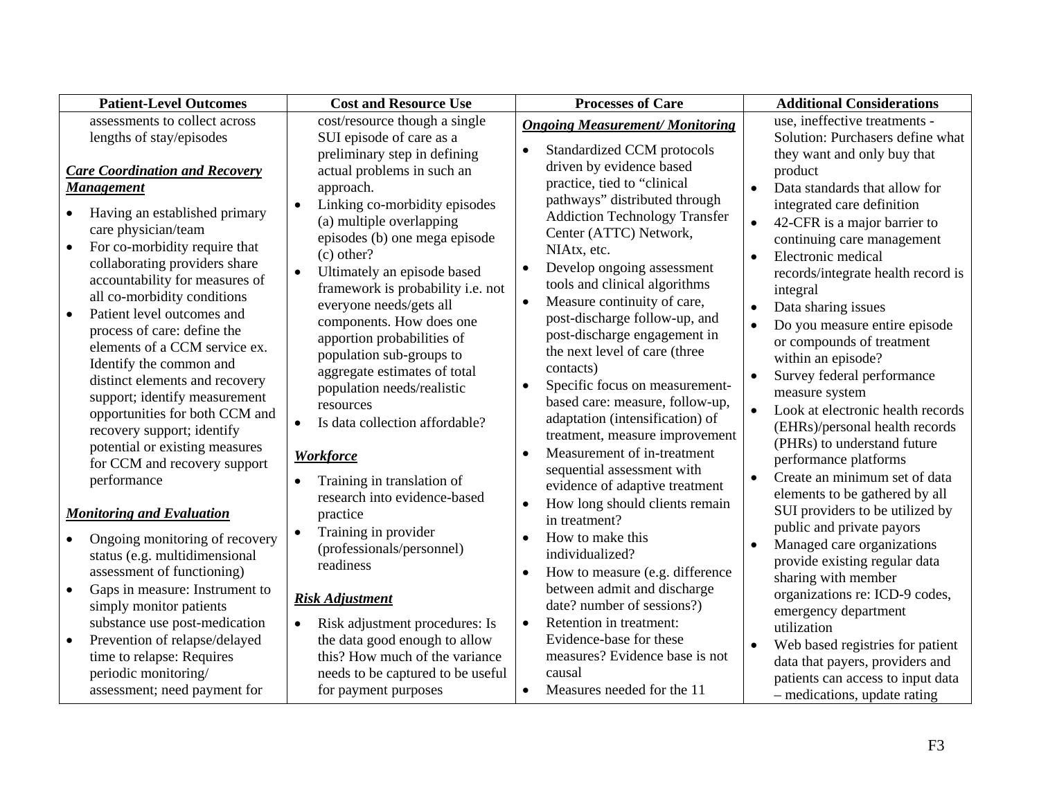| Patient-Level Outcomes | Cost and Resource Use | Processes of Care | Additional Considerations |
|---|---|---|---|
| assessments to collect across lengths of stay/episodes<br><br>***Care Coordination and Recovery Management***<br>• Having an established primary care physician/team<br>• For co-morbidity require that collaborating providers share accountability for measures of all co-morbidity conditions<br>• Patient level outcomes and process of care: define the elements of a CCM service ex. Identify the common and distinct elements and recovery support; identify measurement opportunities for both CCM and recovery support; identify potential or existing measures for CCM and recovery support performance<br><br>***Monitoring and Evaluation***<br>• Ongoing monitoring of recovery status (e.g. multidimensional assessment of functioning)<br>• Gaps in measure: Instrument to simply monitor patients substance use post-medication<br>• Prevention of relapse/delayed time to relapse: Requires periodic monitoring/ assessment; need payment for | cost/resource though a single SUI episode of care as a preliminary step in defining actual problems in such an approach.<br>• Linking co-morbidity episodes (a) multiple overlapping episodes (b) one mega episode (c) other?<br>• Ultimately an episode based framework is probability i.e. not everyone needs/gets all components. How does one apportion probabilities of population sub-groups to aggregate estimates of total population needs/realistic resources<br>• Is data collection affordable?<br><br>***Workforce***<br>• Training in translation of research into evidence-based practice<br>• Training in provider (professionals/personnel) readiness<br><br>***Risk Adjustment***<br>• Risk adjustment procedures: Is the data good enough to allow this? How much of the variance needs to be captured to be useful for payment purposes | ***Ongoing Measurement/ Monitoring***<br>• Standardized CCM protocols driven by evidence based practice, tied to "clinical pathways" distributed through Addiction Technology Transfer Center (ATTC) Network, NIAtx, etc.<br>• Develop ongoing assessment tools and clinical algorithms<br>• Measure continuity of care, post-discharge follow-up, and post-discharge engagement in the next level of care (three contacts)<br>• Specific focus on measurement-based care: measure, follow-up, adaptation (intensification) of treatment, measure improvement<br>• Measurement of in-treatment sequential assessment with evidence of adaptive treatment<br>• How long should clients remain in treatment?<br>• How to make this individualized?<br>• How to measure (e.g. difference between admit and discharge date? number of sessions?)<br>• Retention in treatment: Evidence-base for these measures? Evidence base is not causal<br>• Measures needed for the 11 | use, ineffective treatments - Solution: Purchasers define what they want and only buy that product<br>• Data standards that allow for integrated care definition<br>• 42-CFR is a major barrier to continuing care management<br>• Electronic medical records/integrate health record is integral<br>• Data sharing issues<br>• Do you measure entire episode or compounds of treatment within an episode?<br>• Survey federal performance measure system<br>• Look at electronic health records (EHRs)/personal health records (PHRs) to understand future performance platforms<br>• Create an minimum set of data elements to be gathered by all SUI providers to be utilized by public and private payors<br>• Managed care organizations provide existing regular data sharing with member organizations re: ICD-9 codes, emergency department utilization<br>• Web based registries for patient data that payers, providers and patients can access to input data – medications, update rating |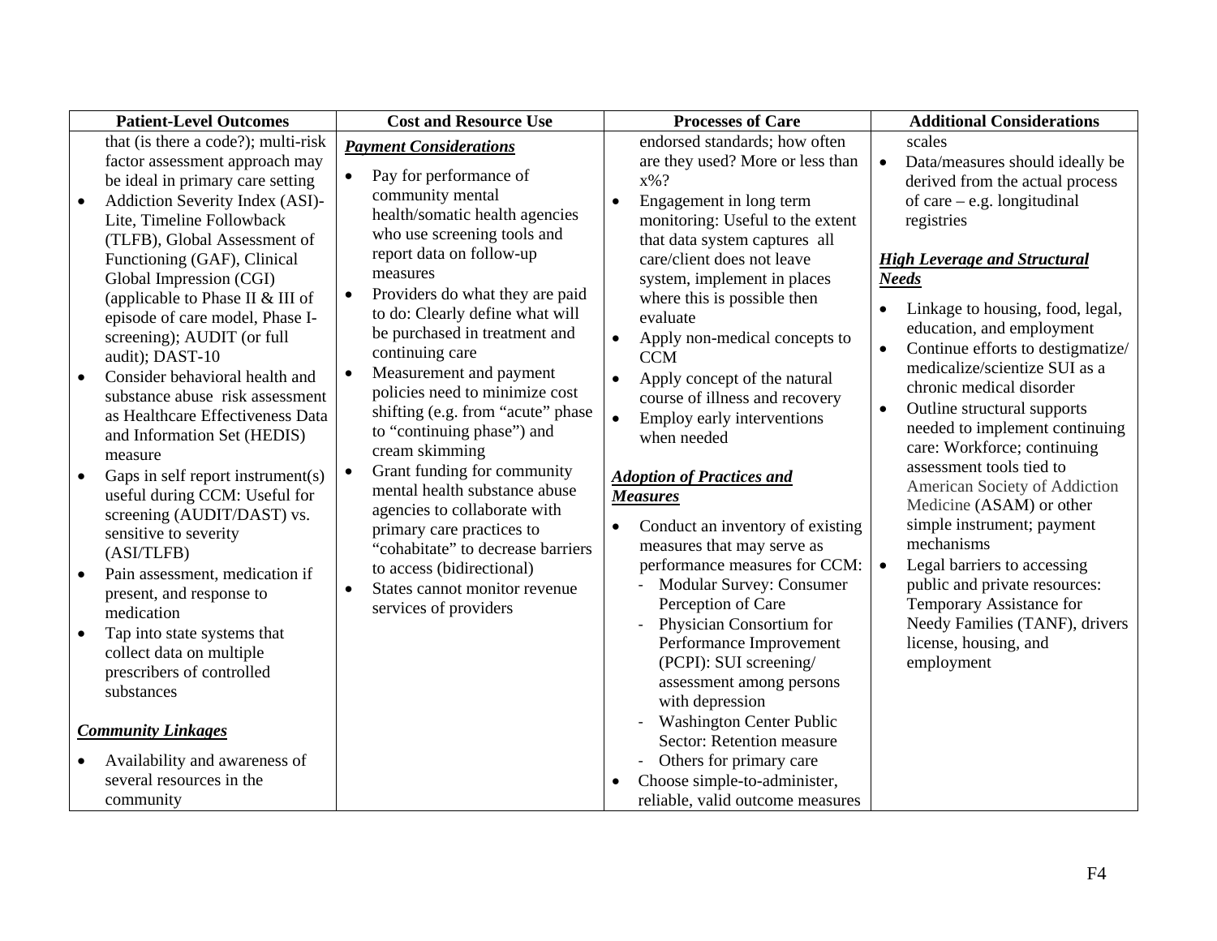| Patient-Level Outcomes | Cost and Resource Use | Processes of Care | Additional Considerations |
|---|---|---|---|
| that (is there a code?); multi-risk factor assessment approach may be ideal in primary care setting<br>• Addiction Severity Index (ASI)-Lite, Timeline Followback (TLFB), Global Assessment of Functioning (GAF), Clinical Global Impression (CGI) (applicable to Phase II & III of episode of care model, Phase I-screening); AUDIT (or full audit); DAST-10<br>• Consider behavioral health and substance abuse risk assessment as Healthcare Effectiveness Data and Information Set (HEDIS) measure<br>• Gaps in self report instrument(s) useful during CCM: Useful for screening (AUDIT/DAST) vs. sensitive to severity (ASI/TLFB)<br>• Pain assessment, medication if present, and response to medication<br>• Tap into state systems that collect data on multiple prescribers of controlled substances<br><br>***Community Linkages***<br><br>• Availability and awareness of several resources in the community | ***Payment Considerations***<br><br>• Pay for performance of community mental health/somatic health agencies who use screening tools and report data on follow-up measures<br>• Providers do what they are paid to do: Clearly define what will be purchased in treatment and continuing care<br>• Measurement and payment policies need to minimize cost shifting (e.g. from "acute" phase to "continuing phase") and cream skimming<br>• Grant funding for community mental health substance abuse agencies to collaborate with primary care practices to "cohabitate" to decrease barriers to access (bidirectional)<br>• States cannot monitor revenue services of providers | endorsed standards; how often are they used? More or less than x%?<br>• Engagement in long term monitoring: Useful to the extent that data system captures all care/client does not leave system, implement in places where this is possible then evaluate<br>• Apply non-medical concepts to CCM<br>• Apply concept of the natural course of illness and recovery<br>• Employ early interventions when needed<br><br>***Adoption of Practices and Measures***<br><br>• Conduct an inventory of existing measures that may serve as performance measures for CCM:<br>- Modular Survey: Consumer Perception of Care<br>- Physician Consortium for Performance Improvement (PCPI): SUI screening/ assessment among persons with depression<br>- Washington Center Public Sector: Retention measure<br>- Others for primary care<br>• Choose simple-to-administer, reliable, valid outcome measures | scales<br>• Data/measures should ideally be derived from the actual process of care – e.g. longitudinal registries<br><br>***High Leverage and Structural Needs***<br><br>• Linkage to housing, food, legal, education, and employment<br>• Continue efforts to destigmatize/ medicalize/scientize SUI as a chronic medical disorder<br>• Outline structural supports needed to implement continuing care: Workforce; continuing assessment tools tied to American Society of Addiction Medicine (ASAM) or other simple instrument; payment mechanisms<br>• Legal barriers to accessing public and private resources: Temporary Assistance for Needy Families (TANF), drivers license, housing, and employment |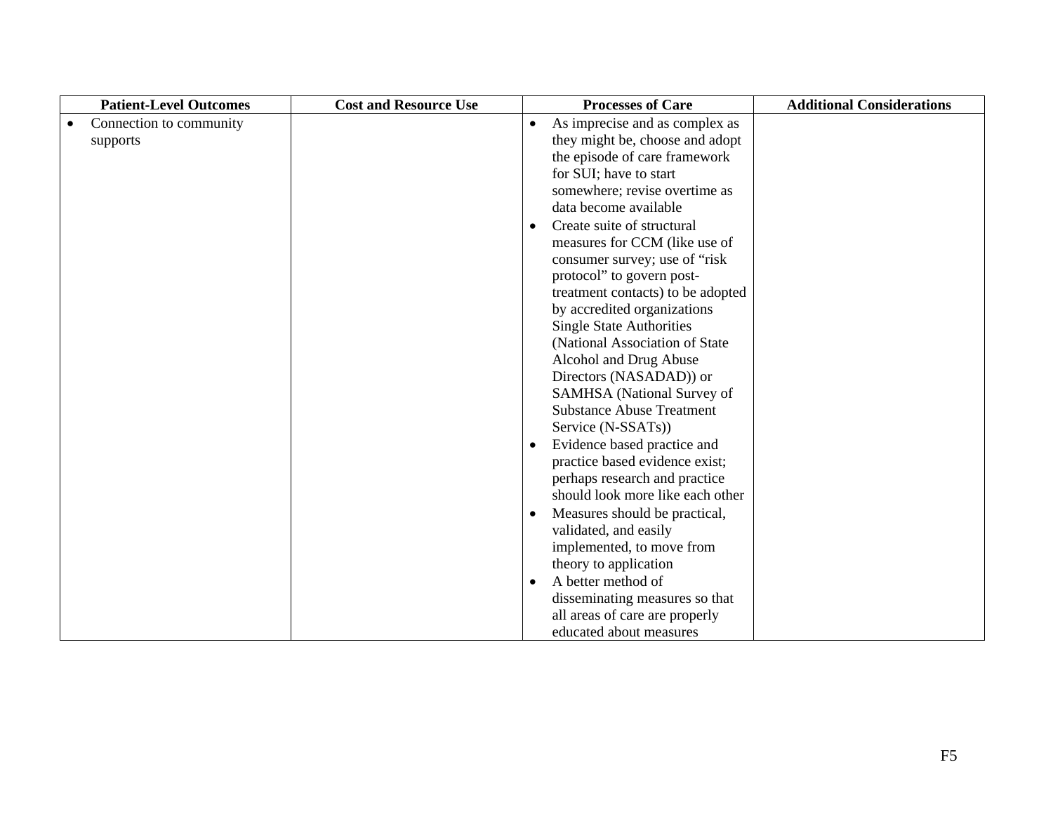| Patient-Level Outcomes | Cost and Resource Use | Processes of Care | Additional Considerations |
|---|---|---|---|
| • Connection to community supports | | • As imprecise and as complex as they might be, choose and adopt the episode of care framework for SUI; have to start somewhere; revise overtime as data become available<br>• Create suite of structural measures for CCM (like use of consumer survey; use of "risk protocol" to govern post-treatment contacts) to be adopted by accredited organizations Single State Authorities (National Association of State Alcohol and Drug Abuse Directors (NASADAD)) or SAMHSA (National Survey of Substance Abuse Treatment Service (N-SSATs))<br>• Evidence based practice and practice based evidence exist; perhaps research and practice should look more like each other<br>• Measures should be practical, validated, and easily implemented, to move from theory to application<br>• A better method of disseminating measures so that all areas of care are properly educated about measures | |